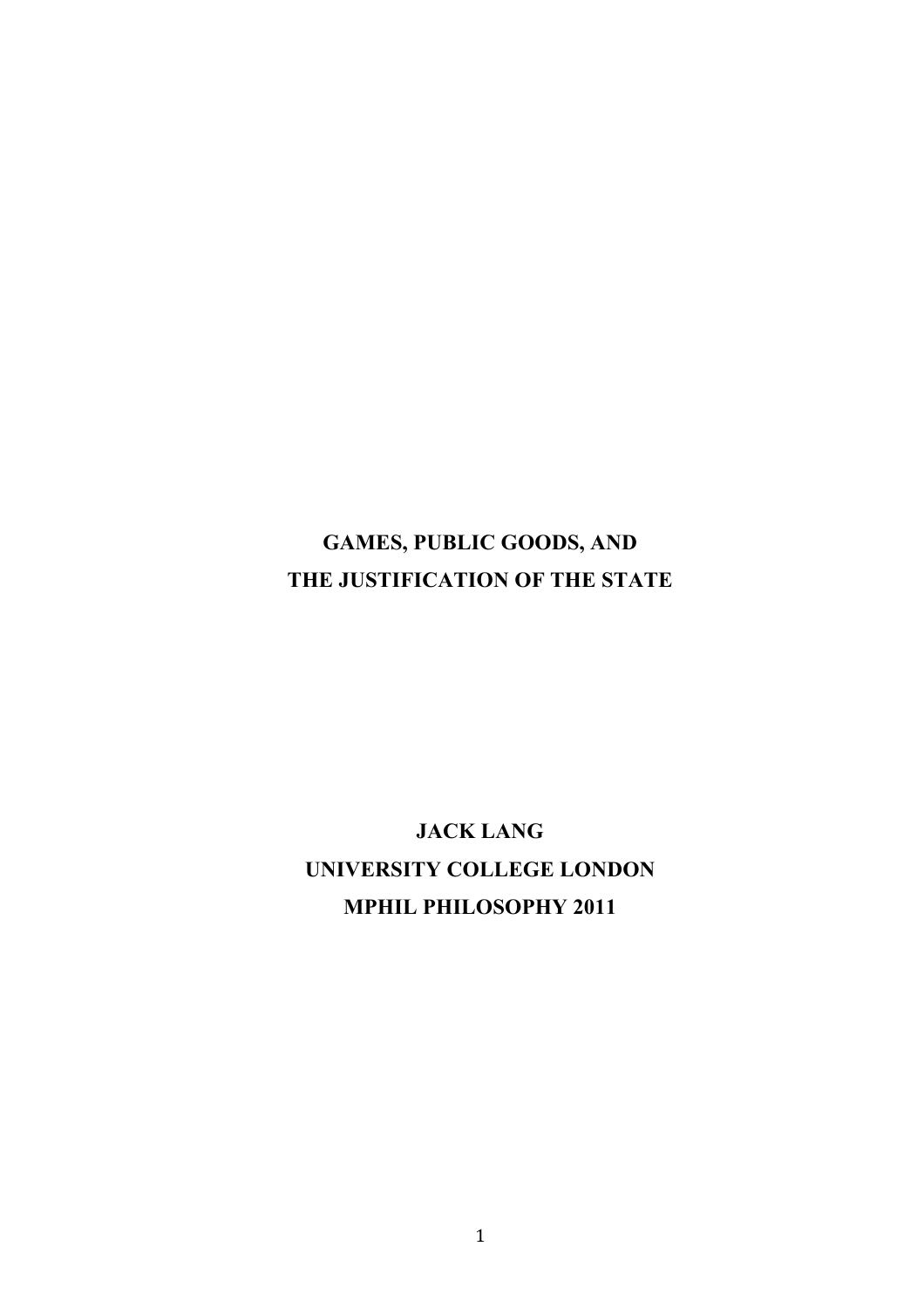# GAMES, PUBLIC GOODS, AND THE JUSTIFICATION OF THE STATE

**JACK LANG**

**UNIVERSITY COLLEGE LONDON**

**MPHIL PHILOSOPHY 2011**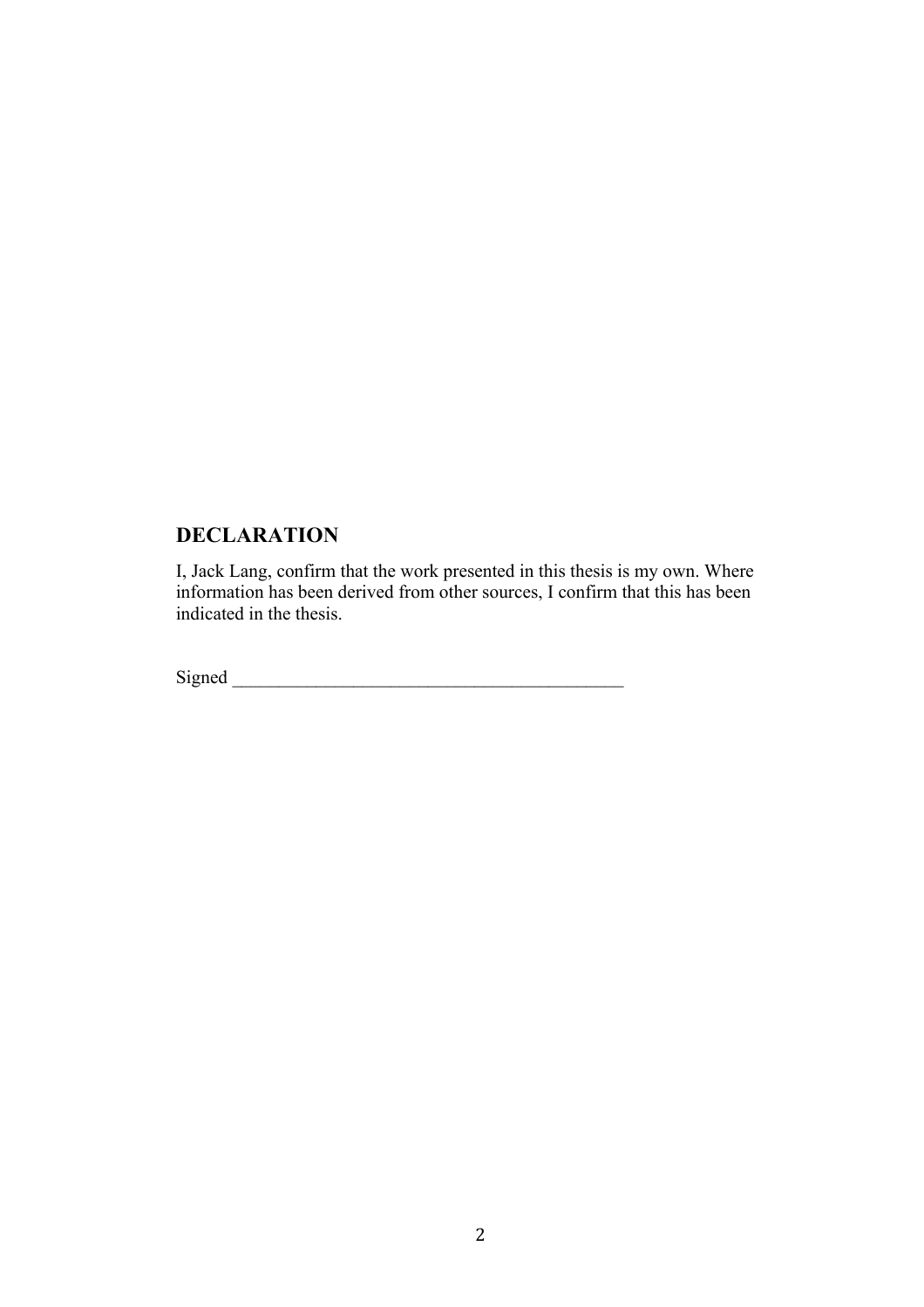## DECLARATION

I, Jack Lang, confirm that the work presented in this thesis is my own. Where information has been derived from other sources, I confirm that this has been indicated in the thesis.

Signed ___________________________________________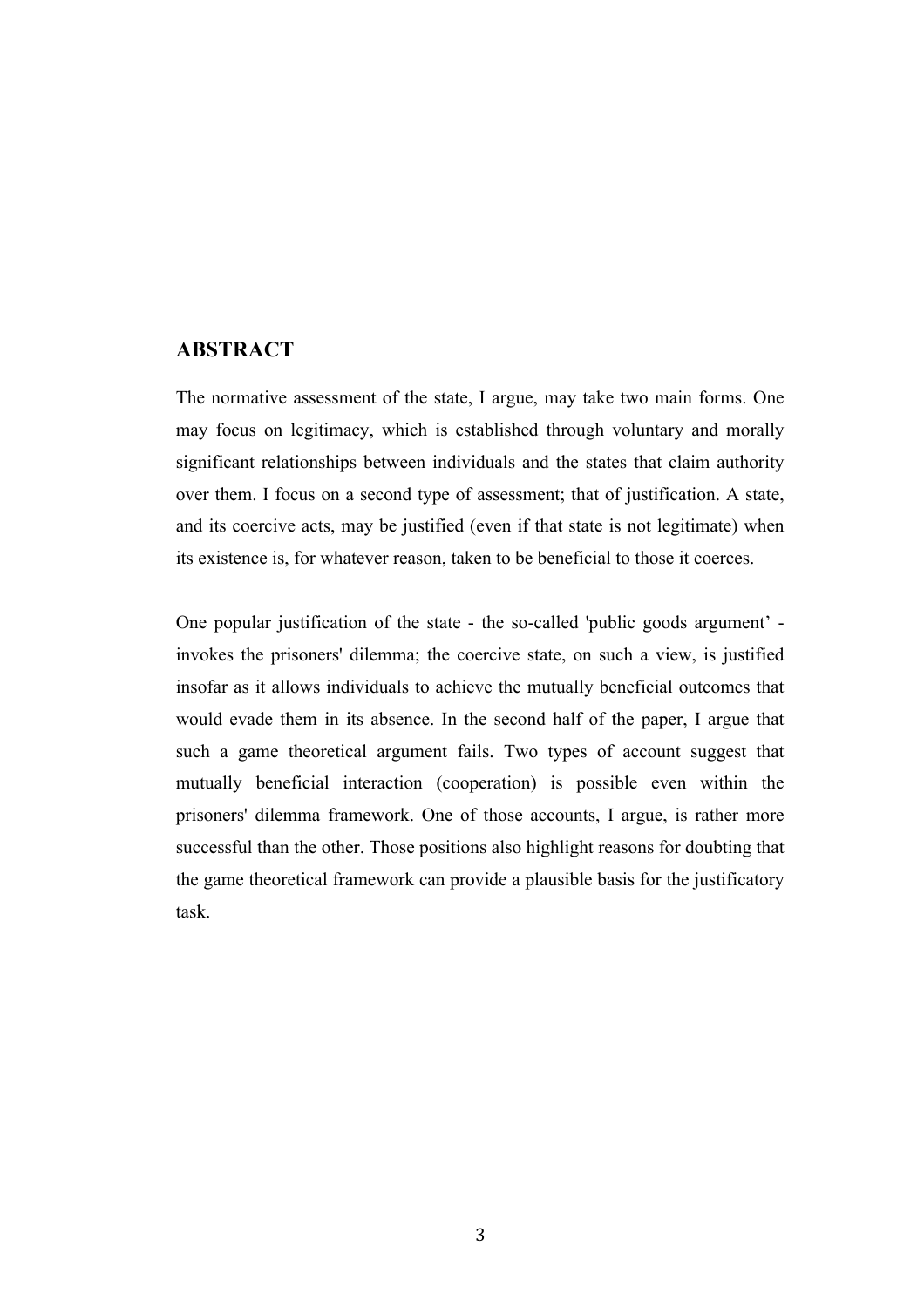## ABSTRACT

The normative assessment of the state, I argue, may take two main forms. One may focus on legitimacy, which is established through voluntary and morally significant relationships between individuals and the states that claim authority over them. I focus on a second type of assessment; that of justification. A state, and its coercive acts, may be justified (even if that state is not legitimate) when its existence is, for whatever reason, taken to be beneficial to those it coerces.

One popular justification of the state - the so-called 'public goods argument' - invokes the prisoners' dilemma; the coercive state, on such a view, is justified insofar as it allows individuals to achieve the mutually beneficial outcomes that would evade them in its absence. In the second half of the paper, I argue that such a game theoretical argument fails. Two types of account suggest that mutually beneficial interaction (cooperation) is possible even within the prisoners' dilemma framework. One of those accounts, I argue, is rather more successful than the other. Those positions also highlight reasons for doubting that the game theoretical framework can provide a plausible basis for the justificatory task.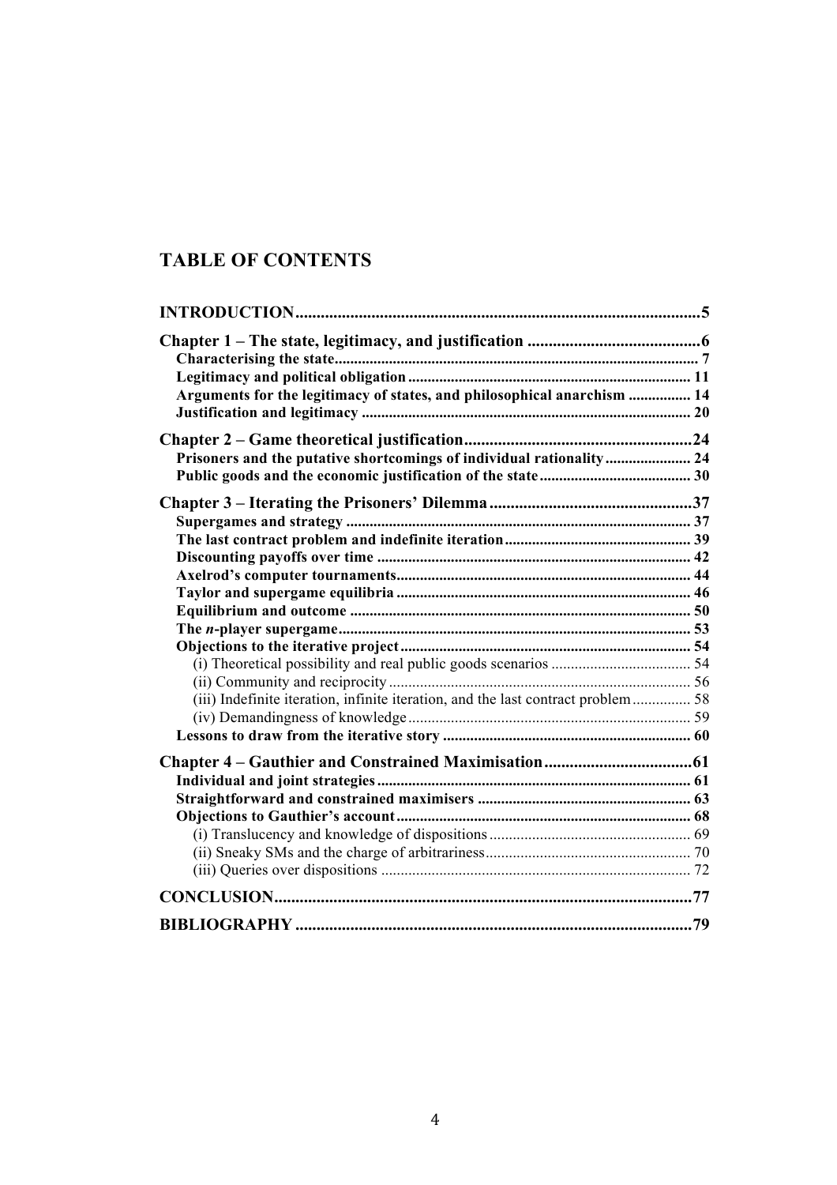# TABLE OF CONTENTS

**INTRODUCTION** ..... 5

**Chapter 1 – The state, legitimacy, and justification** ..... 6

- **Characterising the state** ..... 7
- **Legitimacy and political obligation** ..... 11
- **Arguments for the legitimacy of states, and philosophical anarchism** ..... 14
- **Justification and legitimacy** ..... 20

**Chapter 2 – Game theoretical justification** ..... 24

- **Prisoners and the putative shortcomings of individual rationality** ..... 24
- **Public goods and the economic justification of the state** ..... 30

**Chapter 3 – Iterating the Prisoners' Dilemma** ..... 37

- **Supergames and strategy** ..... 37
- **The last contract problem and indefinite iteration** ..... 39
- **Discounting payoffs over time** ..... 42
- **Axelrod's computer tournaments** ..... 44
- **Taylor and supergame equilibria** ..... 46
- **Equilibrium and outcome** ..... 50
- **The *n*-player supergame** ..... 53
- **Objections to the iterative project** ..... 54
  - (i) Theoretical possibility and real public goods scenarios ..... 54
  - (ii) Community and reciprocity ..... 56
  - (iii) Indefinite iteration, infinite iteration, and the last contract problem ..... 58
  - (iv) Demandingness of knowledge ..... 59
- **Lessons to draw from the iterative story** ..... 60

**Chapter 4 – Gauthier and Constrained Maximisation** ..... 61

- **Individual and joint strategies** ..... 61
- **Straightforward and constrained maximisers** ..... 63
- **Objections to Gauthier's account** ..... 68
  - (i) Translucency and knowledge of dispositions ..... 69
  - (ii) Sneaky SMs and the charge of arbitrariness ..... 70
  - (iii) Queries over dispositions ..... 72

**CONCLUSION** ..... 77

**BIBLIOGRAPHY** ..... 79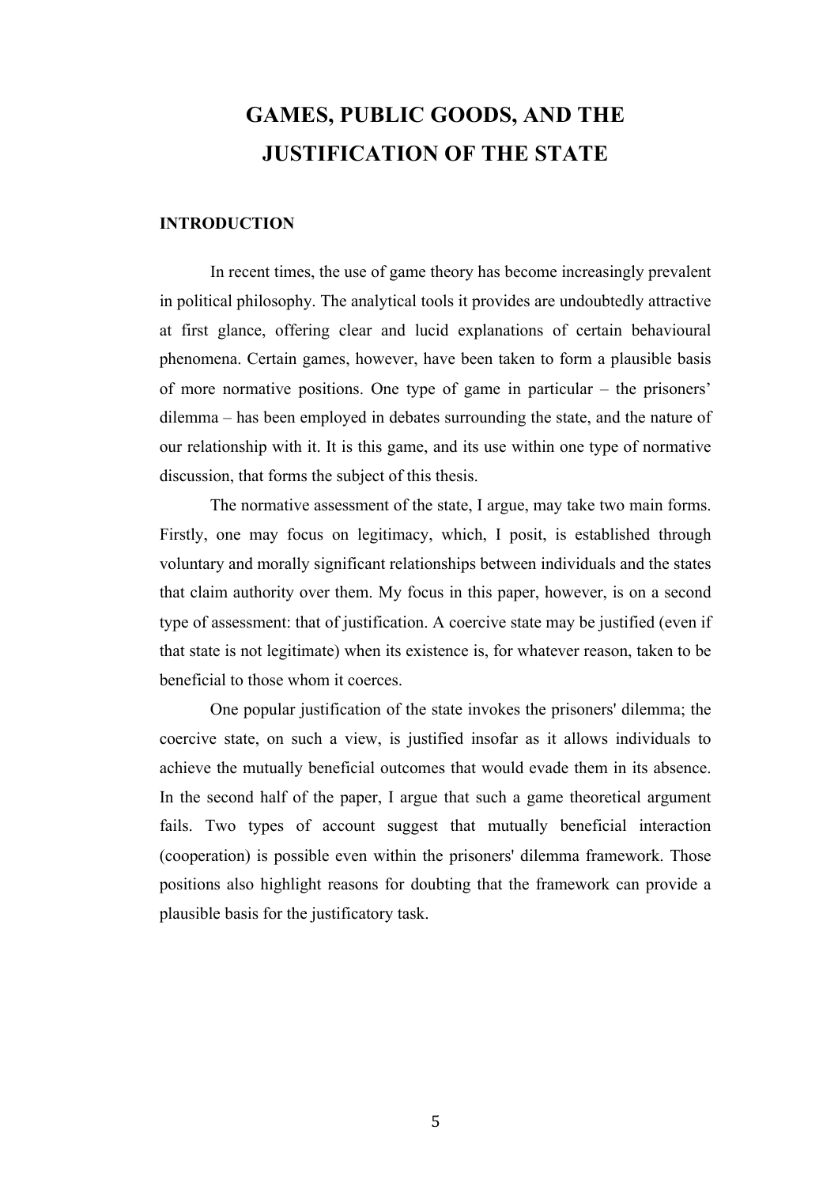# GAMES, PUBLIC GOODS, AND THE JUSTIFICATION OF THE STATE

## INTRODUCTION

In recent times, the use of game theory has become increasingly prevalent in political philosophy. The analytical tools it provides are undoubtedly attractive at first glance, offering clear and lucid explanations of certain behavioural phenomena. Certain games, however, have been taken to form a plausible basis of more normative positions. One type of game in particular – the prisoners' dilemma – has been employed in debates surrounding the state, and the nature of our relationship with it. It is this game, and its use within one type of normative discussion, that forms the subject of this thesis.

The normative assessment of the state, I argue, may take two main forms. Firstly, one may focus on legitimacy, which, I posit, is established through voluntary and morally significant relationships between individuals and the states that claim authority over them. My focus in this paper, however, is on a second type of assessment: that of justification. A coercive state may be justified (even if that state is not legitimate) when its existence is, for whatever reason, taken to be beneficial to those whom it coerces.

One popular justification of the state invokes the prisoners' dilemma; the coercive state, on such a view, is justified insofar as it allows individuals to achieve the mutually beneficial outcomes that would evade them in its absence. In the second half of the paper, I argue that such a game theoretical argument fails. Two types of account suggest that mutually beneficial interaction (cooperation) is possible even within the prisoners' dilemma framework. Those positions also highlight reasons for doubting that the framework can provide a plausible basis for the justificatory task.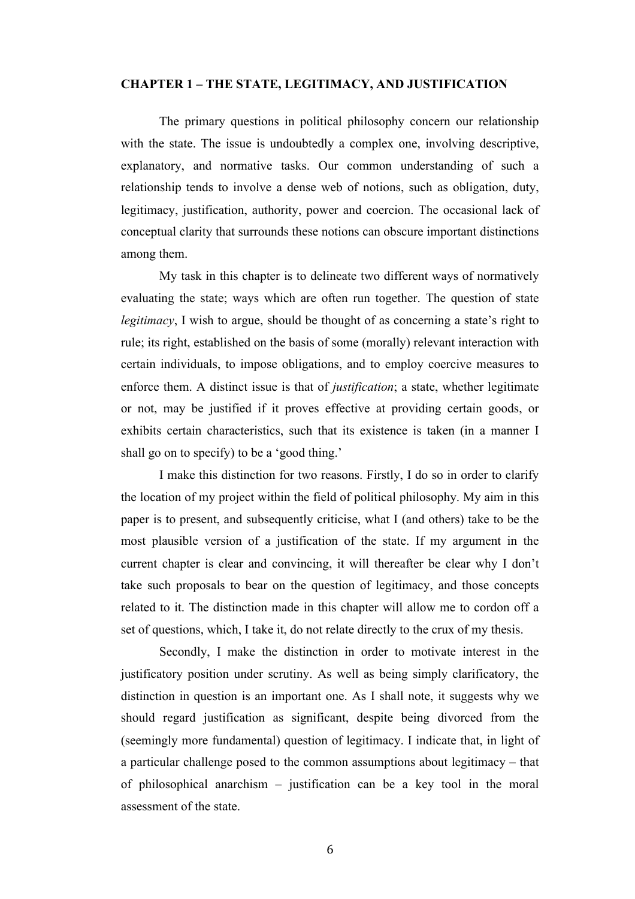## CHAPTER 1 – THE STATE, LEGITIMACY, AND JUSTIFICATION

The primary questions in political philosophy concern our relationship with the state. The issue is undoubtedly a complex one, involving descriptive, explanatory, and normative tasks. Our common understanding of such a relationship tends to involve a dense web of notions, such as obligation, duty, legitimacy, justification, authority, power and coercion. The occasional lack of conceptual clarity that surrounds these notions can obscure important distinctions among them.

My task in this chapter is to delineate two different ways of normatively evaluating the state; ways which are often run together. The question of state *legitimacy*, I wish to argue, should be thought of as concerning a state's right to rule; its right, established on the basis of some (morally) relevant interaction with certain individuals, to impose obligations, and to employ coercive measures to enforce them. A distinct issue is that of *justification*; a state, whether legitimate or not, may be justified if it proves effective at providing certain goods, or exhibits certain characteristics, such that its existence is taken (in a manner I shall go on to specify) to be a 'good thing.'

I make this distinction for two reasons. Firstly, I do so in order to clarify the location of my project within the field of political philosophy. My aim in this paper is to present, and subsequently criticise, what I (and others) take to be the most plausible version of a justification of the state. If my argument in the current chapter is clear and convincing, it will thereafter be clear why I don't take such proposals to bear on the question of legitimacy, and those concepts related to it. The distinction made in this chapter will allow me to cordon off a set of questions, which, I take it, do not relate directly to the crux of my thesis.

Secondly, I make the distinction in order to motivate interest in the justificatory position under scrutiny. As well as being simply clarificatory, the distinction in question is an important one. As I shall note, it suggests why we should regard justification as significant, despite being divorced from the (seemingly more fundamental) question of legitimacy. I indicate that, in light of a particular challenge posed to the common assumptions about legitimacy – that of philosophical anarchism – justification can be a key tool in the moral assessment of the state.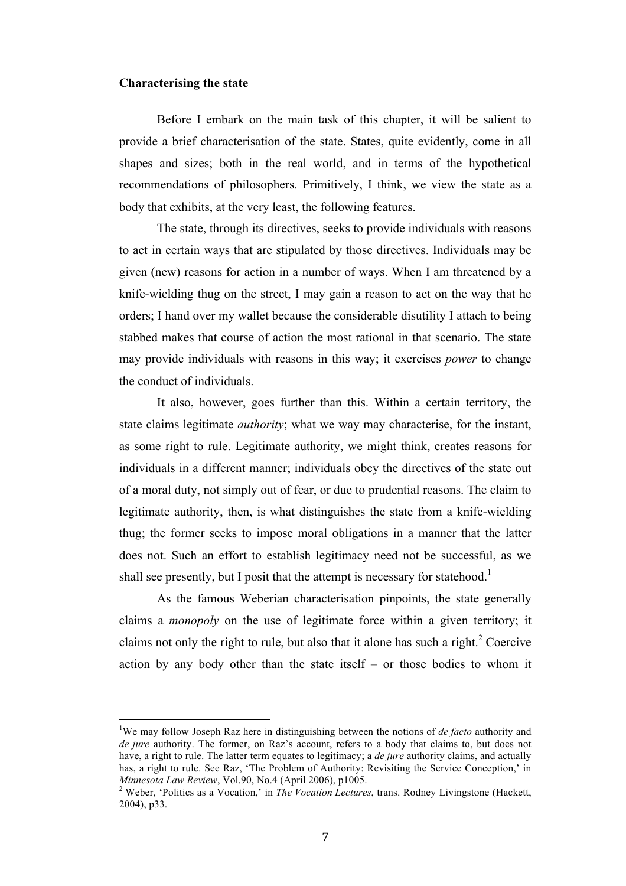**Characterising the state**

Before I embark on the main task of this chapter, it will be salient to provide a brief characterisation of the state. States, quite evidently, come in all shapes and sizes; both in the real world, and in terms of the hypothetical recommendations of philosophers. Primitively, I think, we view the state as a body that exhibits, at the very least, the following features.

The state, through its directives, seeks to provide individuals with reasons to act in certain ways that are stipulated by those directives. Individuals may be given (new) reasons for action in a number of ways. When I am threatened by a knife-wielding thug on the street, I may gain a reason to act on the way that he orders; I hand over my wallet because the considerable disutility I attach to being stabbed makes that course of action the most rational in that scenario. The state may provide individuals with reasons in this way; it exercises *power* to change the conduct of individuals.

It also, however, goes further than this. Within a certain territory, the state claims legitimate *authority*; what we way may characterise, for the instant, as some right to rule. Legitimate authority, we might think, creates reasons for individuals in a different manner; individuals obey the directives of the state out of a moral duty, not simply out of fear, or due to prudential reasons. The claim to legitimate authority, then, is what distinguishes the state from a knife-wielding thug; the former seeks to impose moral obligations in a manner that the latter does not. Such an effort to establish legitimacy need not be successful, as we shall see presently, but I posit that the attempt is necessary for statehood.[1]

As the famous Weberian characterisation pinpoints, the state generally claims a *monopoly* on the use of legitimate force within a given territory; it claims not only the right to rule, but also that it alone has such a right.[2] Coercive action by any body other than the state itself – or those bodies to whom it

---

[1] We may follow Joseph Raz here in distinguishing between the notions of *de facto* authority and *de jure* authority. The former, on Raz's account, refers to a body that claims to, but does not have, a right to rule. The latter term equates to legitimacy; a *de jure* authority claims, and actually has, a right to rule. See Raz, 'The Problem of Authority: Revisiting the Service Conception,' in *Minnesota Law Review*, Vol.90, No.4 (April 2006), p1005.

[2] Weber, 'Politics as a Vocation,' in *The Vocation Lectures*, trans. Rodney Livingstone (Hackett, 2004), p33.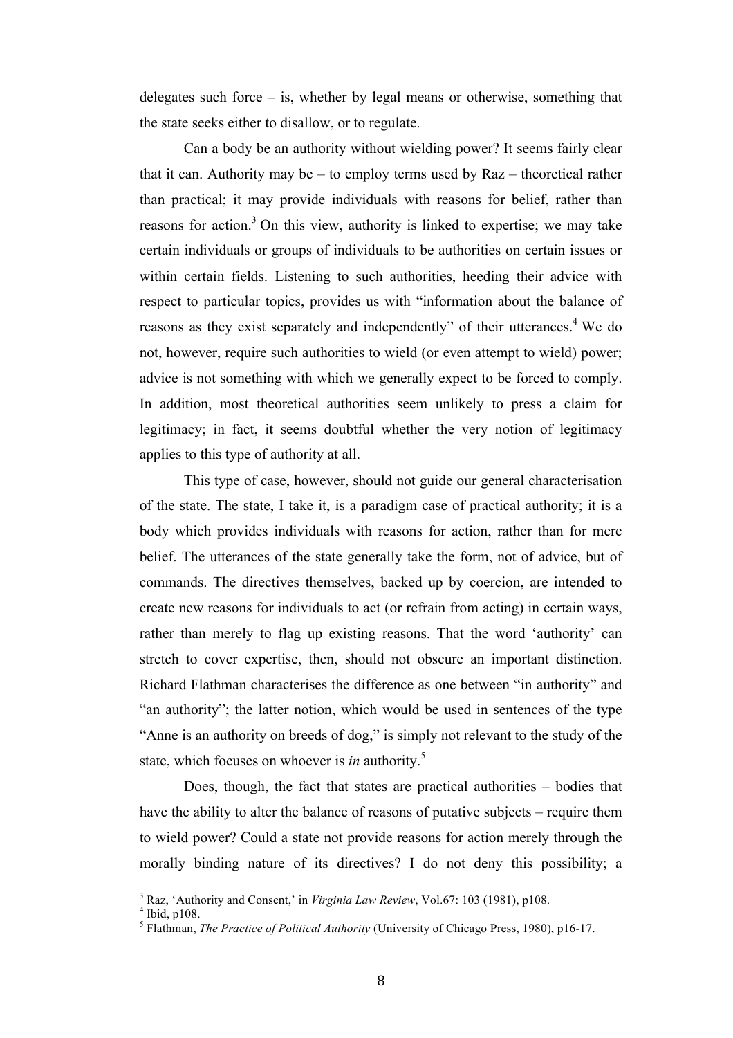delegates such force – is, whether by legal means or otherwise, something that the state seeks either to disallow, or to regulate.

Can a body be an authority without wielding power? It seems fairly clear that it can. Authority may be – to employ terms used by Raz – theoretical rather than practical; it may provide individuals with reasons for belief, rather than reasons for action.[3] On this view, authority is linked to expertise; we may take certain individuals or groups of individuals to be authorities on certain issues or within certain fields. Listening to such authorities, heeding their advice with respect to particular topics, provides us with "information about the balance of reasons as they exist separately and independently" of their utterances.[4] We do not, however, require such authorities to wield (or even attempt to wield) power; advice is not something with which we generally expect to be forced to comply. In addition, most theoretical authorities seem unlikely to press a claim for legitimacy; in fact, it seems doubtful whether the very notion of legitimacy applies to this type of authority at all.

This type of case, however, should not guide our general characterisation of the state. The state, I take it, is a paradigm case of practical authority; it is a body which provides individuals with reasons for action, rather than for mere belief. The utterances of the state generally take the form, not of advice, but of commands. The directives themselves, backed up by coercion, are intended to create new reasons for individuals to act (or refrain from acting) in certain ways, rather than merely to flag up existing reasons. That the word 'authority' can stretch to cover expertise, then, should not obscure an important distinction. Richard Flathman characterises the difference as one between "in authority" and "an authority"; the latter notion, which would be used in sentences of the type "Anne is an authority on breeds of dog," is simply not relevant to the study of the state, which focuses on whoever is *in* authority.[5]

Does, though, the fact that states are practical authorities – bodies that have the ability to alter the balance of reasons of putative subjects – require them to wield power? Could a state not provide reasons for action merely through the morally binding nature of its directives? I do not deny this possibility; a

---

[3] Raz, 'Authority and Consent,' in *Virginia Law Review*, Vol.67: 103 (1981), p108.

[4] Ibid, p108.

[5] Flathman, *The Practice of Political Authority* (University of Chicago Press, 1980), p16-17.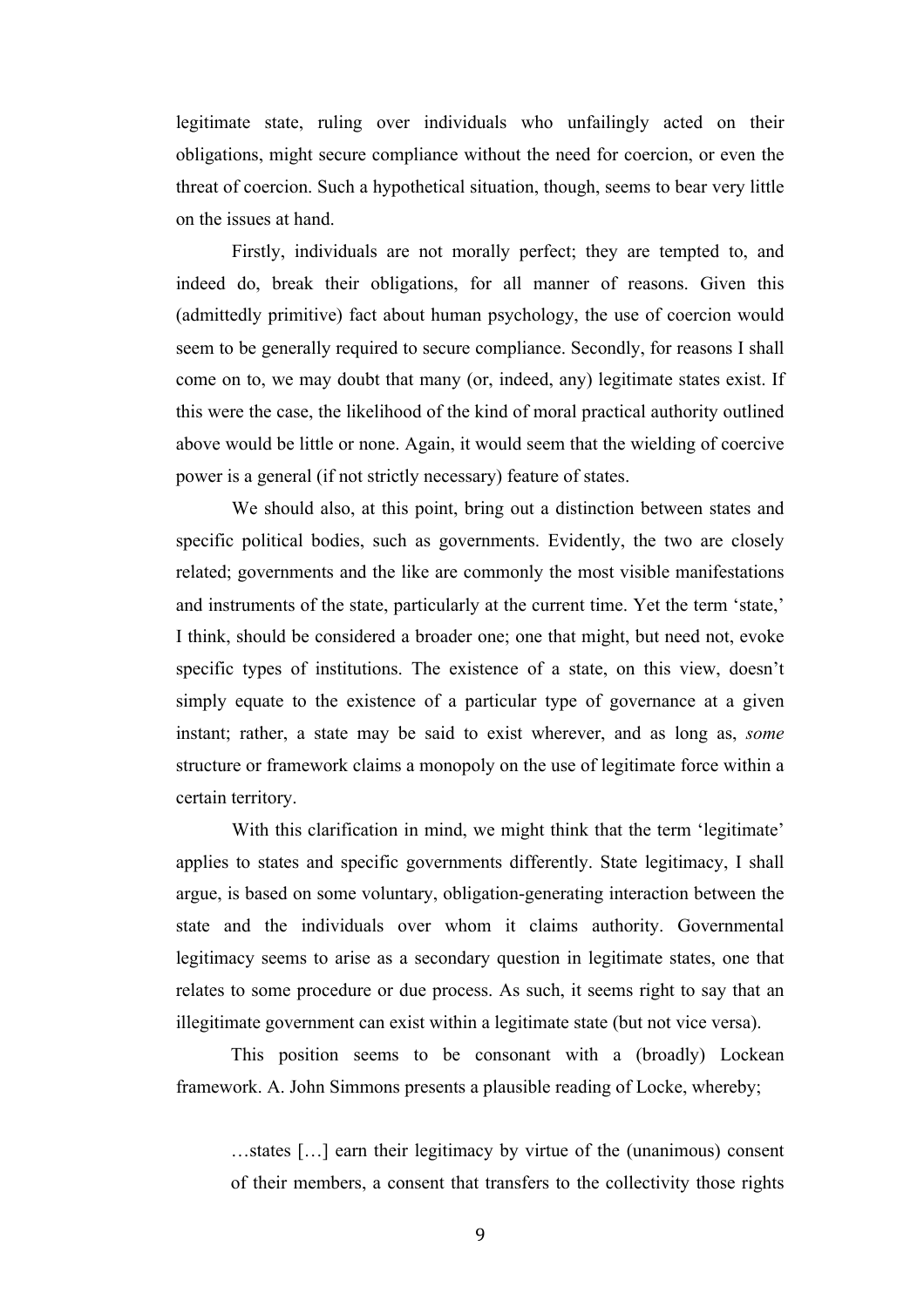legitimate state, ruling over individuals who unfailingly acted on their obligations, might secure compliance without the need for coercion, or even the threat of coercion. Such a hypothetical situation, though, seems to bear very little on the issues at hand.

Firstly, individuals are not morally perfect; they are tempted to, and indeed do, break their obligations, for all manner of reasons. Given this (admittedly primitive) fact about human psychology, the use of coercion would seem to be generally required to secure compliance. Secondly, for reasons I shall come on to, we may doubt that many (or, indeed, any) legitimate states exist. If this were the case, the likelihood of the kind of moral practical authority outlined above would be little or none. Again, it would seem that the wielding of coercive power is a general (if not strictly necessary) feature of states.

We should also, at this point, bring out a distinction between states and specific political bodies, such as governments. Evidently, the two are closely related; governments and the like are commonly the most visible manifestations and instruments of the state, particularly at the current time. Yet the term 'state,' I think, should be considered a broader one; one that might, but need not, evoke specific types of institutions. The existence of a state, on this view, doesn't simply equate to the existence of a particular type of governance at a given instant; rather, a state may be said to exist wherever, and as long as, *some* structure or framework claims a monopoly on the use of legitimate force within a certain territory.

With this clarification in mind, we might think that the term 'legitimate' applies to states and specific governments differently. State legitimacy, I shall argue, is based on some voluntary, obligation-generating interaction between the state and the individuals over whom it claims authority. Governmental legitimacy seems to arise as a secondary question in legitimate states, one that relates to some procedure or due process. As such, it seems right to say that an illegitimate government can exist within a legitimate state (but not vice versa).

This position seems to be consonant with a (broadly) Lockean framework. A. John Simmons presents a plausible reading of Locke, whereby;

> …states […] earn their legitimacy by virtue of the (unanimous) consent of their members, a consent that transfers to the collectivity those rights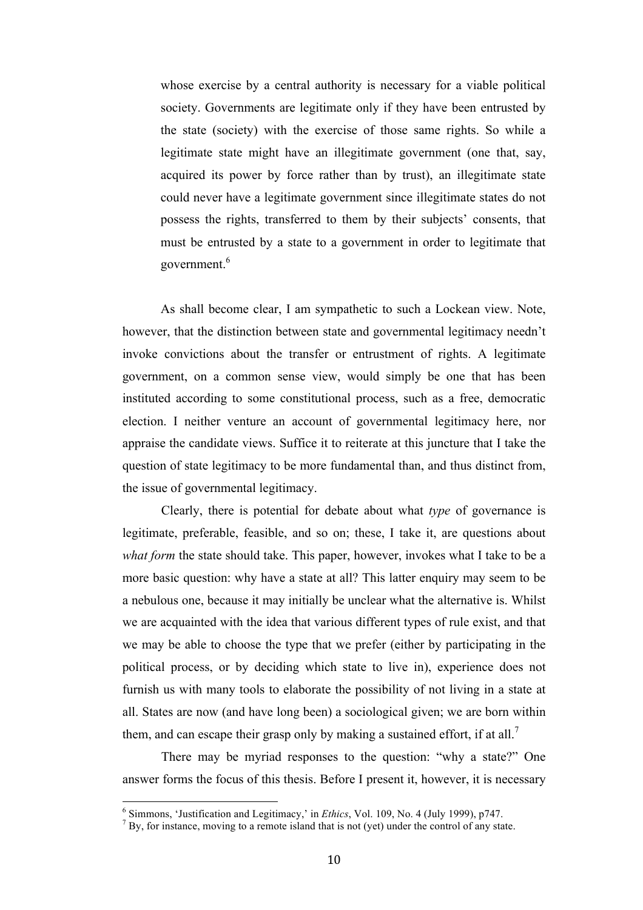> whose exercise by a central authority is necessary for a viable political society. Governments are legitimate only if they have been entrusted by the state (society) with the exercise of those same rights. So while a legitimate state might have an illegitimate government (one that, say, acquired its power by force rather than by trust), an illegitimate state could never have a legitimate government since illegitimate states do not possess the rights, transferred to them by their subjects' consents, that must be entrusted by a state to a government in order to legitimate that government.[6]

As shall become clear, I am sympathetic to such a Lockean view. Note, however, that the distinction between state and governmental legitimacy needn't invoke convictions about the transfer or entrustment of rights. A legitimate government, on a common sense view, would simply be one that has been instituted according to some constitutional process, such as a free, democratic election. I neither venture an account of governmental legitimacy here, nor appraise the candidate views. Suffice it to reiterate at this juncture that I take the question of state legitimacy to be more fundamental than, and thus distinct from, the issue of governmental legitimacy.

Clearly, there is potential for debate about what *type* of governance is legitimate, preferable, feasible, and so on; these, I take it, are questions about *what form* the state should take. This paper, however, invokes what I take to be a more basic question: why have a state at all? This latter enquiry may seem to be a nebulous one, because it may initially be unclear what the alternative is. Whilst we are acquainted with the idea that various different types of rule exist, and that we may be able to choose the type that we prefer (either by participating in the political process, or by deciding which state to live in), experience does not furnish us with many tools to elaborate the possibility of not living in a state at all. States are now (and have long been) a sociological given; we are born within them, and can escape their grasp only by making a sustained effort, if at all.[7]

There may be myriad responses to the question: "why a state?" One answer forms the focus of this thesis. Before I present it, however, it is necessary

---

[6] Simmons, 'Justification and Legitimacy,' in *Ethics*, Vol. 109, No. 4 (July 1999), p747.

[7] By, for instance, moving to a remote island that is not (yet) under the control of any state.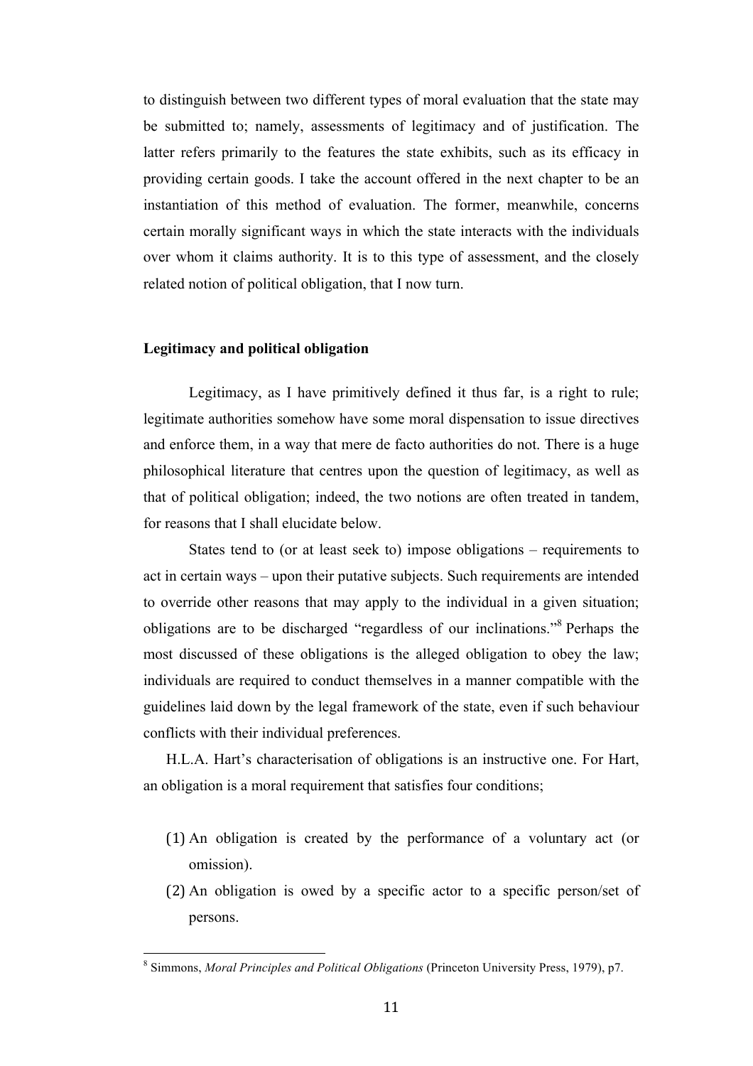to distinguish between two different types of moral evaluation that the state may be submitted to; namely, assessments of legitimacy and of justification. The latter refers primarily to the features the state exhibits, such as its efficacy in providing certain goods. I take the account offered in the next chapter to be an instantiation of this method of evaluation. The former, meanwhile, concerns certain morally significant ways in which the state interacts with the individuals over whom it claims authority. It is to this type of assessment, and the closely related notion of political obligation, that I now turn.

### Legitimacy and political obligation

Legitimacy, as I have primitively defined it thus far, is a right to rule; legitimate authorities somehow have some moral dispensation to issue directives and enforce them, in a way that mere de facto authorities do not. There is a huge philosophical literature that centres upon the question of legitimacy, as well as that of political obligation; indeed, the two notions are often treated in tandem, for reasons that I shall elucidate below.

States tend to (or at least seek to) impose obligations – requirements to act in certain ways – upon their putative subjects. Such requirements are intended to override other reasons that may apply to the individual in a given situation; obligations are to be discharged "regardless of our inclinations."[8] Perhaps the most discussed of these obligations is the alleged obligation to obey the law; individuals are required to conduct themselves in a manner compatible with the guidelines laid down by the legal framework of the state, even if such behaviour conflicts with their individual preferences.

H.L.A. Hart's characterisation of obligations is an instructive one. For Hart, an obligation is a moral requirement that satisfies four conditions;

(1) An obligation is created by the performance of a voluntary act (or omission).
(2) An obligation is owed by a specific actor to a specific person/set of persons.

---

[8] Simmons, *Moral Principles and Political Obligations* (Princeton University Press, 1979), p7.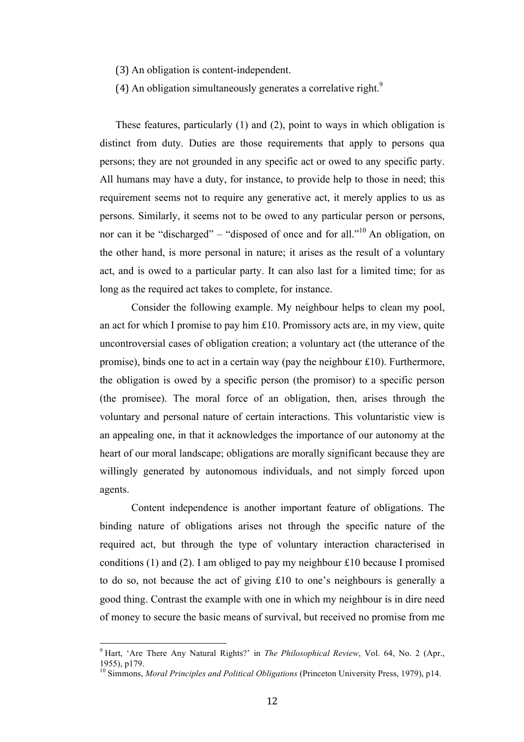(3) An obligation is content-independent.

(4) An obligation simultaneously generates a correlative right.[9]

These features, particularly (1) and (2), point to ways in which obligation is distinct from duty. Duties are those requirements that apply to persons qua persons; they are not grounded in any specific act or owed to any specific party. All humans may have a duty, for instance, to provide help to those in need; this requirement seems not to require any generative act, it merely applies to us as persons. Similarly, it seems not to be owed to any particular person or persons, nor can it be "discharged" – "disposed of once and for all."[10] An obligation, on the other hand, is more personal in nature; it arises as the result of a voluntary act, and is owed to a particular party. It can also last for a limited time; for as long as the required act takes to complete, for instance.

Consider the following example. My neighbour helps to clean my pool, an act for which I promise to pay him £10. Promissory acts are, in my view, quite uncontroversial cases of obligation creation; a voluntary act (the utterance of the promise), binds one to act in a certain way (pay the neighbour £10). Furthermore, the obligation is owed by a specific person (the promisor) to a specific person (the promisee). The moral force of an obligation, then, arises through the voluntary and personal nature of certain interactions. This voluntaristic view is an appealing one, in that it acknowledges the importance of our autonomy at the heart of our moral landscape; obligations are morally significant because they are willingly generated by autonomous individuals, and not simply forced upon agents.

Content independence is another important feature of obligations. The binding nature of obligations arises not through the specific nature of the required act, but through the type of voluntary interaction characterised in conditions (1) and (2). I am obliged to pay my neighbour £10 because I promised to do so, not because the act of giving £10 to one's neighbours is generally a good thing. Contrast the example with one in which my neighbour is in dire need of money to secure the basic means of survival, but received no promise from me

---

[9] Hart, 'Are There Any Natural Rights?' in *The Philosophical Review*, Vol. 64, No. 2 (Apr., 1955), p179.

[10] Simmons, *Moral Principles and Political Obligations* (Princeton University Press, 1979), p14.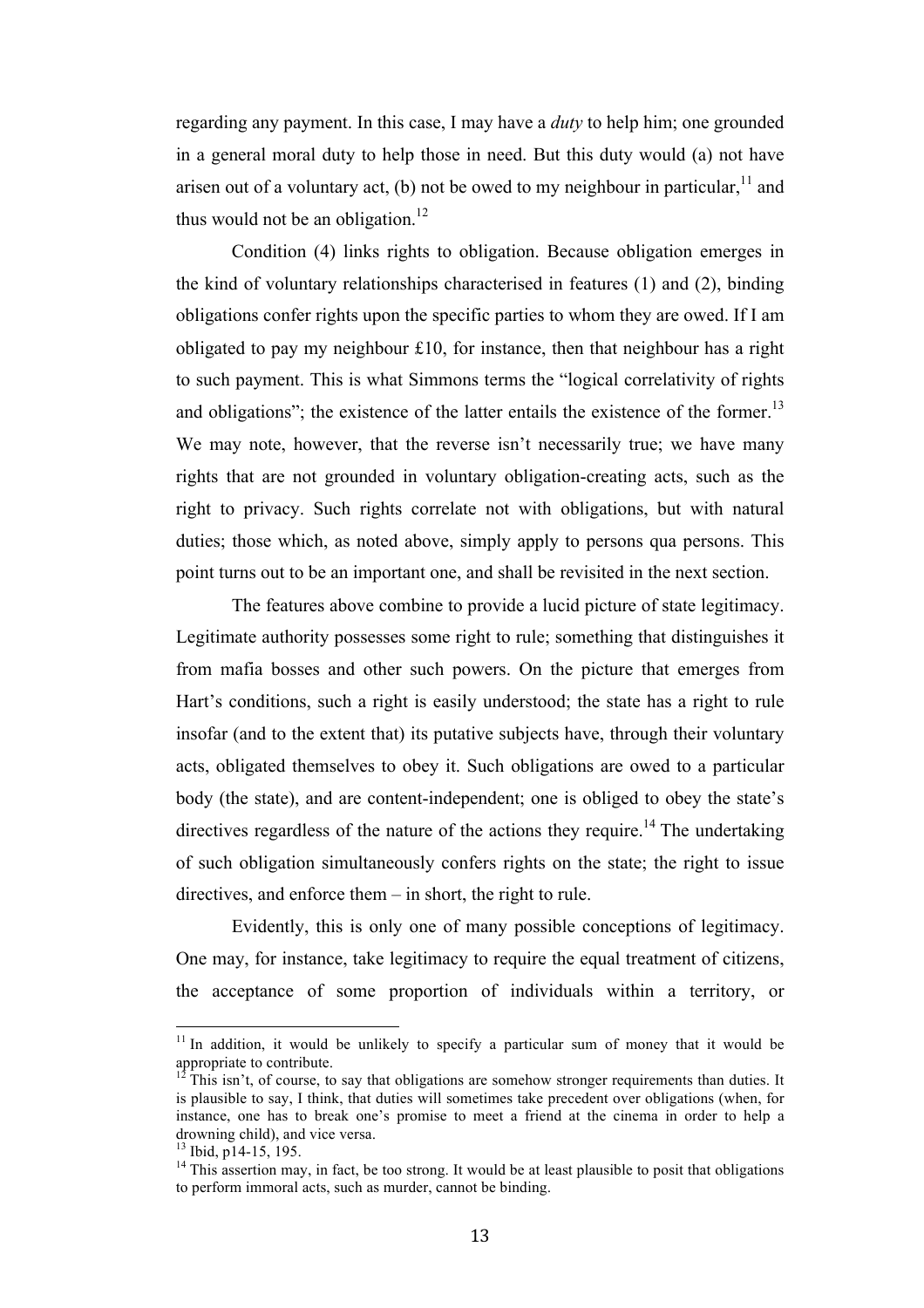regarding any payment. In this case, I may have a *duty* to help him; one grounded in a general moral duty to help those in need. But this duty would (a) not have arisen out of a voluntary act, (b) not be owed to my neighbour in particular,[11] and thus would not be an obligation.[12]

Condition (4) links rights to obligation. Because obligation emerges in the kind of voluntary relationships characterised in features (1) and (2), binding obligations confer rights upon the specific parties to whom they are owed. If I am obligated to pay my neighbour £10, for instance, then that neighbour has a right to such payment. This is what Simmons terms the "logical correlativity of rights and obligations"; the existence of the latter entails the existence of the former.[13] We may note, however, that the reverse isn't necessarily true; we have many rights that are not grounded in voluntary obligation-creating acts, such as the right to privacy. Such rights correlate not with obligations, but with natural duties; those which, as noted above, simply apply to persons qua persons. This point turns out to be an important one, and shall be revisited in the next section.

The features above combine to provide a lucid picture of state legitimacy. Legitimate authority possesses some right to rule; something that distinguishes it from mafia bosses and other such powers. On the picture that emerges from Hart's conditions, such a right is easily understood; the state has a right to rule insofar (and to the extent that) its putative subjects have, through their voluntary acts, obligated themselves to obey it. Such obligations are owed to a particular body (the state), and are content-independent; one is obliged to obey the state's directives regardless of the nature of the actions they require.[14] The undertaking of such obligation simultaneously confers rights on the state; the right to issue directives, and enforce them – in short, the right to rule.

Evidently, this is only one of many possible conceptions of legitimacy. One may, for instance, take legitimacy to require the equal treatment of citizens, the acceptance of some proportion of individuals within a territory, or

---

[11] In addition, it would be unlikely to specify a particular sum of money that it would be appropriate to contribute.

[12] This isn't, of course, to say that obligations are somehow stronger requirements than duties. It is plausible to say, I think, that duties will sometimes take precedent over obligations (when, for instance, one has to break one's promise to meet a friend at the cinema in order to help a drowning child), and vice versa.

[13] Ibid, p14-15, 195.

[14] This assertion may, in fact, be too strong. It would be at least plausible to posit that obligations to perform immoral acts, such as murder, cannot be binding.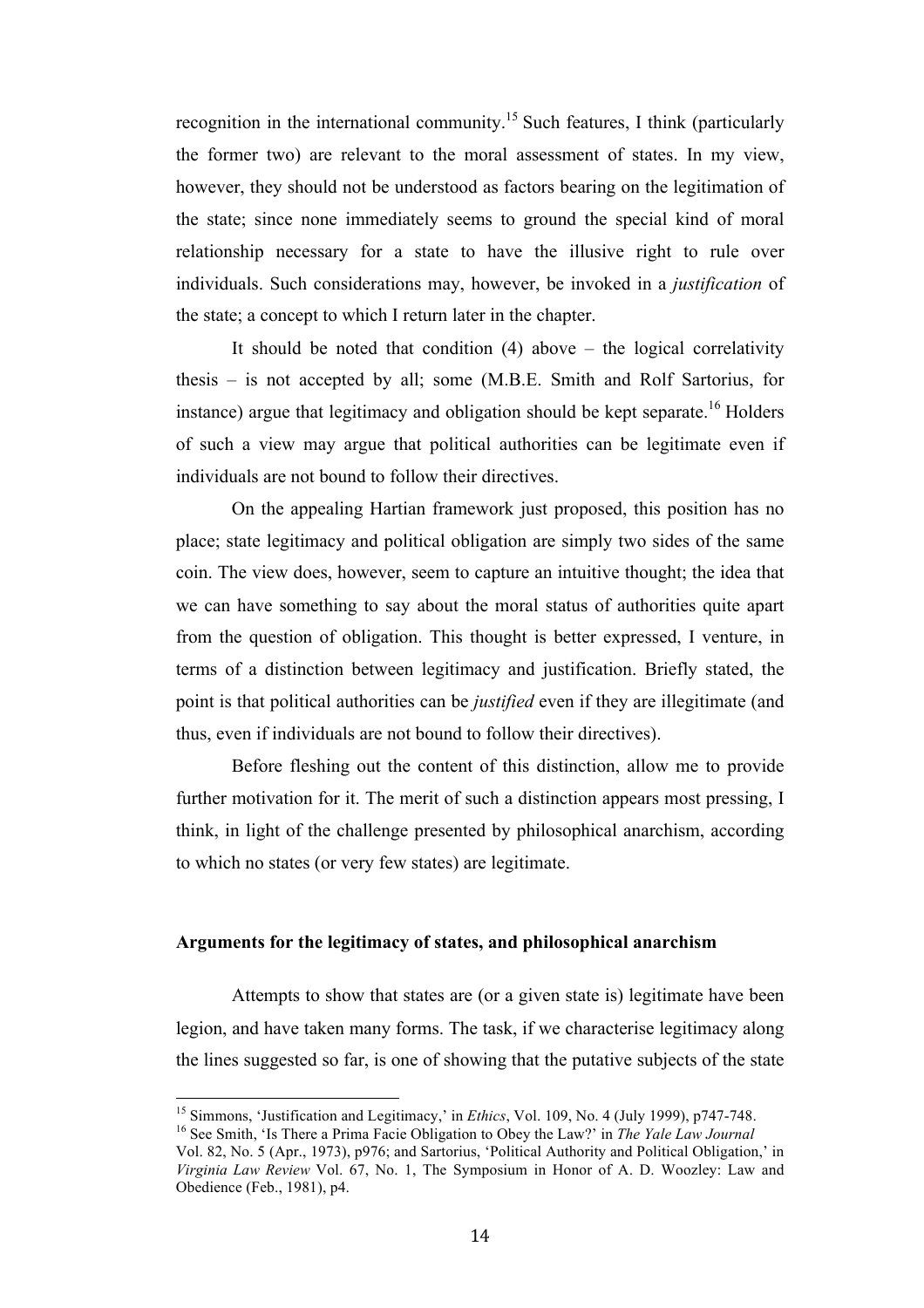recognition in the international community.[15] Such features, I think (particularly the former two) are relevant to the moral assessment of states. In my view, however, they should not be understood as factors bearing on the legitimation of the state; since none immediately seems to ground the special kind of moral relationship necessary for a state to have the illusive right to rule over individuals. Such considerations may, however, be invoked in a *justification* of the state; a concept to which I return later in the chapter.

It should be noted that condition (4) above – the logical correlativity thesis – is not accepted by all; some (M.B.E. Smith and Rolf Sartorius, for instance) argue that legitimacy and obligation should be kept separate.[16] Holders of such a view may argue that political authorities can be legitimate even if individuals are not bound to follow their directives.

On the appealing Hartian framework just proposed, this position has no place; state legitimacy and political obligation are simply two sides of the same coin. The view does, however, seem to capture an intuitive thought; the idea that we can have something to say about the moral status of authorities quite apart from the question of obligation. This thought is better expressed, I venture, in terms of a distinction between legitimacy and justification. Briefly stated, the point is that political authorities can be *justified* even if they are illegitimate (and thus, even if individuals are not bound to follow their directives).

Before fleshing out the content of this distinction, allow me to provide further motivation for it. The merit of such a distinction appears most pressing, I think, in light of the challenge presented by philosophical anarchism, according to which no states (or very few states) are legitimate.

### Arguments for the legitimacy of states, and philosophical anarchism

Attempts to show that states are (or a given state is) legitimate have been legion, and have taken many forms. The task, if we characterise legitimacy along the lines suggested so far, is one of showing that the putative subjects of the state

---

[15] Simmons, 'Justification and Legitimacy,' in *Ethics*, Vol. 109, No. 4 (July 1999), p747-748.

[16] See Smith, 'Is There a Prima Facie Obligation to Obey the Law?' in *The Yale Law Journal* Vol. 82, No. 5 (Apr., 1973), p976; and Sartorius, 'Political Authority and Political Obligation,' in *Virginia Law Review* Vol. 67, No. 1, The Symposium in Honor of A. D. Woozley: Law and Obedience (Feb., 1981), p4.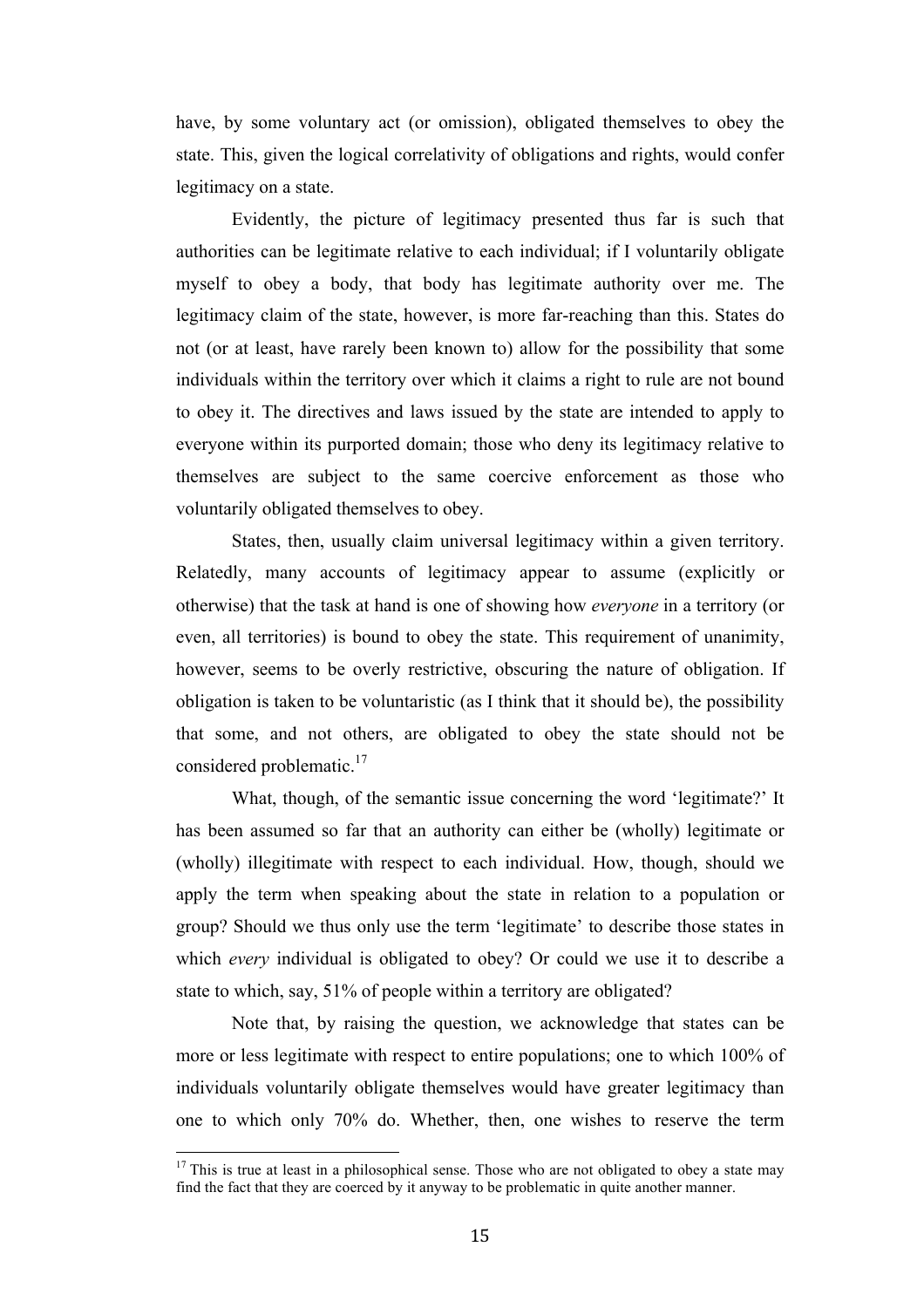have, by some voluntary act (or omission), obligated themselves to obey the state. This, given the logical correlativity of obligations and rights, would confer legitimacy on a state.

Evidently, the picture of legitimacy presented thus far is such that authorities can be legitimate relative to each individual; if I voluntarily obligate myself to obey a body, that body has legitimate authority over me. The legitimacy claim of the state, however, is more far-reaching than this. States do not (or at least, have rarely been known to) allow for the possibility that some individuals within the territory over which it claims a right to rule are not bound to obey it. The directives and laws issued by the state are intended to apply to everyone within its purported domain; those who deny its legitimacy relative to themselves are subject to the same coercive enforcement as those who voluntarily obligated themselves to obey.

States, then, usually claim universal legitimacy within a given territory. Relatedly, many accounts of legitimacy appear to assume (explicitly or otherwise) that the task at hand is one of showing how *everyone* in a territory (or even, all territories) is bound to obey the state. This requirement of unanimity, however, seems to be overly restrictive, obscuring the nature of obligation. If obligation is taken to be voluntaristic (as I think that it should be), the possibility that some, and not others, are obligated to obey the state should not be considered problematic.[17]

What, though, of the semantic issue concerning the word 'legitimate?' It has been assumed so far that an authority can either be (wholly) legitimate or (wholly) illegitimate with respect to each individual. How, though, should we apply the term when speaking about the state in relation to a population or group? Should we thus only use the term 'legitimate' to describe those states in which *every* individual is obligated to obey? Or could we use it to describe a state to which, say, 51% of people within a territory are obligated?

Note that, by raising the question, we acknowledge that states can be more or less legitimate with respect to entire populations; one to which 100% of individuals voluntarily obligate themselves would have greater legitimacy than one to which only 70% do. Whether, then, one wishes to reserve the term

[17] This is true at least in a philosophical sense. Those who are not obligated to obey a state may find the fact that they are coerced by it anyway to be problematic in quite another manner.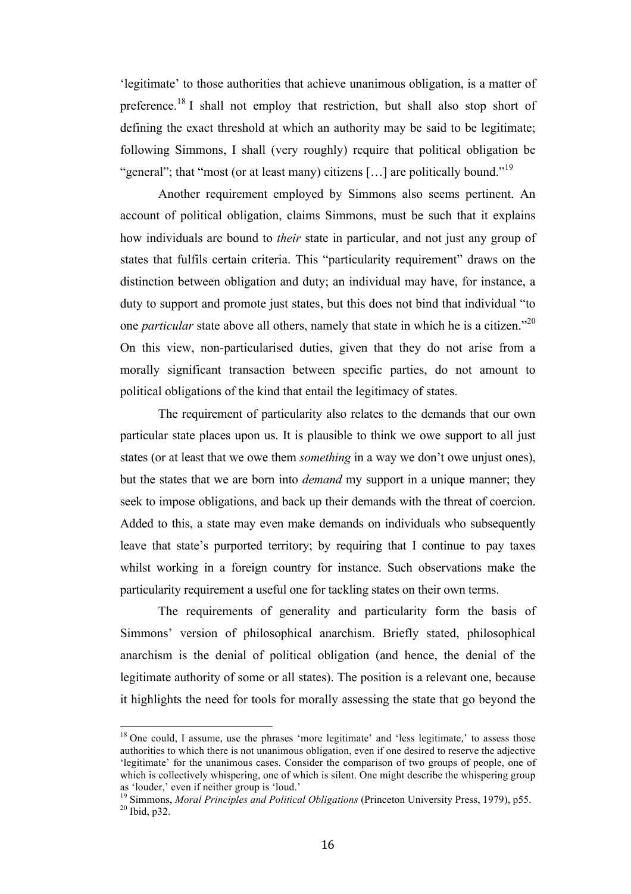'legitimate' to those authorities that achieve unanimous obligation, is a matter of preference.[18] I shall not employ that restriction, but shall also stop short of defining the exact threshold at which an authority may be said to be legitimate; following Simmons, I shall (very roughly) require that political obligation be "general"; that "most (or at least many) citizens […] are politically bound."[19]

Another requirement employed by Simmons also seems pertinent. An account of political obligation, claims Simmons, must be such that it explains how individuals are bound to *their* state in particular, and not just any group of states that fulfils certain criteria. This "particularity requirement" draws on the distinction between obligation and duty; an individual may have, for instance, a duty to support and promote just states, but this does not bind that individual "to one *particular* state above all others, namely that state in which he is a citizen."[20] On this view, non-particularised duties, given that they do not arise from a morally significant transaction between specific parties, do not amount to political obligations of the kind that entail the legitimacy of states.

The requirement of particularity also relates to the demands that our own particular state places upon us. It is plausible to think we owe support to all just states (or at least that we owe them *something* in a way we don't owe unjust ones), but the states that we are born into *demand* my support in a unique manner; they seek to impose obligations, and back up their demands with the threat of coercion. Added to this, a state may even make demands on individuals who subsequently leave that state's purported territory; by requiring that I continue to pay taxes whilst working in a foreign country for instance. Such observations make the particularity requirement a useful one for tackling states on their own terms.

The requirements of generality and particularity form the basis of Simmons' version of philosophical anarchism. Briefly stated, philosophical anarchism is the denial of political obligation (and hence, the denial of the legitimate authority of some or all states). The position is a relevant one, because it highlights the need for tools for morally assessing the state that go beyond the

---

[18] One could, I assume, use the phrases 'more legitimate' and 'less legitimate,' to assess those authorities to which there is not unanimous obligation, even if one desired to reserve the adjective 'legitimate' for the unanimous cases. Consider the comparison of two groups of people, one of which is collectively whispering, one of which is silent. One might describe the whispering group as 'louder,' even if neither group is 'loud.'

[19] Simmons, *Moral Principles and Political Obligations* (Princeton University Press, 1979), p55.

[20] Ibid, p32.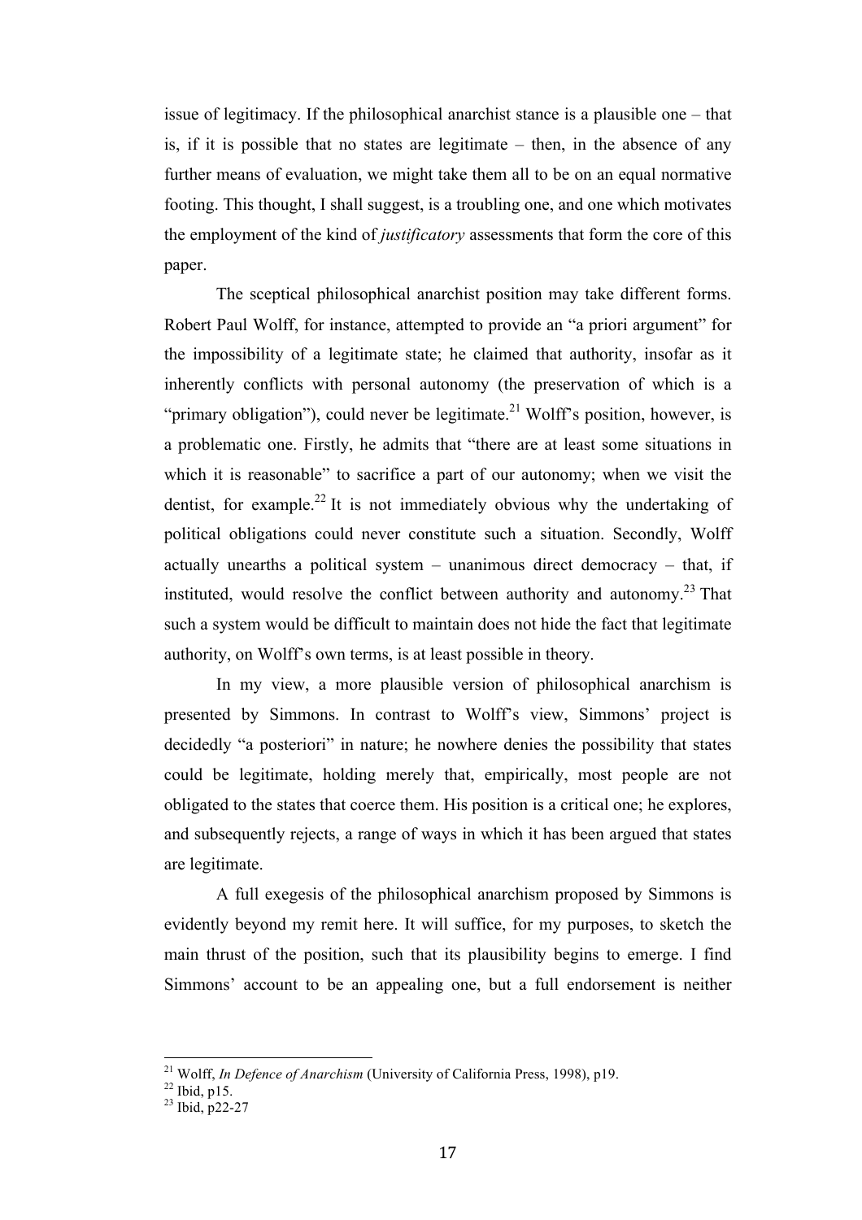issue of legitimacy. If the philosophical anarchist stance is a plausible one – that is, if it is possible that no states are legitimate – then, in the absence of any further means of evaluation, we might take them all to be on an equal normative footing. This thought, I shall suggest, is a troubling one, and one which motivates the employment of the kind of *justificatory* assessments that form the core of this paper.

The sceptical philosophical anarchist position may take different forms. Robert Paul Wolff, for instance, attempted to provide an "a priori argument" for the impossibility of a legitimate state; he claimed that authority, insofar as it inherently conflicts with personal autonomy (the preservation of which is a "primary obligation"), could never be legitimate.[21] Wolff's position, however, is a problematic one. Firstly, he admits that "there are at least some situations in which it is reasonable" to sacrifice a part of our autonomy; when we visit the dentist, for example.[22] It is not immediately obvious why the undertaking of political obligations could never constitute such a situation. Secondly, Wolff actually unearths a political system – unanimous direct democracy – that, if instituted, would resolve the conflict between authority and autonomy.[23] That such a system would be difficult to maintain does not hide the fact that legitimate authority, on Wolff's own terms, is at least possible in theory.

In my view, a more plausible version of philosophical anarchism is presented by Simmons. In contrast to Wolff's view, Simmons' project is decidedly "a posteriori" in nature; he nowhere denies the possibility that states could be legitimate, holding merely that, empirically, most people are not obligated to the states that coerce them. His position is a critical one; he explores, and subsequently rejects, a range of ways in which it has been argued that states are legitimate.

A full exegesis of the philosophical anarchism proposed by Simmons is evidently beyond my remit here. It will suffice, for my purposes, to sketch the main thrust of the position, such that its plausibility begins to emerge. I find Simmons' account to be an appealing one, but a full endorsement is neither

---

[21] Wolff, *In Defence of Anarchism* (University of California Press, 1998), p19.

[22] Ibid, p15.

[23] Ibid, p22-27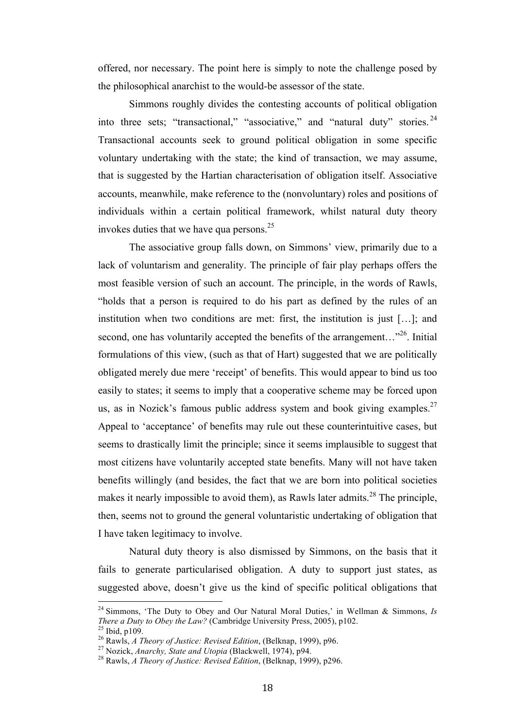offered, nor necessary. The point here is simply to note the challenge posed by the philosophical anarchist to the would-be assessor of the state.

Simmons roughly divides the contesting accounts of political obligation into three sets; "transactional," "associative," and "natural duty" stories.[24] Transactional accounts seek to ground political obligation in some specific voluntary undertaking with the state; the kind of transaction, we may assume, that is suggested by the Hartian characterisation of obligation itself. Associative accounts, meanwhile, make reference to the (nonvoluntary) roles and positions of individuals within a certain political framework, whilst natural duty theory invokes duties that we have qua persons.[25]

The associative group falls down, on Simmons' view, primarily due to a lack of voluntarism and generality. The principle of fair play perhaps offers the most feasible version of such an account. The principle, in the words of Rawls, "holds that a person is required to do his part as defined by the rules of an institution when two conditions are met: first, the institution is just […]; and second, one has voluntarily accepted the benefits of the arrangement…"[26]. Initial formulations of this view, (such as that of Hart) suggested that we are politically obligated merely due mere 'receipt' of benefits. This would appear to bind us too easily to states; it seems to imply that a cooperative scheme may be forced upon us, as in Nozick's famous public address system and book giving examples.[27] Appeal to 'acceptance' of benefits may rule out these counterintuitive cases, but seems to drastically limit the principle; since it seems implausible to suggest that most citizens have voluntarily accepted state benefits. Many will not have taken benefits willingly (and besides, the fact that we are born into political societies makes it nearly impossible to avoid them), as Rawls later admits.[28] The principle, then, seems not to ground the general voluntaristic undertaking of obligation that I have taken legitimacy to involve.

Natural duty theory is also dismissed by Simmons, on the basis that it fails to generate particularised obligation. A duty to support just states, as suggested above, doesn't give us the kind of specific political obligations that

---

[24] Simmons, 'The Duty to Obey and Our Natural Moral Duties,' in Wellman & Simmons, *Is There a Duty to Obey the Law?* (Cambridge University Press, 2005), p102.

[25] Ibid, p109.

[26] Rawls, *A Theory of Justice: Revised Edition*, (Belknap, 1999), p96.

[27] Nozick, *Anarchy, State and Utopia* (Blackwell, 1974), p94.

[28] Rawls, *A Theory of Justice: Revised Edition*, (Belknap, 1999), p296.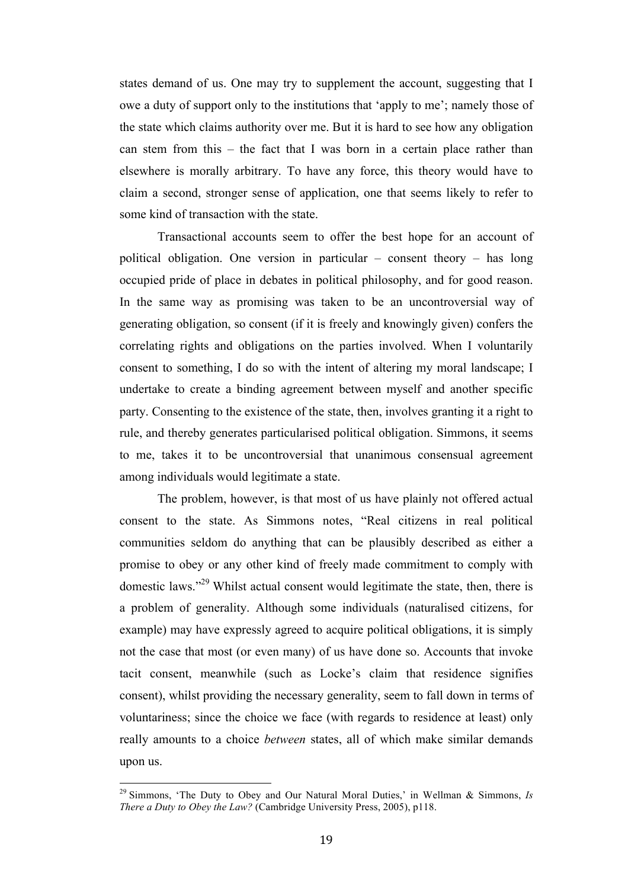states demand of us. One may try to supplement the account, suggesting that I owe a duty of support only to the institutions that 'apply to me'; namely those of the state which claims authority over me. But it is hard to see how any obligation can stem from this – the fact that I was born in a certain place rather than elsewhere is morally arbitrary. To have any force, this theory would have to claim a second, stronger sense of application, one that seems likely to refer to some kind of transaction with the state.

Transactional accounts seem to offer the best hope for an account of political obligation. One version in particular – consent theory – has long occupied pride of place in debates in political philosophy, and for good reason. In the same way as promising was taken to be an uncontroversial way of generating obligation, so consent (if it is freely and knowingly given) confers the correlating rights and obligations on the parties involved. When I voluntarily consent to something, I do so with the intent of altering my moral landscape; I undertake to create a binding agreement between myself and another specific party. Consenting to the existence of the state, then, involves granting it a right to rule, and thereby generates particularised political obligation. Simmons, it seems to me, takes it to be uncontroversial that unanimous consensual agreement among individuals would legitimate a state.

The problem, however, is that most of us have plainly not offered actual consent to the state. As Simmons notes, "Real citizens in real political communities seldom do anything that can be plausibly described as either a promise to obey or any other kind of freely made commitment to comply with domestic laws."[29] Whilst actual consent would legitimate the state, then, there is a problem of generality. Although some individuals (naturalised citizens, for example) may have expressly agreed to acquire political obligations, it is simply not the case that most (or even many) of us have done so. Accounts that invoke tacit consent, meanwhile (such as Locke's claim that residence signifies consent), whilst providing the necessary generality, seem to fall down in terms of voluntariness; since the choice we face (with regards to residence at least) only really amounts to a choice *between* states, all of which make similar demands upon us.

[29] Simmons, 'The Duty to Obey and Our Natural Moral Duties,' in Wellman & Simmons, *Is There a Duty to Obey the Law?* (Cambridge University Press, 2005), p118.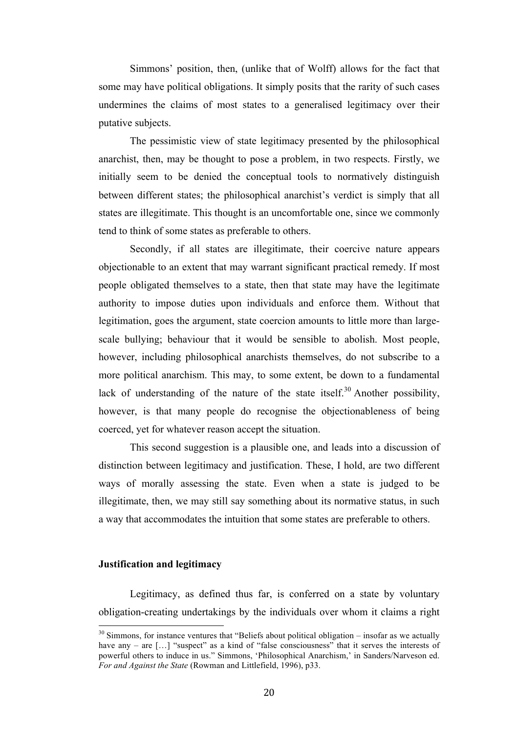Simmons' position, then, (unlike that of Wolff) allows for the fact that some may have political obligations. It simply posits that the rarity of such cases undermines the claims of most states to a generalised legitimacy over their putative subjects.

The pessimistic view of state legitimacy presented by the philosophical anarchist, then, may be thought to pose a problem, in two respects. Firstly, we initially seem to be denied the conceptual tools to normatively distinguish between different states; the philosophical anarchist's verdict is simply that all states are illegitimate. This thought is an uncomfortable one, since we commonly tend to think of some states as preferable to others.

Secondly, if all states are illegitimate, their coercive nature appears objectionable to an extent that may warrant significant practical remedy. If most people obligated themselves to a state, then that state may have the legitimate authority to impose duties upon individuals and enforce them. Without that legitimation, goes the argument, state coercion amounts to little more than large-scale bullying; behaviour that it would be sensible to abolish. Most people, however, including philosophical anarchists themselves, do not subscribe to a more political anarchism. This may, to some extent, be down to a fundamental lack of understanding of the nature of the state itself.[30] Another possibility, however, is that many people do recognise the objectionableness of being coerced, yet for whatever reason accept the situation.

This second suggestion is a plausible one, and leads into a discussion of distinction between legitimacy and justification. These, I hold, are two different ways of morally assessing the state. Even when a state is judged to be illegitimate, then, we may still say something about its normative status, in such a way that accommodates the intuition that some states are preferable to others.

**Justification and legitimacy**

Legitimacy, as defined thus far, is conferred on a state by voluntary obligation-creating undertakings by the individuals over whom it claims a right

---

[30] Simmons, for instance ventures that "Beliefs about political obligation – insofar as we actually have any – are […] "suspect" as a kind of "false consciousness" that it serves the interests of powerful others to induce in us." Simmons, 'Philosophical Anarchism,' in Sanders/Narveson ed. *For and Against the State* (Rowman and Littlefield, 1996), p33.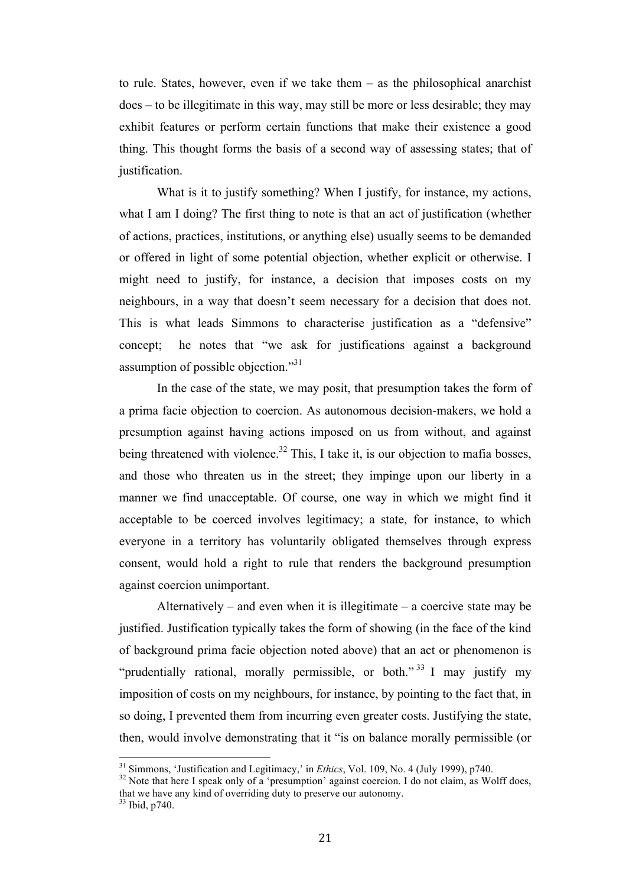to rule. States, however, even if we take them – as the philosophical anarchist does – to be illegitimate in this way, may still be more or less desirable; they may exhibit features or perform certain functions that make their existence a good thing. This thought forms the basis of a second way of assessing states; that of justification.

What is it to justify something? When I justify, for instance, my actions, what I am I doing? The first thing to note is that an act of justification (whether of actions, practices, institutions, or anything else) usually seems to be demanded or offered in light of some potential objection, whether explicit or otherwise. I might need to justify, for instance, a decision that imposes costs on my neighbours, in a way that doesn't seem necessary for a decision that does not. This is what leads Simmons to characterise justification as a "defensive" concept; he notes that "we ask for justifications against a background assumption of possible objection."[31]

In the case of the state, we may posit, that presumption takes the form of a prima facie objection to coercion. As autonomous decision-makers, we hold a presumption against having actions imposed on us from without, and against being threatened with violence.[32] This, I take it, is our objection to mafia bosses, and those who threaten us in the street; they impinge upon our liberty in a manner we find unacceptable. Of course, one way in which we might find it acceptable to be coerced involves legitimacy; a state, for instance, to which everyone in a territory has voluntarily obligated themselves through express consent, would hold a right to rule that renders the background presumption against coercion unimportant.

Alternatively – and even when it is illegitimate – a coercive state may be justified. Justification typically takes the form of showing (in the face of the kind of background prima facie objection noted above) that an act or phenomenon is "prudentially rational, morally permissible, or both."[33] I may justify my imposition of costs on my neighbours, for instance, by pointing to the fact that, in so doing, I prevented them from incurring even greater costs. Justifying the state, then, would involve demonstrating that it "is on balance morally permissible (or

---

[31] Simmons, 'Justification and Legitimacy,' in *Ethics*, Vol. 109, No. 4 (July 1999), p740.

[32] Note that here I speak only of a 'presumption' against coercion. I do not claim, as Wolff does, that we have any kind of overriding duty to preserve our autonomy.

[33] Ibid, p740.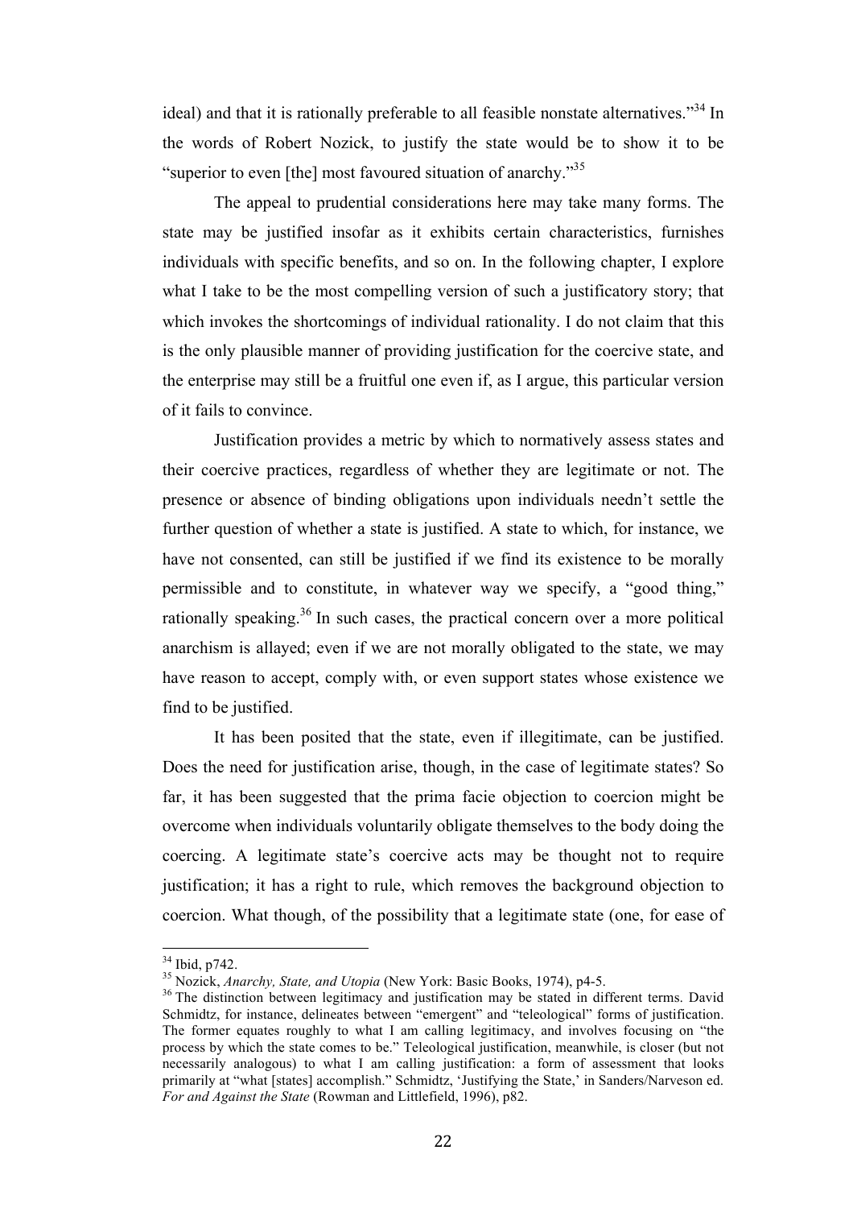ideal) and that it is rationally preferable to all feasible nonstate alternatives."[34] In the words of Robert Nozick, to justify the state would be to show it to be "superior to even [the] most favoured situation of anarchy."[35]

The appeal to prudential considerations here may take many forms. The state may be justified insofar as it exhibits certain characteristics, furnishes individuals with specific benefits, and so on. In the following chapter, I explore what I take to be the most compelling version of such a justificatory story; that which invokes the shortcomings of individual rationality. I do not claim that this is the only plausible manner of providing justification for the coercive state, and the enterprise may still be a fruitful one even if, as I argue, this particular version of it fails to convince.

Justification provides a metric by which to normatively assess states and their coercive practices, regardless of whether they are legitimate or not. The presence or absence of binding obligations upon individuals needn't settle the further question of whether a state is justified. A state to which, for instance, we have not consented, can still be justified if we find its existence to be morally permissible and to constitute, in whatever way we specify, a "good thing," rationally speaking.[36] In such cases, the practical concern over a more political anarchism is allayed; even if we are not morally obligated to the state, we may have reason to accept, comply with, or even support states whose existence we find to be justified.

It has been posited that the state, even if illegitimate, can be justified. Does the need for justification arise, though, in the case of legitimate states? So far, it has been suggested that the prima facie objection to coercion might be overcome when individuals voluntarily obligate themselves to the body doing the coercing. A legitimate state's coercive acts may be thought not to require justification; it has a right to rule, which removes the background objection to coercion. What though, of the possibility that a legitimate state (one, for ease of

---

[34] Ibid, p742.

[35] Nozick, *Anarchy, State, and Utopia* (New York: Basic Books, 1974), p4-5.

[36] The distinction between legitimacy and justification may be stated in different terms. David Schmidtz, for instance, delineates between "emergent" and "teleological" forms of justification. The former equates roughly to what I am calling legitimacy, and involves focusing on "the process by which the state comes to be." Teleological justification, meanwhile, is closer (but not necessarily analogous) to what I am calling justification: a form of assessment that looks primarily at "what [states] accomplish." Schmidtz, 'Justifying the State,' in Sanders/Narveson ed. *For and Against the State* (Rowman and Littlefield, 1996), p82.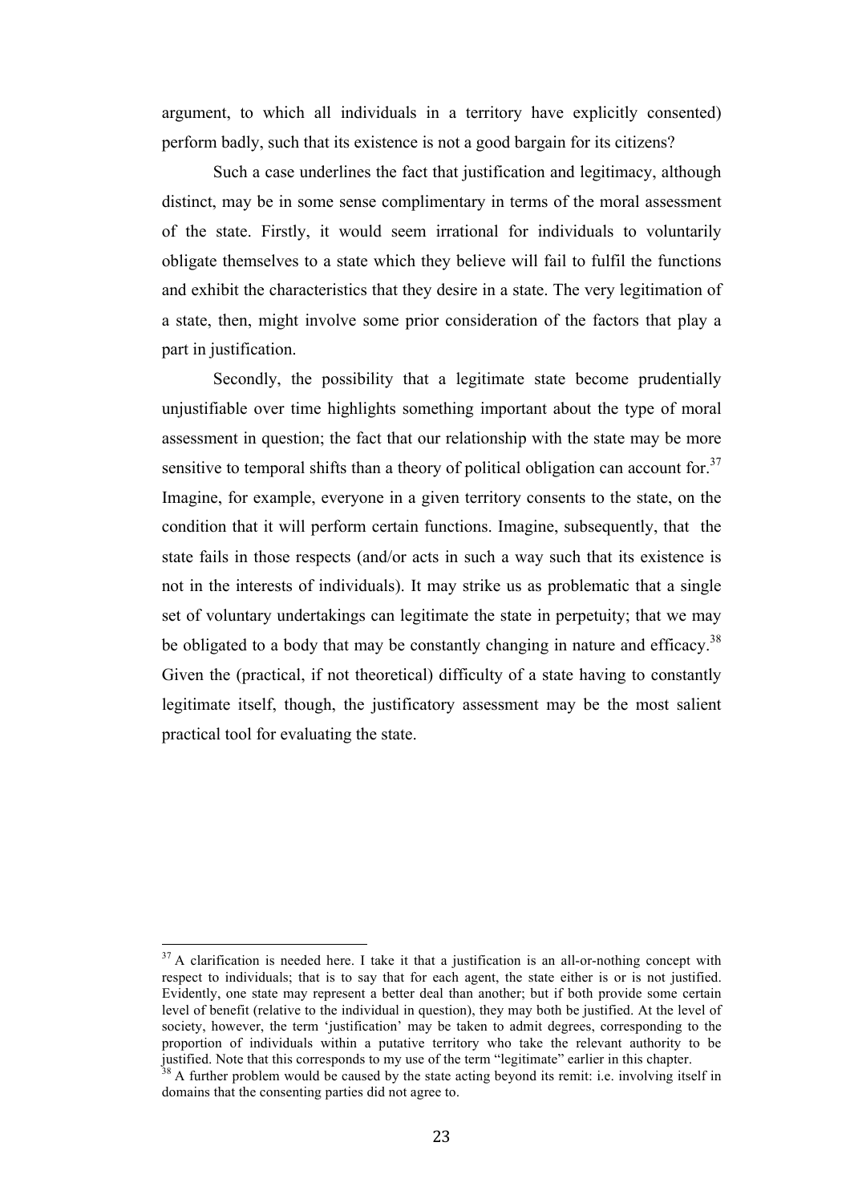argument, to which all individuals in a territory have explicitly consented) perform badly, such that its existence is not a good bargain for its citizens?

Such a case underlines the fact that justification and legitimacy, although distinct, may be in some sense complimentary in terms of the moral assessment of the state. Firstly, it would seem irrational for individuals to voluntarily obligate themselves to a state which they believe will fail to fulfil the functions and exhibit the characteristics that they desire in a state. The very legitimation of a state, then, might involve some prior consideration of the factors that play a part in justification.

Secondly, the possibility that a legitimate state become prudentially unjustifiable over time highlights something important about the type of moral assessment in question; the fact that our relationship with the state may be more sensitive to temporal shifts than a theory of political obligation can account for.[37] Imagine, for example, everyone in a given territory consents to the state, on the condition that it will perform certain functions. Imagine, subsequently, that the state fails in those respects (and/or acts in such a way such that its existence is not in the interests of individuals). It may strike us as problematic that a single set of voluntary undertakings can legitimate the state in perpetuity; that we may be obligated to a body that may be constantly changing in nature and efficacy.[38] Given the (practical, if not theoretical) difficulty of a state having to constantly legitimate itself, though, the justificatory assessment may be the most salient practical tool for evaluating the state.

---

[37] A clarification is needed here. I take it that a justification is an all-or-nothing concept with respect to individuals; that is to say that for each agent, the state either is or is not justified. Evidently, one state may represent a better deal than another; but if both provide some certain level of benefit (relative to the individual in question), they may both be justified. At the level of society, however, the term 'justification' may be taken to admit degrees, corresponding to the proportion of individuals within a putative territory who take the relevant authority to be justified. Note that this corresponds to my use of the term "legitimate" earlier in this chapter.

[38] A further problem would be caused by the state acting beyond its remit: i.e. involving itself in domains that the consenting parties did not agree to.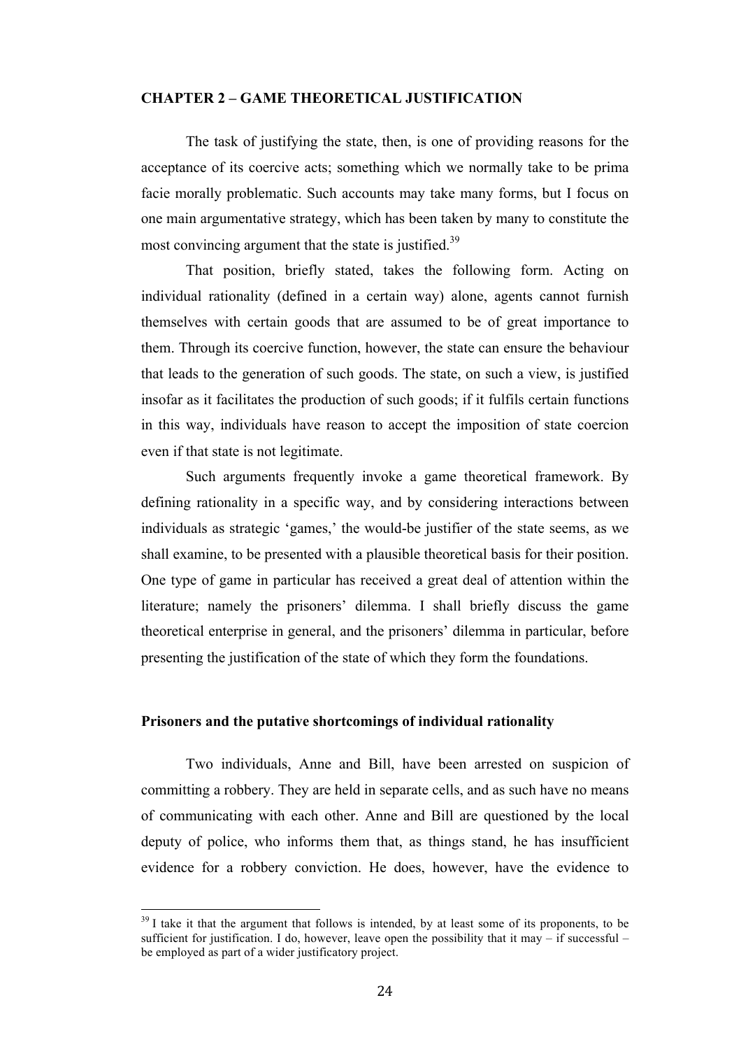## CHAPTER 2 – GAME THEORETICAL JUSTIFICATION

The task of justifying the state, then, is one of providing reasons for the acceptance of its coercive acts; something which we normally take to be prima facie morally problematic. Such accounts may take many forms, but I focus on one main argumentative strategy, which has been taken by many to constitute the most convincing argument that the state is justified.[39]

That position, briefly stated, takes the following form. Acting on individual rationality (defined in a certain way) alone, agents cannot furnish themselves with certain goods that are assumed to be of great importance to them. Through its coercive function, however, the state can ensure the behaviour that leads to the generation of such goods. The state, on such a view, is justified insofar as it facilitates the production of such goods; if it fulfils certain functions in this way, individuals have reason to accept the imposition of state coercion even if that state is not legitimate.

Such arguments frequently invoke a game theoretical framework. By defining rationality in a specific way, and by considering interactions between individuals as strategic 'games,' the would-be justifier of the state seems, as we shall examine, to be presented with a plausible theoretical basis for their position. One type of game in particular has received a great deal of attention within the literature; namely the prisoners' dilemma. I shall briefly discuss the game theoretical enterprise in general, and the prisoners' dilemma in particular, before presenting the justification of the state of which they form the foundations.

### Prisoners and the putative shortcomings of individual rationality

Two individuals, Anne and Bill, have been arrested on suspicion of committing a robbery. They are held in separate cells, and as such have no means of communicating with each other. Anne and Bill are questioned by the local deputy of police, who informs them that, as things stand, he has insufficient evidence for a robbery conviction. He does, however, have the evidence to

---

[39] I take it that the argument that follows is intended, by at least some of its proponents, to be sufficient for justification. I do, however, leave open the possibility that it may – if successful – be employed as part of a wider justificatory project.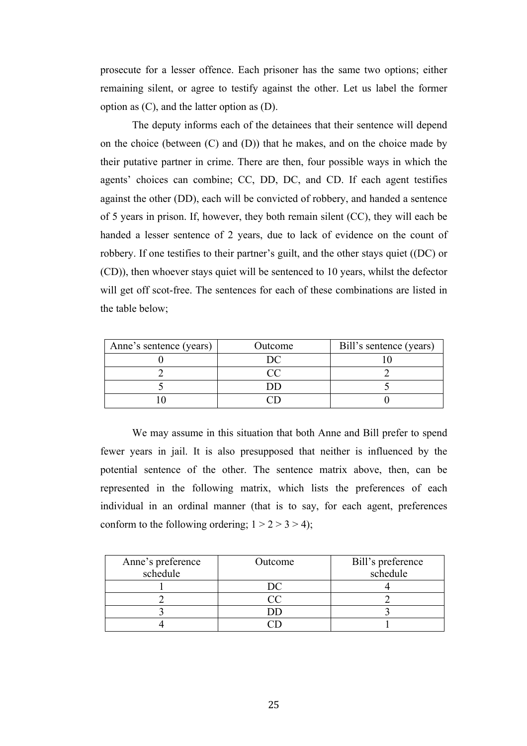prosecute for a lesser offence. Each prisoner has the same two options; either remaining silent, or agree to testify against the other. Let us label the former option as (C), and the latter option as (D).

The deputy informs each of the detainees that their sentence will depend on the choice (between (C) and (D)) that he makes, and on the choice made by their putative partner in crime. There are then, four possible ways in which the agents' choices can combine; CC, DD, DC, and CD. If each agent testifies against the other (DD), each will be convicted of robbery, and handed a sentence of 5 years in prison. If, however, they both remain silent (CC), they will each be handed a lesser sentence of 2 years, due to lack of evidence on the count of robbery. If one testifies to their partner's guilt, and the other stays quiet ((DC) or (CD)), then whoever stays quiet will be sentenced to 10 years, whilst the defector will get off scot-free. The sentences for each of these combinations are listed in the table below;

| Anne's sentence (years) | Outcome | Bill's sentence (years) |
|---|---|---|
| 0 | DC | 10 |
| 2 | CC | 2 |
| 5 | DD | 5 |
| 10 | CD | 0 |

We may assume in this situation that both Anne and Bill prefer to spend fewer years in jail. It is also presupposed that neither is influenced by the potential sentence of the other. The sentence matrix above, then, can be represented in the following matrix, which lists the preferences of each individual in an ordinal manner (that is to say, for each agent, preferences conform to the following ordering; 1 > 2 > 3 > 4);

| Anne's preference schedule | Outcome | Bill's preference schedule |
|---|---|---|
| 1 | DC | 4 |
| 2 | CC | 2 |
| 3 | DD | 3 |
| 4 | CD | 1 |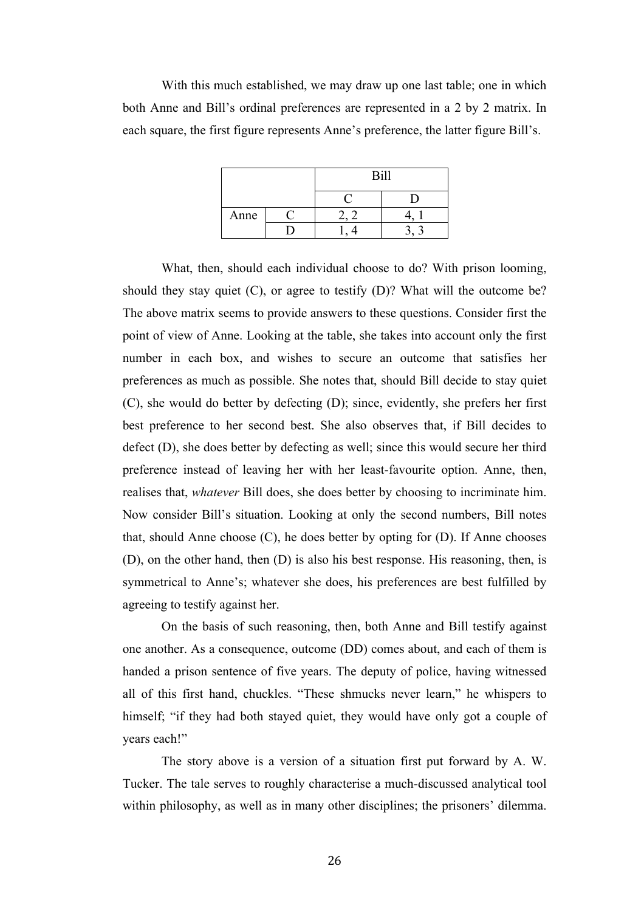With this much established, we may draw up one last table; one in which both Anne and Bill's ordinal preferences are represented in a 2 by 2 matrix. In each square, the first figure represents Anne's preference, the latter figure Bill's.

| | | Bill | |
|---|---|---|---|
| | | C | D |
| Anne | C | 2, 2 | 4, 1 |
| | D | 1, 4 | 3, 3 |

What, then, should each individual choose to do? With prison looming, should they stay quiet (C), or agree to testify (D)? What will the outcome be? The above matrix seems to provide answers to these questions. Consider first the point of view of Anne. Looking at the table, she takes into account only the first number in each box, and wishes to secure an outcome that satisfies her preferences as much as possible. She notes that, should Bill decide to stay quiet (C), she would do better by defecting (D); since, evidently, she prefers her first best preference to her second best. She also observes that, if Bill decides to defect (D), she does better by defecting as well; since this would secure her third preference instead of leaving her with her least-favourite option. Anne, then, realises that, *whatever* Bill does, she does better by choosing to incriminate him. Now consider Bill's situation. Looking at only the second numbers, Bill notes that, should Anne choose (C), he does better by opting for (D). If Anne chooses (D), on the other hand, then (D) is also his best response. His reasoning, then, is symmetrical to Anne's; whatever she does, his preferences are best fulfilled by agreeing to testify against her.

On the basis of such reasoning, then, both Anne and Bill testify against one another. As a consequence, outcome (DD) comes about, and each of them is handed a prison sentence of five years. The deputy of police, having witnessed all of this first hand, chuckles. "These shmucks never learn," he whispers to himself; "if they had both stayed quiet, they would have only got a couple of years each!"

The story above is a version of a situation first put forward by A. W. Tucker. The tale serves to roughly characterise a much-discussed analytical tool within philosophy, as well as in many other disciplines; the prisoners' dilemma.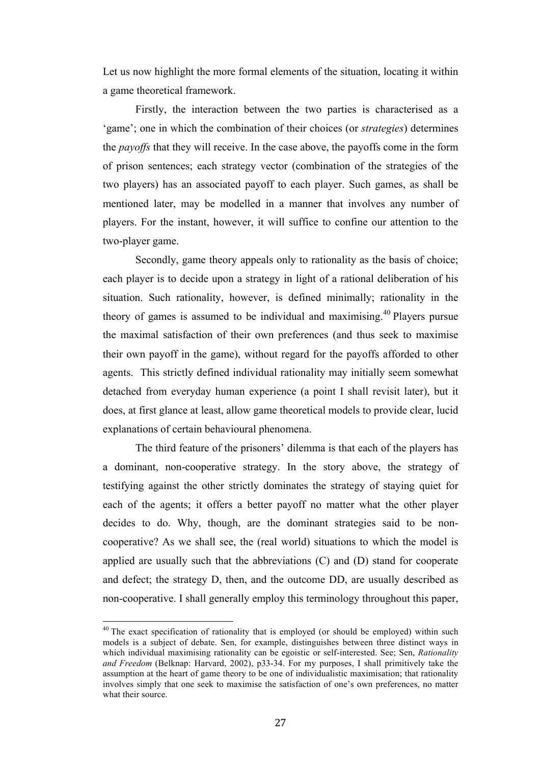Let us now highlight the more formal elements of the situation, locating it within a game theoretical framework.

Firstly, the interaction between the two parties is characterised as a 'game'; one in which the combination of their choices (or *strategies*) determines the *payoffs* that they will receive. In the case above, the payoffs come in the form of prison sentences; each strategy vector (combination of the strategies of the two players) has an associated payoff to each player. Such games, as shall be mentioned later, may be modelled in a manner that involves any number of players. For the instant, however, it will suffice to confine our attention to the two-player game.

Secondly, game theory appeals only to rationality as the basis of choice; each player is to decide upon a strategy in light of a rational deliberation of his situation. Such rationality, however, is defined minimally; rationality in the theory of games is assumed to be individual and maximising.[40] Players pursue the maximal satisfaction of their own preferences (and thus seek to maximise their own payoff in the game), without regard for the payoffs afforded to other agents. This strictly defined individual rationality may initially seem somewhat detached from everyday human experience (a point I shall revisit later), but it does, at first glance at least, allow game theoretical models to provide clear, lucid explanations of certain behavioural phenomena.

The third feature of the prisoners' dilemma is that each of the players has a dominant, non-cooperative strategy. In the story above, the strategy of testifying against the other strictly dominates the strategy of staying quiet for each of the agents; it offers a better payoff no matter what the other player decides to do. Why, though, are the dominant strategies said to be non-cooperative? As we shall see, the (real world) situations to which the model is applied are usually such that the abbreviations (C) and (D) stand for cooperate and defect; the strategy D, then, and the outcome DD, are usually described as non-cooperative. I shall generally employ this terminology throughout this paper,

---

[40] The exact specification of rationality that is employed (or should be employed) within such models is a subject of debate. Sen, for example, distinguishes between three distinct ways in which individual maximising rationality can be egoistic or self-interested. See; Sen, *Rationality and Freedom* (Belknap: Harvard, 2002), p33-34. For my purposes, I shall primitively take the assumption at the heart of game theory to be one of individualistic maximisation; that rationality involves simply that one seek to maximise the satisfaction of one's own preferences, no matter what their source.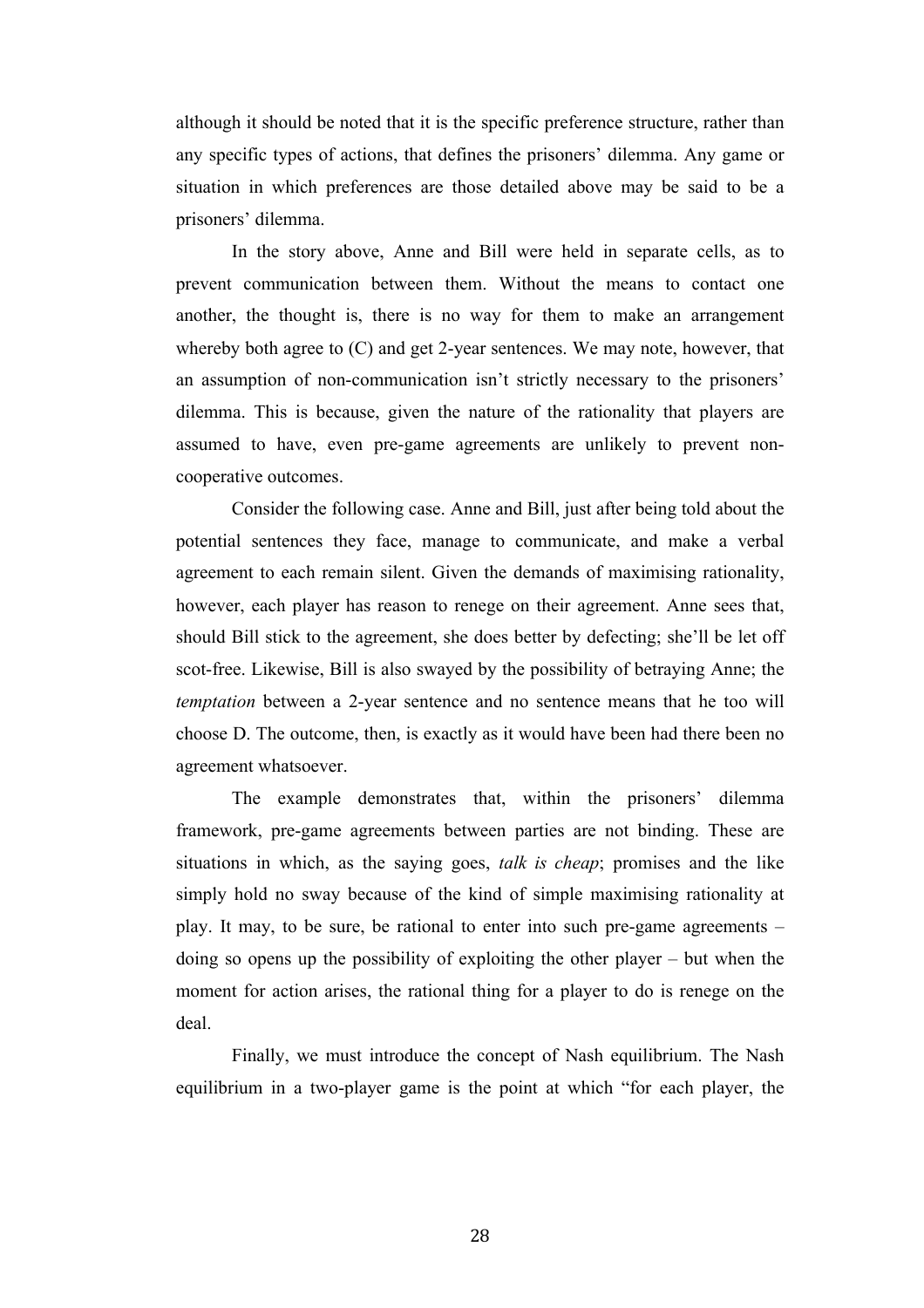although it should be noted that it is the specific preference structure, rather than any specific types of actions, that defines the prisoners' dilemma. Any game or situation in which preferences are those detailed above may be said to be a prisoners' dilemma.

In the story above, Anne and Bill were held in separate cells, as to prevent communication between them. Without the means to contact one another, the thought is, there is no way for them to make an arrangement whereby both agree to (C) and get 2-year sentences. We may note, however, that an assumption of non-communication isn't strictly necessary to the prisoners' dilemma. This is because, given the nature of the rationality that players are assumed to have, even pre-game agreements are unlikely to prevent non-cooperative outcomes.

Consider the following case. Anne and Bill, just after being told about the potential sentences they face, manage to communicate, and make a verbal agreement to each remain silent. Given the demands of maximising rationality, however, each player has reason to renege on their agreement. Anne sees that, should Bill stick to the agreement, she does better by defecting; she'll be let off scot-free. Likewise, Bill is also swayed by the possibility of betraying Anne; the *temptation* between a 2-year sentence and no sentence means that he too will choose D. The outcome, then, is exactly as it would have been had there been no agreement whatsoever.

The example demonstrates that, within the prisoners' dilemma framework, pre-game agreements between parties are not binding. These are situations in which, as the saying goes, *talk is cheap*; promises and the like simply hold no sway because of the kind of simple maximising rationality at play. It may, to be sure, be rational to enter into such pre-game agreements – doing so opens up the possibility of exploiting the other player – but when the moment for action arises, the rational thing for a player to do is renege on the deal.

Finally, we must introduce the concept of Nash equilibrium. The Nash equilibrium in a two-player game is the point at which "for each player, the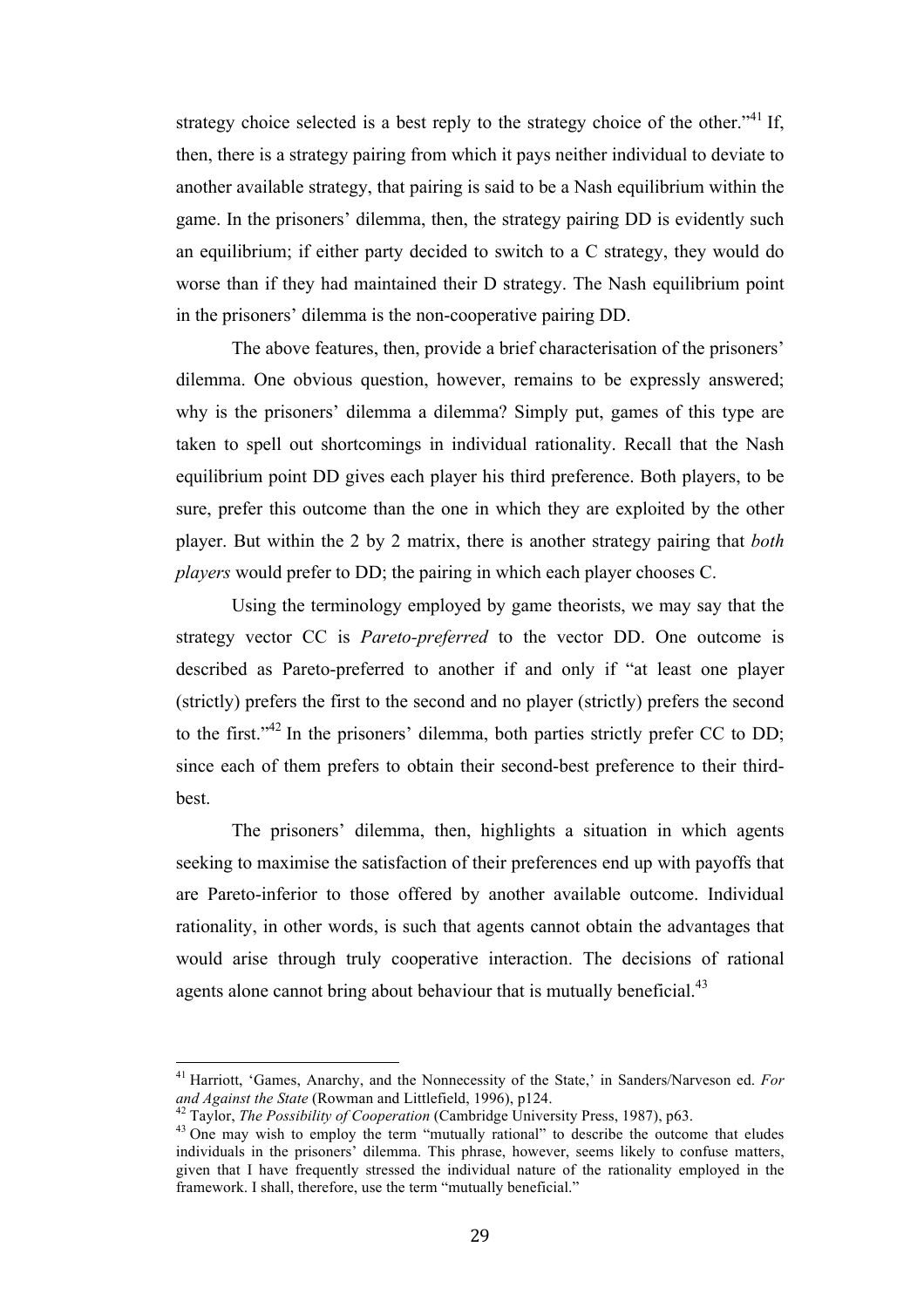strategy choice selected is a best reply to the strategy choice of the other."[41] If, then, there is a strategy pairing from which it pays neither individual to deviate to another available strategy, that pairing is said to be a Nash equilibrium within the game. In the prisoners' dilemma, then, the strategy pairing DD is evidently such an equilibrium; if either party decided to switch to a C strategy, they would do worse than if they had maintained their D strategy. The Nash equilibrium point in the prisoners' dilemma is the non-cooperative pairing DD.

The above features, then, provide a brief characterisation of the prisoners' dilemma. One obvious question, however, remains to be expressly answered; why is the prisoners' dilemma a dilemma? Simply put, games of this type are taken to spell out shortcomings in individual rationality. Recall that the Nash equilibrium point DD gives each player his third preference. Both players, to be sure, prefer this outcome than the one in which they are exploited by the other player. But within the 2 by 2 matrix, there is another strategy pairing that *both players* would prefer to DD; the pairing in which each player chooses C.

Using the terminology employed by game theorists, we may say that the strategy vector CC is *Pareto-preferred* to the vector DD. One outcome is described as Pareto-preferred to another if and only if "at least one player (strictly) prefers the first to the second and no player (strictly) prefers the second to the first."[42] In the prisoners' dilemma, both parties strictly prefer CC to DD; since each of them prefers to obtain their second-best preference to their third-best.

The prisoners' dilemma, then, highlights a situation in which agents seeking to maximise the satisfaction of their preferences end up with payoffs that are Pareto-inferior to those offered by another available outcome. Individual rationality, in other words, is such that agents cannot obtain the advantages that would arise through truly cooperative interaction. The decisions of rational agents alone cannot bring about behaviour that is mutually beneficial.[43]

---

[41] Harriott, 'Games, Anarchy, and the Nonnecessity of the State,' in Sanders/Narveson ed. *For and Against the State* (Rowman and Littlefield, 1996), p124.

[42] Taylor, *The Possibility of Cooperation* (Cambridge University Press, 1987), p63.

[43] One may wish to employ the term "mutually rational" to describe the outcome that eludes individuals in the prisoners' dilemma. This phrase, however, seems likely to confuse matters, given that I have frequently stressed the individual nature of the rationality employed in the framework. I shall, therefore, use the term "mutually beneficial."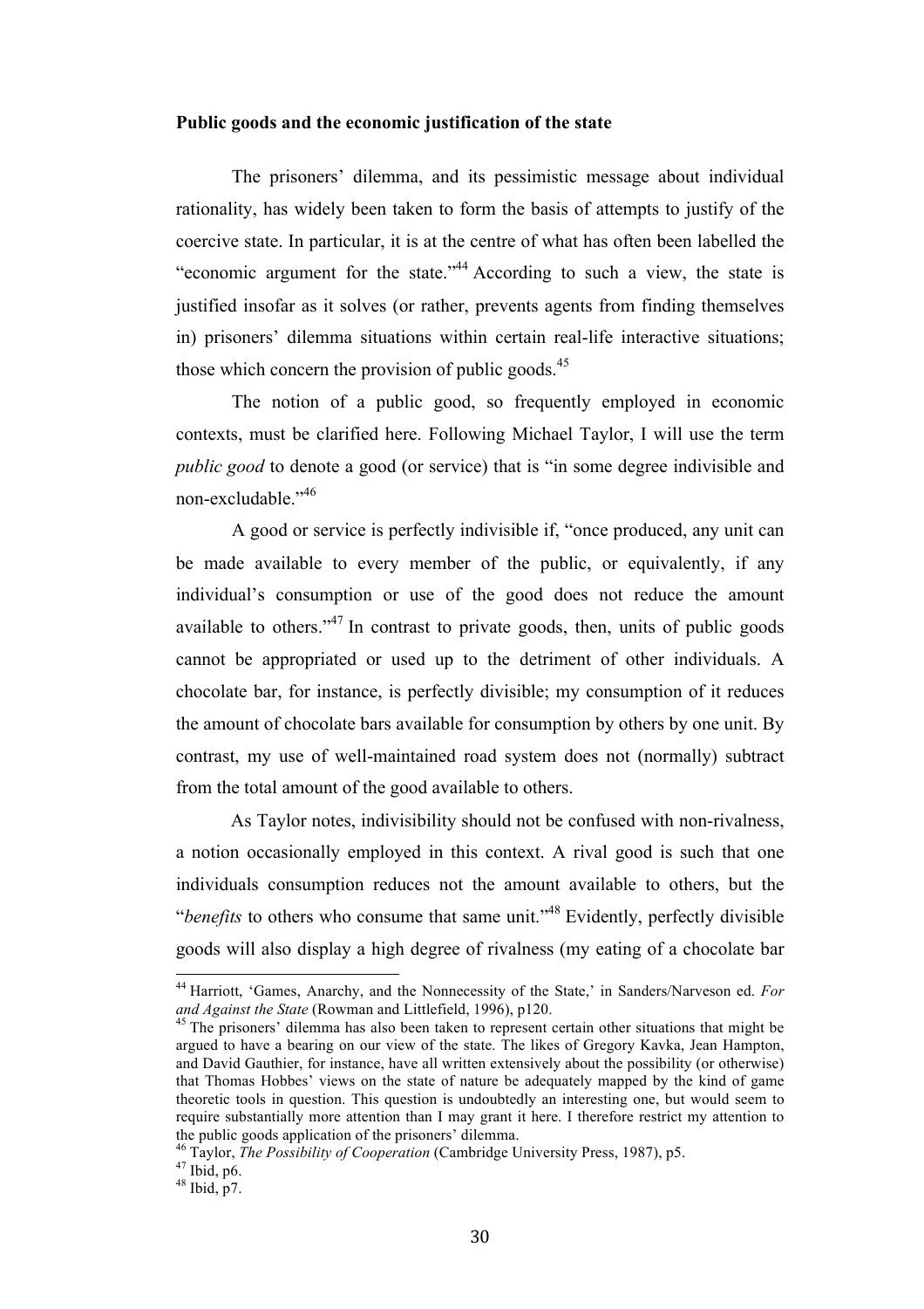**Public goods and the economic justification of the state**

The prisoners' dilemma, and its pessimistic message about individual rationality, has widely been taken to form the basis of attempts to justify of the coercive state. In particular, it is at the centre of what has often been labelled the "economic argument for the state."[44] According to such a view, the state is justified insofar as it solves (or rather, prevents agents from finding themselves in) prisoners' dilemma situations within certain real-life interactive situations; those which concern the provision of public goods.[45]

The notion of a public good, so frequently employed in economic contexts, must be clarified here. Following Michael Taylor, I will use the term *public good* to denote a good (or service) that is "in some degree indivisible and non-excludable."[46]

A good or service is perfectly indivisible if, "once produced, any unit can be made available to every member of the public, or equivalently, if any individual's consumption or use of the good does not reduce the amount available to others."[47] In contrast to private goods, then, units of public goods cannot be appropriated or used up to the detriment of other individuals. A chocolate bar, for instance, is perfectly divisible; my consumption of it reduces the amount of chocolate bars available for consumption by others by one unit. By contrast, my use of well-maintained road system does not (normally) subtract from the total amount of the good available to others.

As Taylor notes, indivisibility should not be confused with non-rivalness, a notion occasionally employed in this context. A rival good is such that one individuals consumption reduces not the amount available to others, but the "*benefits* to others who consume that same unit."[48] Evidently, perfectly divisible goods will also display a high degree of rivalness (my eating of a chocolate bar

---

[44] Harriott, 'Games, Anarchy, and the Nonnecessity of the State,' in Sanders/Narveson ed. *For and Against the State* (Rowman and Littlefield, 1996), p120.

[45] The prisoners' dilemma has also been taken to represent certain other situations that might be argued to have a bearing on our view of the state. The likes of Gregory Kavka, Jean Hampton, and David Gauthier, for instance, have all written extensively about the possibility (or otherwise) that Thomas Hobbes' views on the state of nature be adequately mapped by the kind of game theoretic tools in question. This question is undoubtedly an interesting one, but would seem to require substantially more attention than I may grant it here. I therefore restrict my attention to the public goods application of the prisoners' dilemma.

[46] Taylor, *The Possibility of Cooperation* (Cambridge University Press, 1987), p5.

[47] Ibid, p6.

[48] Ibid, p7.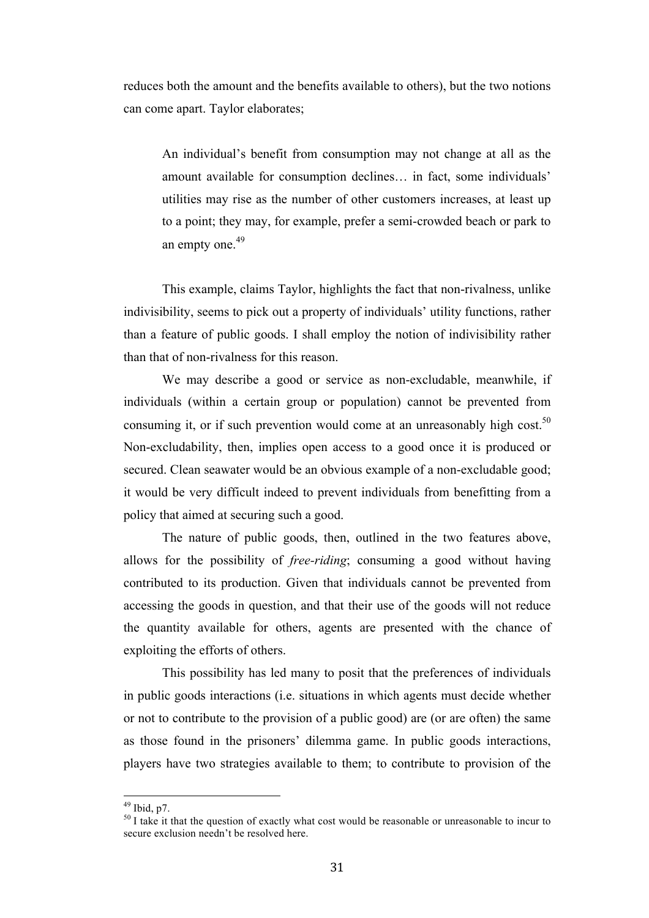reduces both the amount and the benefits available to others), but the two notions can come apart. Taylor elaborates;

> An individual's benefit from consumption may not change at all as the amount available for consumption declines… in fact, some individuals' utilities may rise as the number of other customers increases, at least up to a point; they may, for example, prefer a semi-crowded beach or park to an empty one.[49]

This example, claims Taylor, highlights the fact that non-rivalness, unlike indivisibility, seems to pick out a property of individuals' utility functions, rather than a feature of public goods. I shall employ the notion of indivisibility rather than that of non-rivalness for this reason.

We may describe a good or service as non-excludable, meanwhile, if individuals (within a certain group or population) cannot be prevented from consuming it, or if such prevention would come at an unreasonably high cost.[50] Non-excludability, then, implies open access to a good once it is produced or secured. Clean seawater would be an obvious example of a non-excludable good; it would be very difficult indeed to prevent individuals from benefitting from a policy that aimed at securing such a good.

The nature of public goods, then, outlined in the two features above, allows for the possibility of *free-riding*; consuming a good without having contributed to its production. Given that individuals cannot be prevented from accessing the goods in question, and that their use of the goods will not reduce the quantity available for others, agents are presented with the chance of exploiting the efforts of others.

This possibility has led many to posit that the preferences of individuals in public goods interactions (i.e. situations in which agents must decide whether or not to contribute to the provision of a public good) are (or are often) the same as those found in the prisoners' dilemma game. In public goods interactions, players have two strategies available to them; to contribute to provision of the

---

[49] Ibid, p7.

[50] I take it that the question of exactly what cost would be reasonable or unreasonable to incur to secure exclusion needn't be resolved here.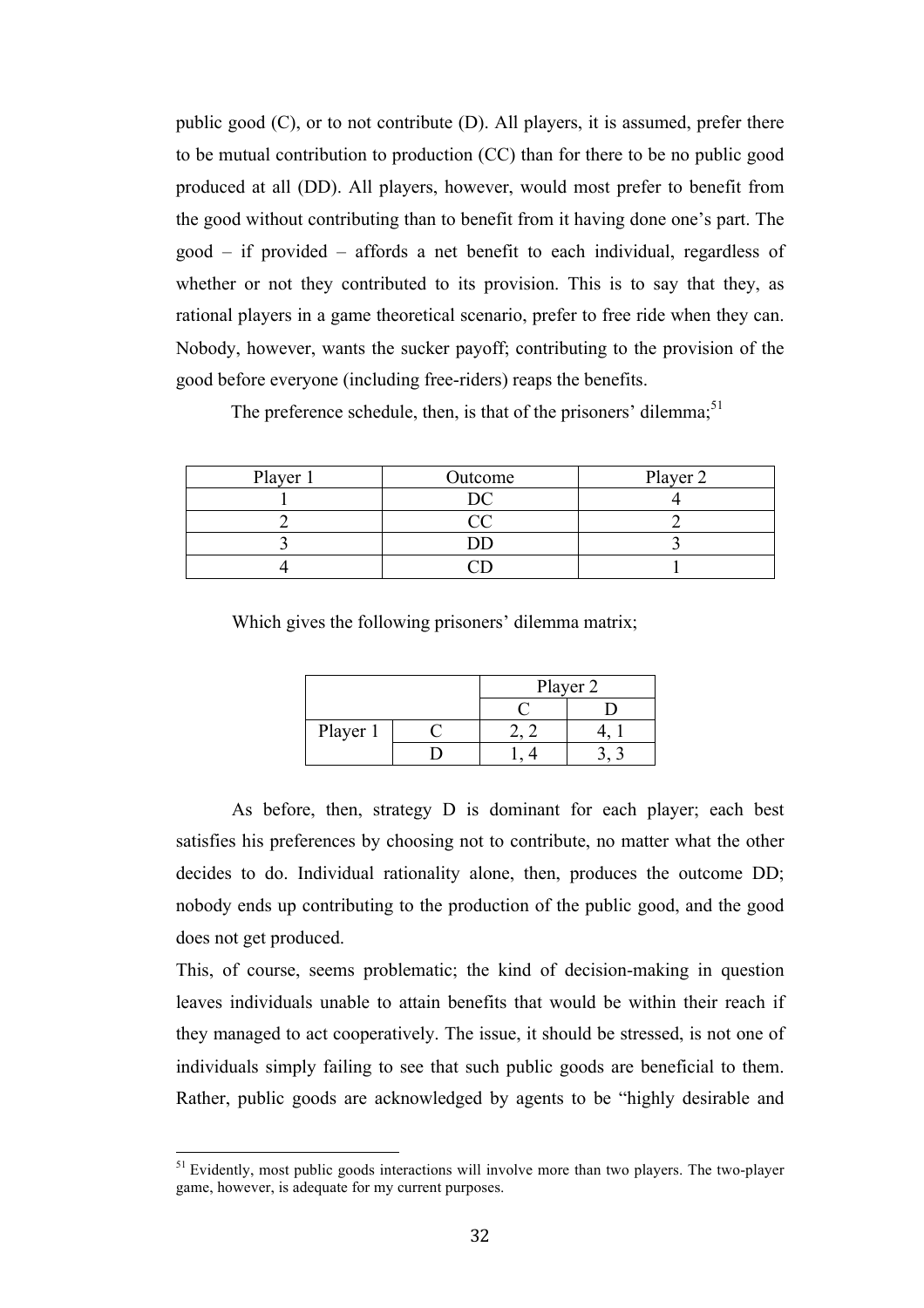public good (C), or to not contribute (D). All players, it is assumed, prefer there to be mutual contribution to production (CC) than for there to be no public good produced at all (DD). All players, however, would most prefer to benefit from the good without contributing than to benefit from it having done one's part. The good – if provided – affords a net benefit to each individual, regardless of whether or not they contributed to its provision. This is to say that they, as rational players in a game theoretical scenario, prefer to free ride when they can. Nobody, however, wants the sucker payoff; contributing to the provision of the good before everyone (including free-riders) reaps the benefits.

The preference schedule, then, is that of the prisoners' dilemma;[51]

| Player 1 | Outcome | Player 2 |
|---|---|---|
| 1 | DC | 4 |
| 2 | CC | 2 |
| 3 | DD | 3 |
| 4 | CD | 1 |

Which gives the following prisoners' dilemma matrix;

| | | Player 2 | |
|---|---|---|---|
| | | C | D |
| Player 1 | C | 2, 2 | 4, 1 |
| | D | 1, 4 | 3, 3 |

As before, then, strategy D is dominant for each player; each best satisfies his preferences by choosing not to contribute, no matter what the other decides to do. Individual rationality alone, then, produces the outcome DD; nobody ends up contributing to the production of the public good, and the good does not get produced.

This, of course, seems problematic; the kind of decision-making in question leaves individuals unable to attain benefits that would be within their reach if they managed to act cooperatively. The issue, it should be stressed, is not one of individuals simply failing to see that such public goods are beneficial to them. Rather, public goods are acknowledged by agents to be "highly desirable and

[51] Evidently, most public goods interactions will involve more than two players. The two-player game, however, is adequate for my current purposes.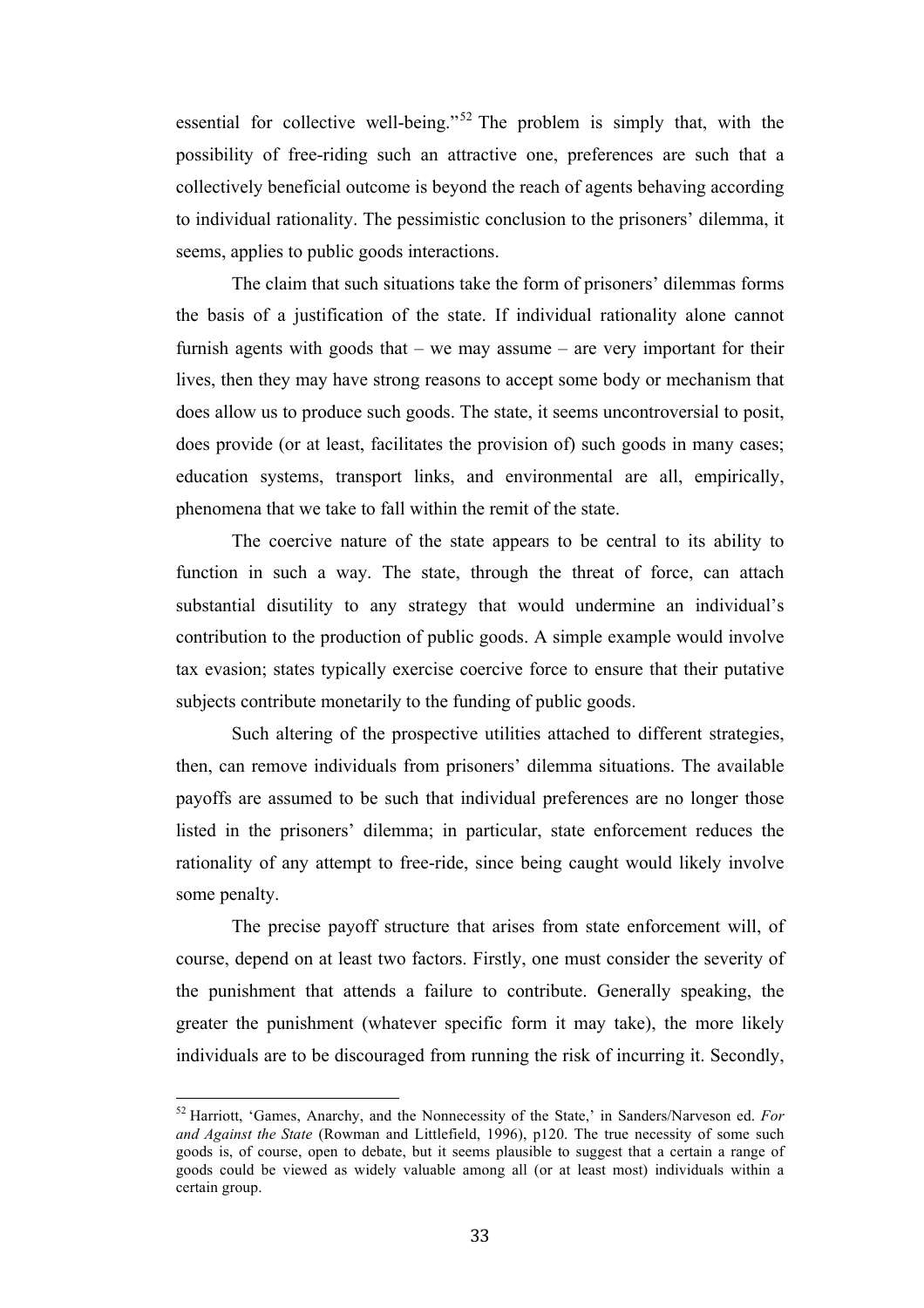essential for collective well-being."[52] The problem is simply that, with the possibility of free-riding such an attractive one, preferences are such that a collectively beneficial outcome is beyond the reach of agents behaving according to individual rationality. The pessimistic conclusion to the prisoners' dilemma, it seems, applies to public goods interactions.

The claim that such situations take the form of prisoners' dilemmas forms the basis of a justification of the state. If individual rationality alone cannot furnish agents with goods that – we may assume – are very important for their lives, then they may have strong reasons to accept some body or mechanism that does allow us to produce such goods. The state, it seems uncontroversial to posit, does provide (or at least, facilitates the provision of) such goods in many cases; education systems, transport links, and environmental are all, empirically, phenomena that we take to fall within the remit of the state.

The coercive nature of the state appears to be central to its ability to function in such a way. The state, through the threat of force, can attach substantial disutility to any strategy that would undermine an individual's contribution to the production of public goods. A simple example would involve tax evasion; states typically exercise coercive force to ensure that their putative subjects contribute monetarily to the funding of public goods.

Such altering of the prospective utilities attached to different strategies, then, can remove individuals from prisoners' dilemma situations. The available payoffs are assumed to be such that individual preferences are no longer those listed in the prisoners' dilemma; in particular, state enforcement reduces the rationality of any attempt to free-ride, since being caught would likely involve some penalty.

The precise payoff structure that arises from state enforcement will, of course, depend on at least two factors. Firstly, one must consider the severity of the punishment that attends a failure to contribute. Generally speaking, the greater the punishment (whatever specific form it may take), the more likely individuals are to be discouraged from running the risk of incurring it. Secondly,

---

[52] Harriott, 'Games, Anarchy, and the Nonnecessity of the State,' in Sanders/Narveson ed. *For and Against the State* (Rowman and Littlefield, 1996), p120. The true necessity of some such goods is, of course, open to debate, but it seems plausible to suggest that a certain a range of goods could be viewed as widely valuable among all (or at least most) individuals within a certain group.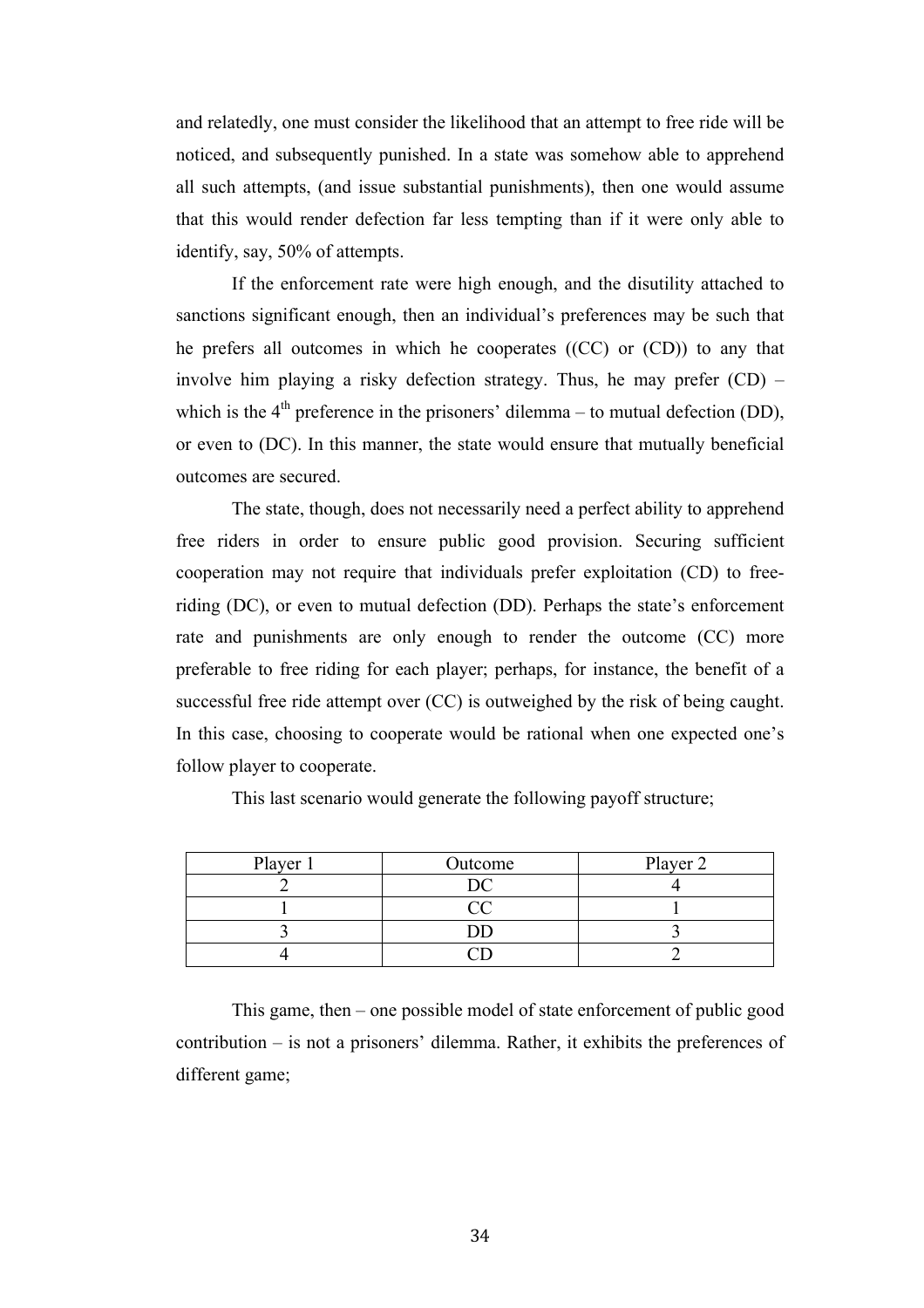and relatedly, one must consider the likelihood that an attempt to free ride will be noticed, and subsequently punished. In a state was somehow able to apprehend all such attempts, (and issue substantial punishments), then one would assume that this would render defection far less tempting than if it were only able to identify, say, 50% of attempts.

If the enforcement rate were high enough, and the disutility attached to sanctions significant enough, then an individual's preferences may be such that he prefers all outcomes in which he cooperates ((CC) or (CD)) to any that involve him playing a risky defection strategy. Thus, he may prefer (CD) – which is the 4th preference in the prisoners' dilemma – to mutual defection (DD), or even to (DC). In this manner, the state would ensure that mutually beneficial outcomes are secured.

The state, though, does not necessarily need a perfect ability to apprehend free riders in order to ensure public good provision. Securing sufficient cooperation may not require that individuals prefer exploitation (CD) to free-riding (DC), or even to mutual defection (DD). Perhaps the state's enforcement rate and punishments are only enough to render the outcome (CC) more preferable to free riding for each player; perhaps, for instance, the benefit of a successful free ride attempt over (CC) is outweighed by the risk of being caught. In this case, choosing to cooperate would be rational when one expected one's follow player to cooperate.

This last scenario would generate the following payoff structure;

| Player 1 | Outcome | Player 2 |
|---|---|---|
| 2 | DC | 4 |
| 1 | CC | 1 |
| 3 | DD | 3 |
| 4 | CD | 2 |

This game, then – one possible model of state enforcement of public good contribution – is not a prisoners' dilemma. Rather, it exhibits the preferences of different game;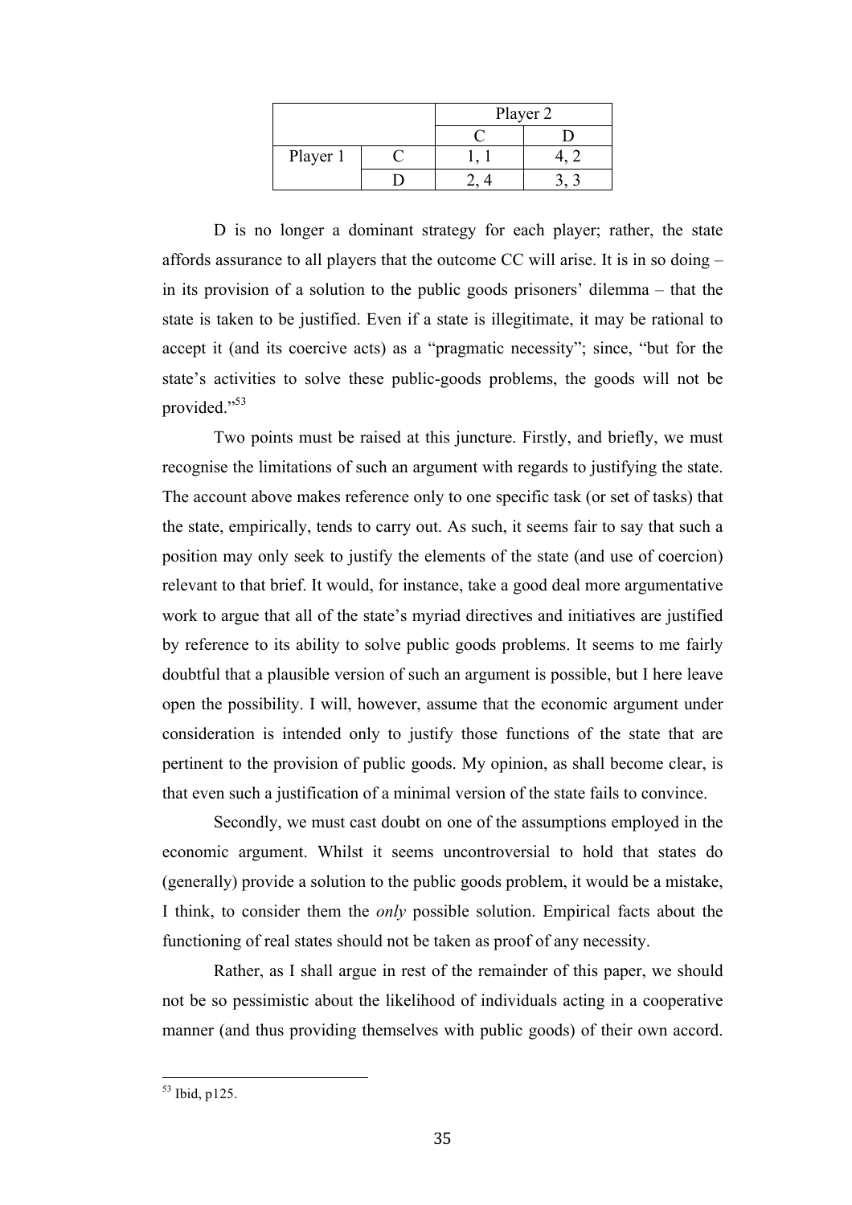| | | Player 2 | |
|---|---|---|---|
| | | C | D |
| Player 1 | C | 1, 1 | 4, 2 |
| | D | 2, 4 | 3, 3 |

D is no longer a dominant strategy for each player; rather, the state affords assurance to all players that the outcome CC will arise. It is in so doing – in its provision of a solution to the public goods prisoners' dilemma – that the state is taken to be justified. Even if a state is illegitimate, it may be rational to accept it (and its coercive acts) as a "pragmatic necessity"; since, "but for the state's activities to solve these public-goods problems, the goods will not be provided."[53]

Two points must be raised at this juncture. Firstly, and briefly, we must recognise the limitations of such an argument with regards to justifying the state. The account above makes reference only to one specific task (or set of tasks) that the state, empirically, tends to carry out. As such, it seems fair to say that such a position may only seek to justify the elements of the state (and use of coercion) relevant to that brief. It would, for instance, take a good deal more argumentative work to argue that all of the state's myriad directives and initiatives are justified by reference to its ability to solve public goods problems. It seems to me fairly doubtful that a plausible version of such an argument is possible, but I here leave open the possibility. I will, however, assume that the economic argument under consideration is intended only to justify those functions of the state that are pertinent to the provision of public goods. My opinion, as shall become clear, is that even such a justification of a minimal version of the state fails to convince.

Secondly, we must cast doubt on one of the assumptions employed in the economic argument. Whilst it seems uncontroversial to hold that states do (generally) provide a solution to the public goods problem, it would be a mistake, I think, to consider them the *only* possible solution. Empirical facts about the functioning of real states should not be taken as proof of any necessity.

Rather, as I shall argue in rest of the remainder of this paper, we should not be so pessimistic about the likelihood of individuals acting in a cooperative manner (and thus providing themselves with public goods) of their own accord.

[53] Ibid, p125.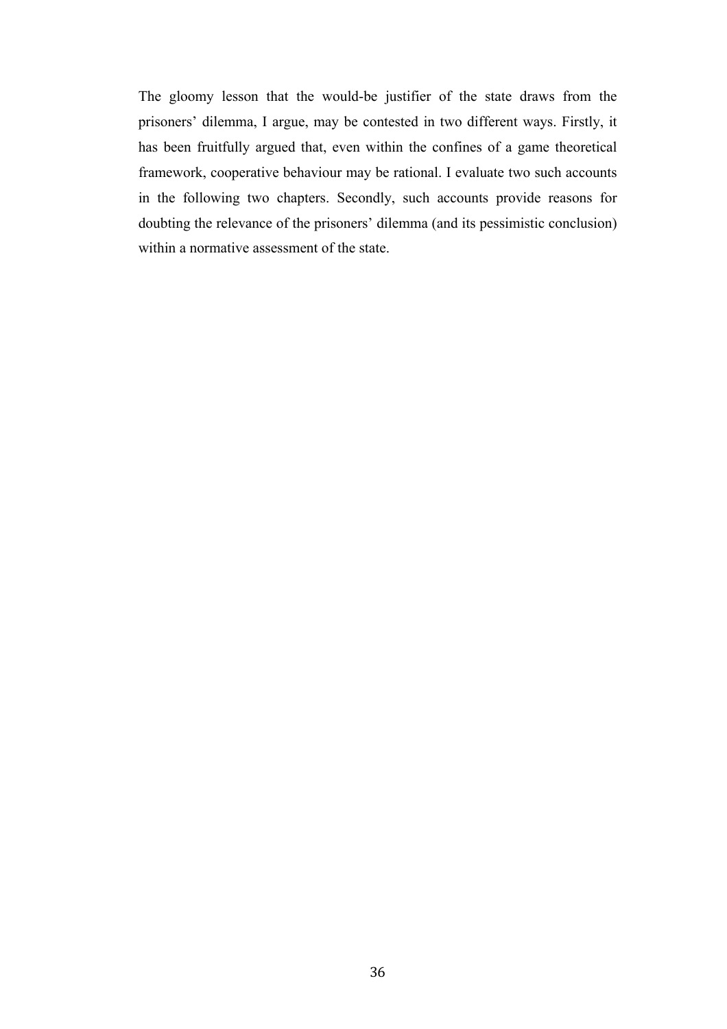The gloomy lesson that the would-be justifier of the state draws from the prisoners' dilemma, I argue, may be contested in two different ways. Firstly, it has been fruitfully argued that, even within the confines of a game theoretical framework, cooperative behaviour may be rational. I evaluate two such accounts in the following two chapters. Secondly, such accounts provide reasons for doubting the relevance of the prisoners' dilemma (and its pessimistic conclusion) within a normative assessment of the state.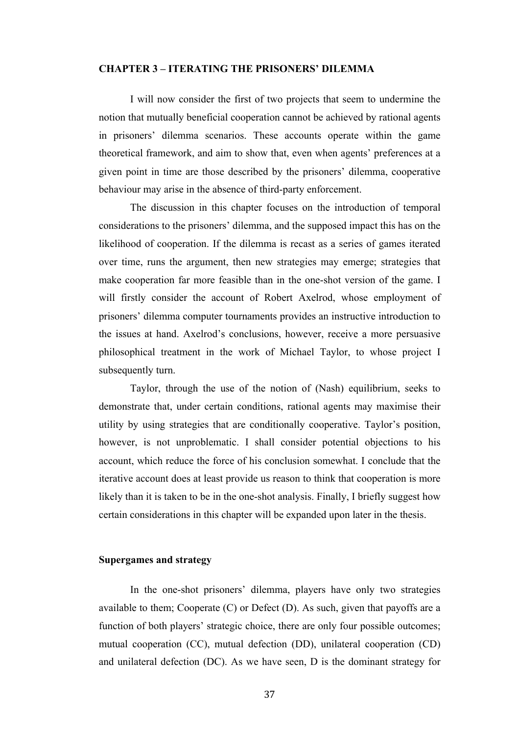## CHAPTER 3 – ITERATING THE PRISONERS' DILEMMA

I will now consider the first of two projects that seem to undermine the notion that mutually beneficial cooperation cannot be achieved by rational agents in prisoners' dilemma scenarios. These accounts operate within the game theoretical framework, and aim to show that, even when agents' preferences at a given point in time are those described by the prisoners' dilemma, cooperative behaviour may arise in the absence of third-party enforcement.

The discussion in this chapter focuses on the introduction of temporal considerations to the prisoners' dilemma, and the supposed impact this has on the likelihood of cooperation. If the dilemma is recast as a series of games iterated over time, runs the argument, then new strategies may emerge; strategies that make cooperation far more feasible than in the one-shot version of the game. I will firstly consider the account of Robert Axelrod, whose employment of prisoners' dilemma computer tournaments provides an instructive introduction to the issues at hand. Axelrod's conclusions, however, receive a more persuasive philosophical treatment in the work of Michael Taylor, to whose project I subsequently turn.

Taylor, through the use of the notion of (Nash) equilibrium, seeks to demonstrate that, under certain conditions, rational agents may maximise their utility by using strategies that are conditionally cooperative. Taylor's position, however, is not unproblematic. I shall consider potential objections to his account, which reduce the force of his conclusion somewhat. I conclude that the iterative account does at least provide us reason to think that cooperation is more likely than it is taken to be in the one-shot analysis. Finally, I briefly suggest how certain considerations in this chapter will be expanded upon later in the thesis.

### Supergames and strategy

In the one-shot prisoners' dilemma, players have only two strategies available to them; Cooperate (C) or Defect (D). As such, given that payoffs are a function of both players' strategic choice, there are only four possible outcomes; mutual cooperation (CC), mutual defection (DD), unilateral cooperation (CD) and unilateral defection (DC). As we have seen, D is the dominant strategy for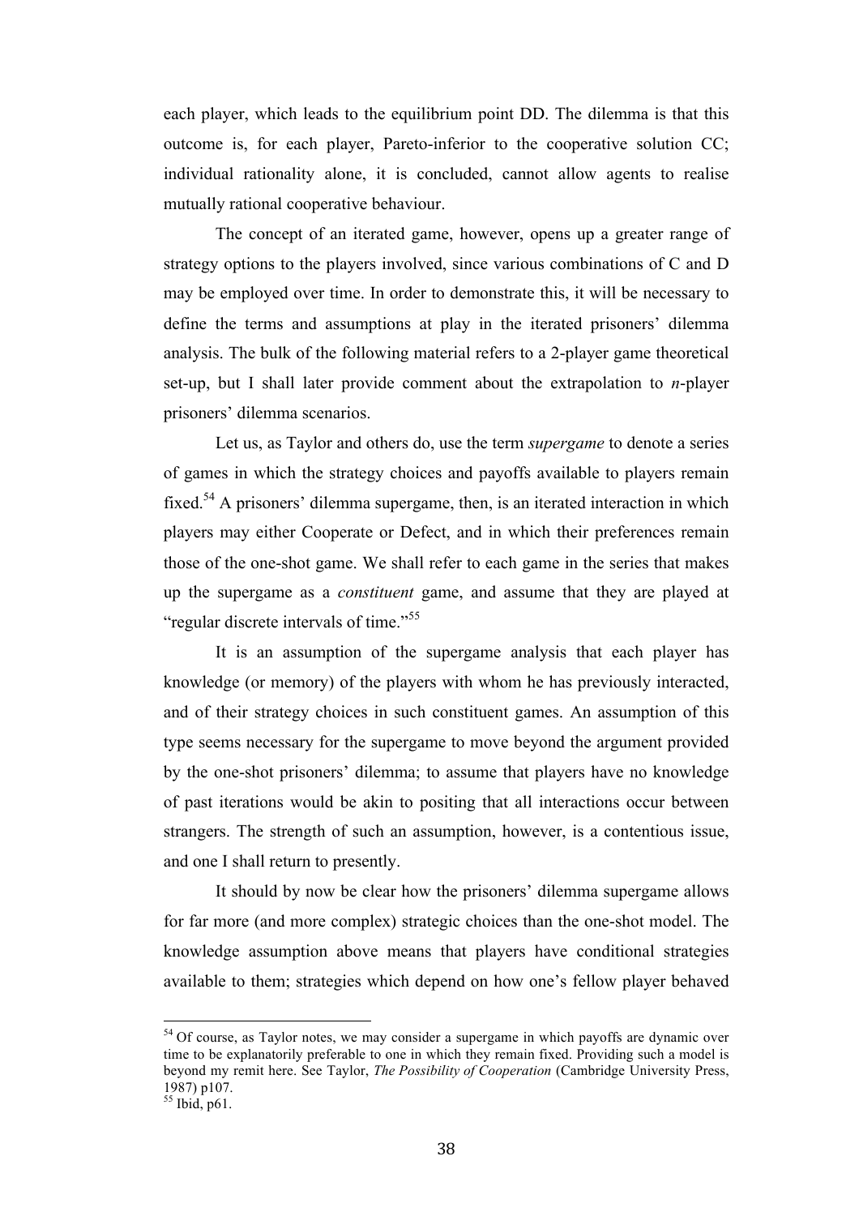each player, which leads to the equilibrium point DD. The dilemma is that this outcome is, for each player, Pareto-inferior to the cooperative solution CC; individual rationality alone, it is concluded, cannot allow agents to realise mutually rational cooperative behaviour.

The concept of an iterated game, however, opens up a greater range of strategy options to the players involved, since various combinations of C and D may be employed over time. In order to demonstrate this, it will be necessary to define the terms and assumptions at play in the iterated prisoners' dilemma analysis. The bulk of the following material refers to a 2-player game theoretical set-up, but I shall later provide comment about the extrapolation to *n*-player prisoners' dilemma scenarios.

Let us, as Taylor and others do, use the term *supergame* to denote a series of games in which the strategy choices and payoffs available to players remain fixed.[54] A prisoners' dilemma supergame, then, is an iterated interaction in which players may either Cooperate or Defect, and in which their preferences remain those of the one-shot game. We shall refer to each game in the series that makes up the supergame as a *constituent* game, and assume that they are played at "regular discrete intervals of time."[55]

It is an assumption of the supergame analysis that each player has knowledge (or memory) of the players with whom he has previously interacted, and of their strategy choices in such constituent games. An assumption of this type seems necessary for the supergame to move beyond the argument provided by the one-shot prisoners' dilemma; to assume that players have no knowledge of past iterations would be akin to positing that all interactions occur between strangers. The strength of such an assumption, however, is a contentious issue, and one I shall return to presently.

It should by now be clear how the prisoners' dilemma supergame allows for far more (and more complex) strategic choices than the one-shot model. The knowledge assumption above means that players have conditional strategies available to them; strategies which depend on how one's fellow player behaved

---

[54] Of course, as Taylor notes, we may consider a supergame in which payoffs are dynamic over time to be explanatorily preferable to one in which they remain fixed. Providing such a model is beyond my remit here. See Taylor, *The Possibility of Cooperation* (Cambridge University Press, 1987) p107.

[55] Ibid, p61.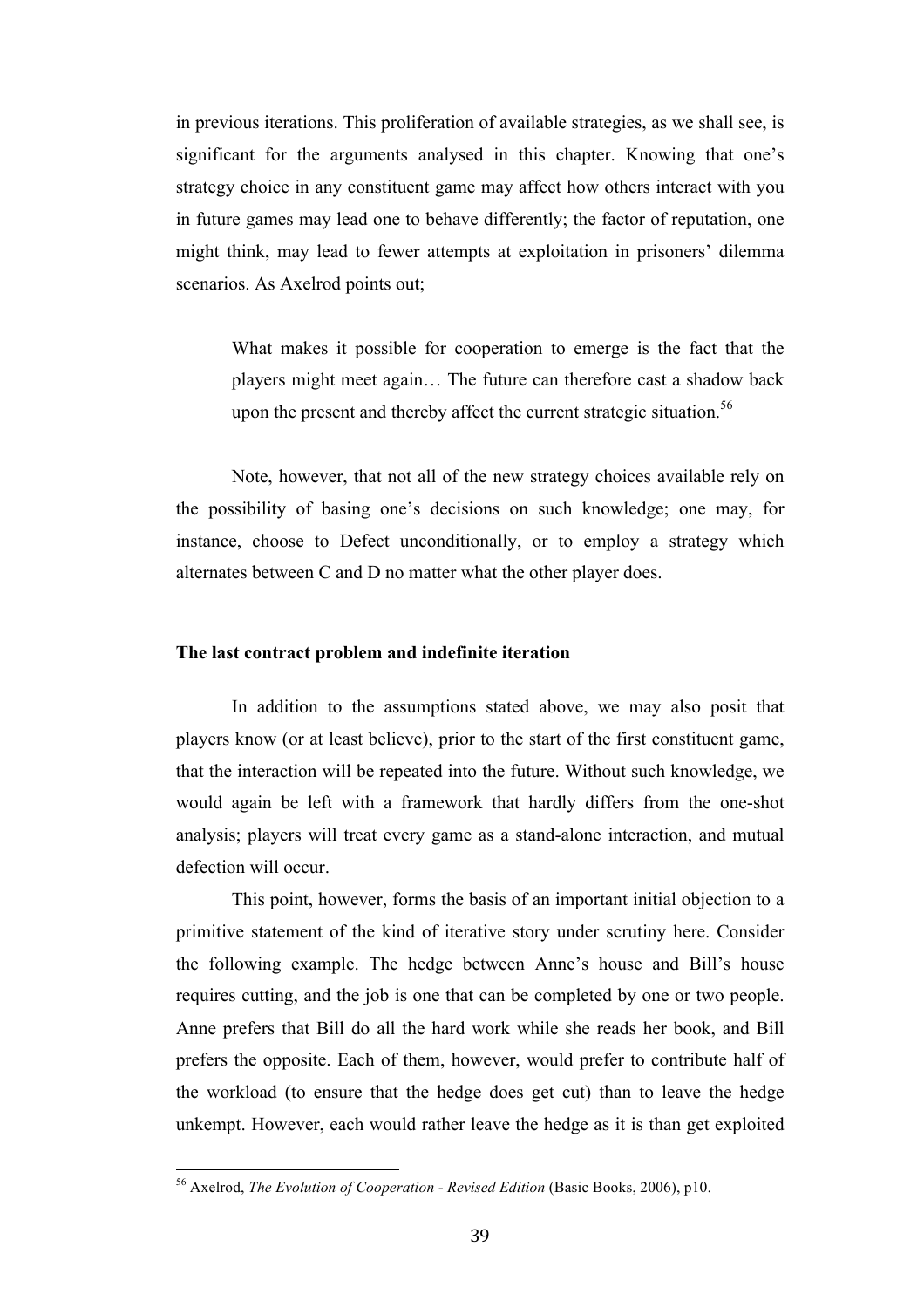in previous iterations. This proliferation of available strategies, as we shall see, is significant for the arguments analysed in this chapter. Knowing that one's strategy choice in any constituent game may affect how others interact with you in future games may lead one to behave differently; the factor of reputation, one might think, may lead to fewer attempts at exploitation in prisoners' dilemma scenarios. As Axelrod points out;

> What makes it possible for cooperation to emerge is the fact that the players might meet again… The future can therefore cast a shadow back upon the present and thereby affect the current strategic situation.[56]

Note, however, that not all of the new strategy choices available rely on the possibility of basing one's decisions on such knowledge; one may, for instance, choose to Defect unconditionally, or to employ a strategy which alternates between C and D no matter what the other player does.

### The last contract problem and indefinite iteration

In addition to the assumptions stated above, we may also posit that players know (or at least believe), prior to the start of the first constituent game, that the interaction will be repeated into the future. Without such knowledge, we would again be left with a framework that hardly differs from the one-shot analysis; players will treat every game as a stand-alone interaction, and mutual defection will occur.

This point, however, forms the basis of an important initial objection to a primitive statement of the kind of iterative story under scrutiny here. Consider the following example. The hedge between Anne's house and Bill's house requires cutting, and the job is one that can be completed by one or two people. Anne prefers that Bill do all the hard work while she reads her book, and Bill prefers the opposite. Each of them, however, would prefer to contribute half of the workload (to ensure that the hedge does get cut) than to leave the hedge unkempt. However, each would rather leave the hedge as it is than get exploited

---

[56] Axelrod, *The Evolution of Cooperation - Revised Edition* (Basic Books, 2006), p10.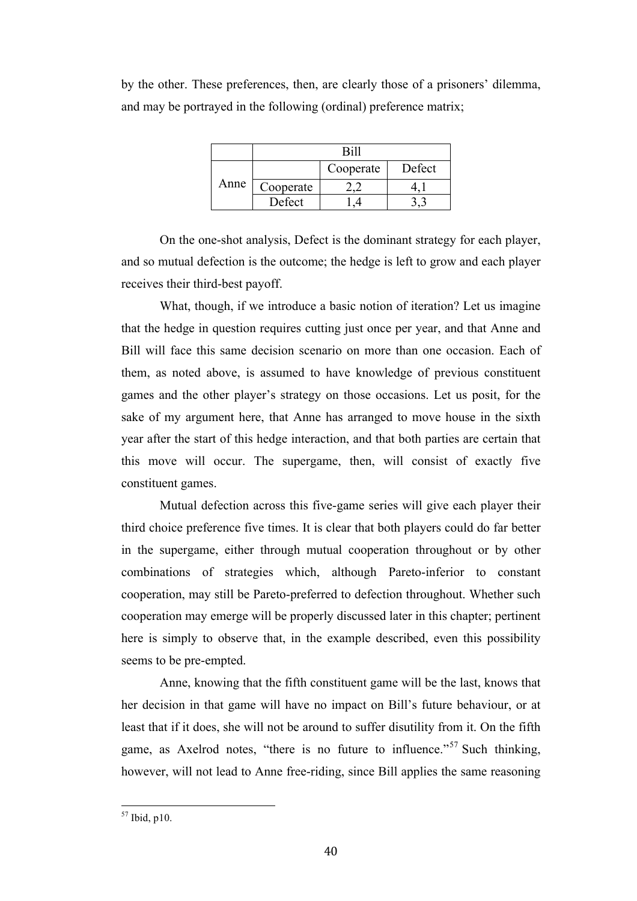by the other. These preferences, then, are clearly those of a prisoners' dilemma, and may be portrayed in the following (ordinal) preference matrix;

| | | Bill | |
|---|---|---|---|
| | | Cooperate | Defect |
| Anne | Cooperate | 2,2 | 4,1 |
| | Defect | 1,4 | 3,3 |

On the one-shot analysis, Defect is the dominant strategy for each player, and so mutual defection is the outcome; the hedge is left to grow and each player receives their third-best payoff.

What, though, if we introduce a basic notion of iteration? Let us imagine that the hedge in question requires cutting just once per year, and that Anne and Bill will face this same decision scenario on more than one occasion. Each of them, as noted above, is assumed to have knowledge of previous constituent games and the other player's strategy on those occasions. Let us posit, for the sake of my argument here, that Anne has arranged to move house in the sixth year after the start of this hedge interaction, and that both parties are certain that this move will occur. The supergame, then, will consist of exactly five constituent games.

Mutual defection across this five-game series will give each player their third choice preference five times. It is clear that both players could do far better in the supergame, either through mutual cooperation throughout or by other combinations of strategies which, although Pareto-inferior to constant cooperation, may still be Pareto-preferred to defection throughout. Whether such cooperation may emerge will be properly discussed later in this chapter; pertinent here is simply to observe that, in the example described, even this possibility seems to be pre-empted.

Anne, knowing that the fifth constituent game will be the last, knows that her decision in that game will have no impact on Bill's future behaviour, or at least that if it does, she will not be around to suffer disutility from it. On the fifth game, as Axelrod notes, "there is no future to influence."[57] Such thinking, however, will not lead to Anne free-riding, since Bill applies the same reasoning

[57] Ibid, p10.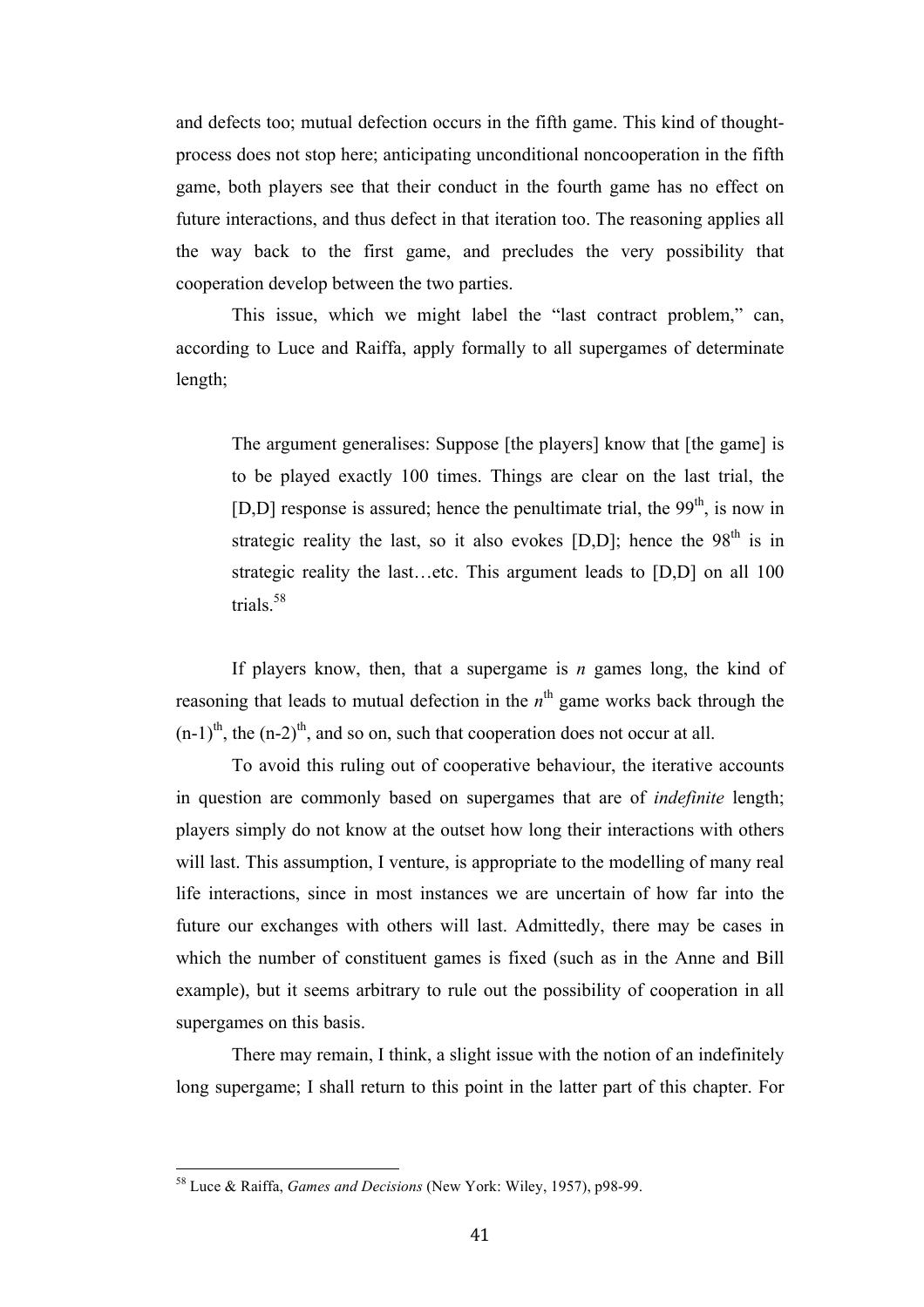and defects too; mutual defection occurs in the fifth game. This kind of thought-process does not stop here; anticipating unconditional noncooperation in the fifth game, both players see that their conduct in the fourth game has no effect on future interactions, and thus defect in that iteration too. The reasoning applies all the way back to the first game, and precludes the very possibility that cooperation develop between the two parties.

This issue, which we might label the "last contract problem," can, according to Luce and Raiffa, apply formally to all supergames of determinate length;

> The argument generalises: Suppose [the players] know that [the game] is to be played exactly 100 times. Things are clear on the last trial, the [D,D] response is assured; hence the penultimate trial, the 99th, is now in strategic reality the last, so it also evokes [D,D]; hence the 98th is in strategic reality the last…etc. This argument leads to [D,D] on all 100 trials.[58]

If players know, then, that a supergame is *n* games long, the kind of reasoning that leads to mutual defection in the $n^{\text{th}}$ game works back through the $(n\text{-}1)^{\text{th}}$, the $(n\text{-}2)^{\text{th}}$, and so on, such that cooperation does not occur at all.

To avoid this ruling out of cooperative behaviour, the iterative accounts in question are commonly based on supergames that are of *indefinite* length; players simply do not know at the outset how long their interactions with others will last. This assumption, I venture, is appropriate to the modelling of many real life interactions, since in most instances we are uncertain of how far into the future our exchanges with others will last. Admittedly, there may be cases in which the number of constituent games is fixed (such as in the Anne and Bill example), but it seems arbitrary to rule out the possibility of cooperation in all supergames on this basis.

There may remain, I think, a slight issue with the notion of an indefinitely long supergame; I shall return to this point in the latter part of this chapter. For

---

[58] Luce & Raiffa, *Games and Decisions* (New York: Wiley, 1957), p98-99.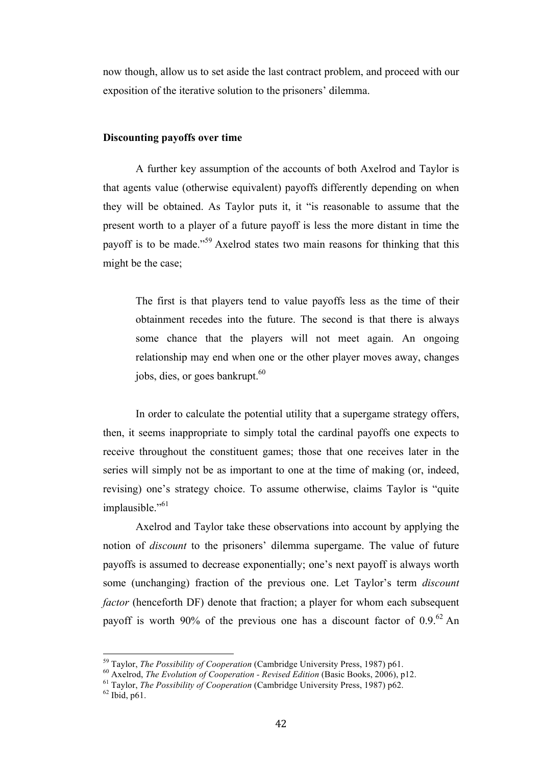now though, allow us to set aside the last contract problem, and proceed with our exposition of the iterative solution to the prisoners' dilemma.

### Discounting payoffs over time

A further key assumption of the accounts of both Axelrod and Taylor is that agents value (otherwise equivalent) payoffs differently depending on when they will be obtained. As Taylor puts it, it "is reasonable to assume that the present worth to a player of a future payoff is less the more distant in time the payoff is to be made."[59] Axelrod states two main reasons for thinking that this might be the case;

> The first is that players tend to value payoffs less as the time of their obtainment recedes into the future. The second is that there is always some chance that the players will not meet again. An ongoing relationship may end when one or the other player moves away, changes jobs, dies, or goes bankrupt.[60]

In order to calculate the potential utility that a supergame strategy offers, then, it seems inappropriate to simply total the cardinal payoffs one expects to receive throughout the constituent games; those that one receives later in the series will simply not be as important to one at the time of making (or, indeed, revising) one's strategy choice. To assume otherwise, claims Taylor is "quite implausible."[61]

Axelrod and Taylor take these observations into account by applying the notion of *discount* to the prisoners' dilemma supergame. The value of future payoffs is assumed to decrease exponentially; one's next payoff is always worth some (unchanging) fraction of the previous one. Let Taylor's term *discount factor* (henceforth DF) denote that fraction; a player for whom each subsequent payoff is worth 90% of the previous one has a discount factor of 0.9.[62] An

---

[59] Taylor, *The Possibility of Cooperation* (Cambridge University Press, 1987) p61.
[60] Axelrod, *The Evolution of Cooperation - Revised Edition* (Basic Books, 2006), p12.
[61] Taylor, *The Possibility of Cooperation* (Cambridge University Press, 1987) p62.
[62] Ibid, p61.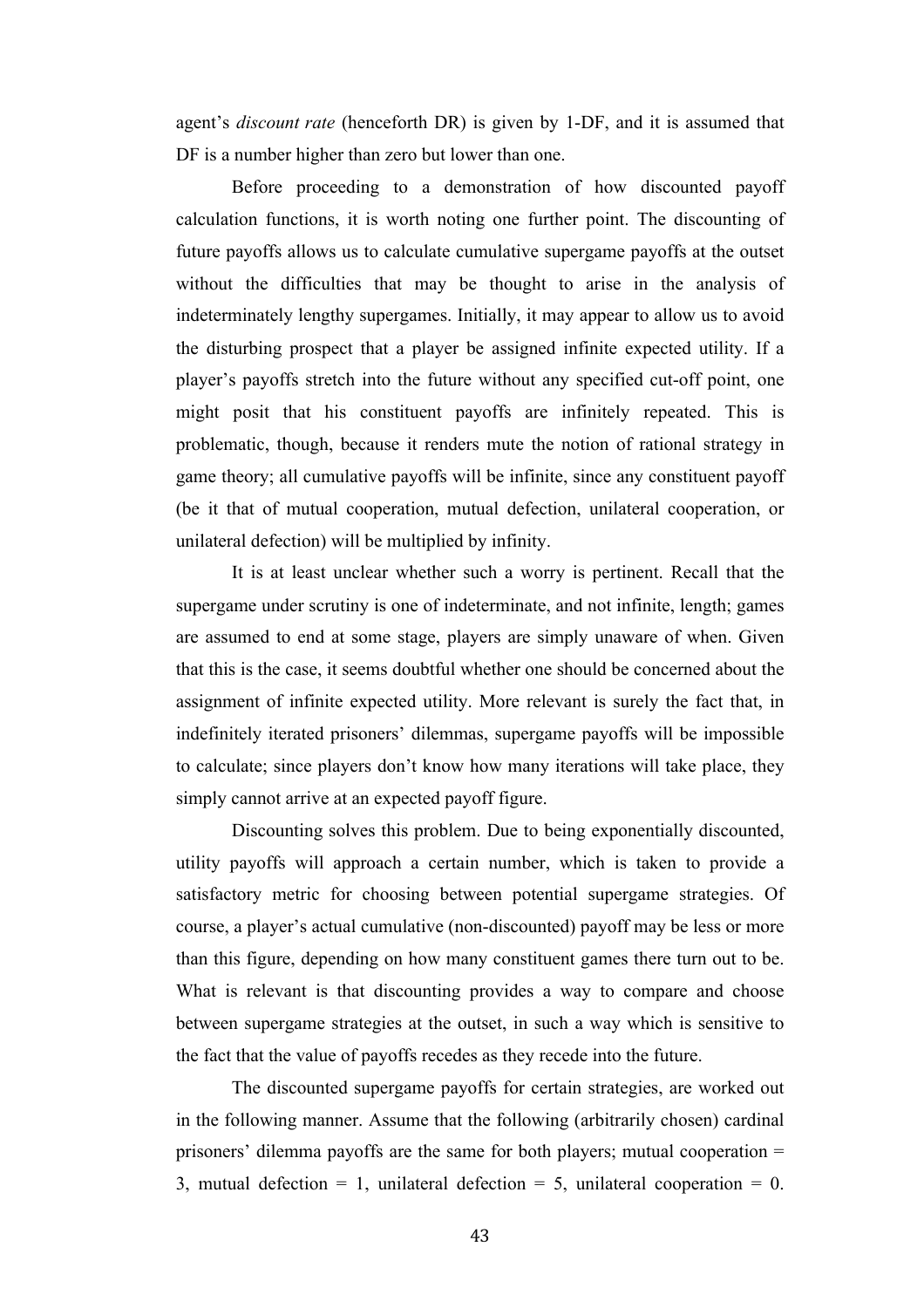agent's *discount rate* (henceforth DR) is given by 1-DF, and it is assumed that DF is a number higher than zero but lower than one.

Before proceeding to a demonstration of how discounted payoff calculation functions, it is worth noting one further point. The discounting of future payoffs allows us to calculate cumulative supergame payoffs at the outset without the difficulties that may be thought to arise in the analysis of indeterminately lengthy supergames. Initially, it may appear to allow us to avoid the disturbing prospect that a player be assigned infinite expected utility. If a player's payoffs stretch into the future without any specified cut-off point, one might posit that his constituent payoffs are infinitely repeated. This is problematic, though, because it renders mute the notion of rational strategy in game theory; all cumulative payoffs will be infinite, since any constituent payoff (be it that of mutual cooperation, mutual defection, unilateral cooperation, or unilateral defection) will be multiplied by infinity.

It is at least unclear whether such a worry is pertinent. Recall that the supergame under scrutiny is one of indeterminate, and not infinite, length; games are assumed to end at some stage, players are simply unaware of when. Given that this is the case, it seems doubtful whether one should be concerned about the assignment of infinite expected utility. More relevant is surely the fact that, in indefinitely iterated prisoners' dilemmas, supergame payoffs will be impossible to calculate; since players don't know how many iterations will take place, they simply cannot arrive at an expected payoff figure.

Discounting solves this problem. Due to being exponentially discounted, utility payoffs will approach a certain number, which is taken to provide a satisfactory metric for choosing between potential supergame strategies. Of course, a player's actual cumulative (non-discounted) payoff may be less or more than this figure, depending on how many constituent games there turn out to be. What is relevant is that discounting provides a way to compare and choose between supergame strategies at the outset, in such a way which is sensitive to the fact that the value of payoffs recedes as they recede into the future.

The discounted supergame payoffs for certain strategies, are worked out in the following manner. Assume that the following (arbitrarily chosen) cardinal prisoners' dilemma payoffs are the same for both players; mutual cooperation = 3, mutual defection = 1, unilateral defection = 5, unilateral cooperation = 0.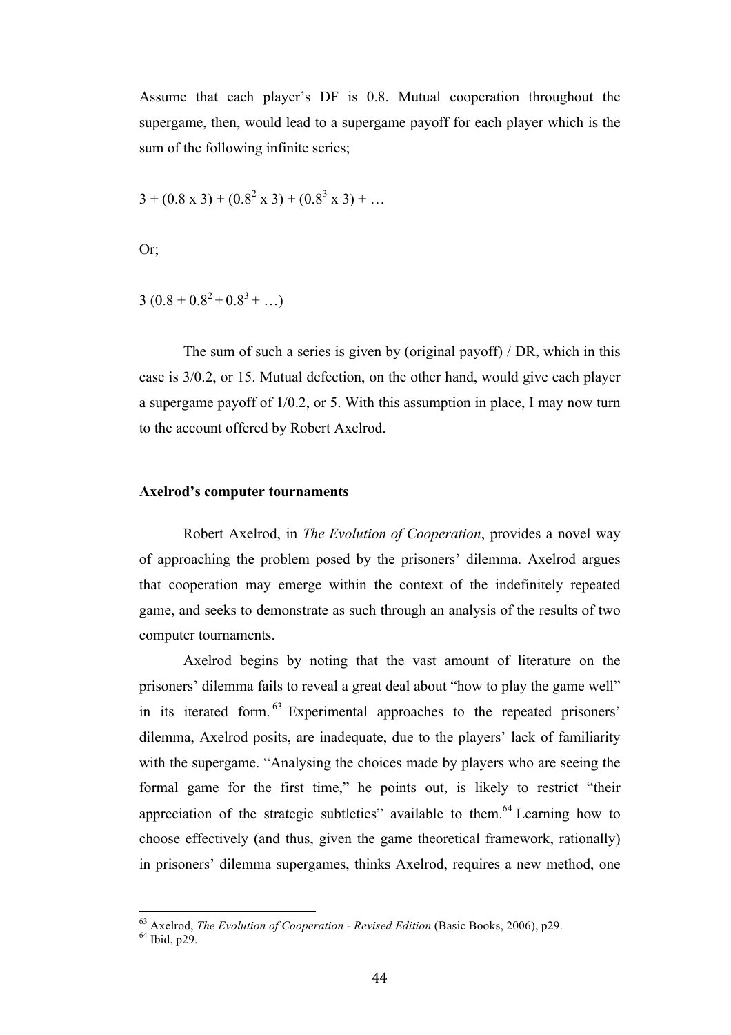Assume that each player's DF is 0.8. Mutual cooperation throughout the supergame, then, would lead to a supergame payoff for each player which is the sum of the following infinite series;

$$3 + (0.8 \times 3) + (0.8^2 \times 3) + (0.8^3 \times 3) + \ldots$$

Or;

$$3\,(0.8 + 0.8^2 + 0.8^3 + \ldots)$$

The sum of such a series is given by (original payoff) / DR, which in this case is 3/0.2, or 15. Mutual defection, on the other hand, would give each player a supergame payoff of 1/0.2, or 5. With this assumption in place, I may now turn to the account offered by Robert Axelrod.

### Axelrod's computer tournaments

Robert Axelrod, in *The Evolution of Cooperation*, provides a novel way of approaching the problem posed by the prisoners' dilemma. Axelrod argues that cooperation may emerge within the context of the indefinitely repeated game, and seeks to demonstrate as such through an analysis of the results of two computer tournaments.

Axelrod begins by noting that the vast amount of literature on the prisoners' dilemma fails to reveal a great deal about "how to play the game well" in its iterated form.[63] Experimental approaches to the repeated prisoners' dilemma, Axelrod posits, are inadequate, due to the players' lack of familiarity with the supergame. "Analysing the choices made by players who are seeing the formal game for the first time," he points out, is likely to restrict "their appreciation of the strategic subtleties" available to them.[64] Learning how to choose effectively (and thus, given the game theoretical framework, rationally) in prisoners' dilemma supergames, thinks Axelrod, requires a new method, one

---

[63] Axelrod, *The Evolution of Cooperation - Revised Edition* (Basic Books, 2006), p29.

[64] Ibid, p29.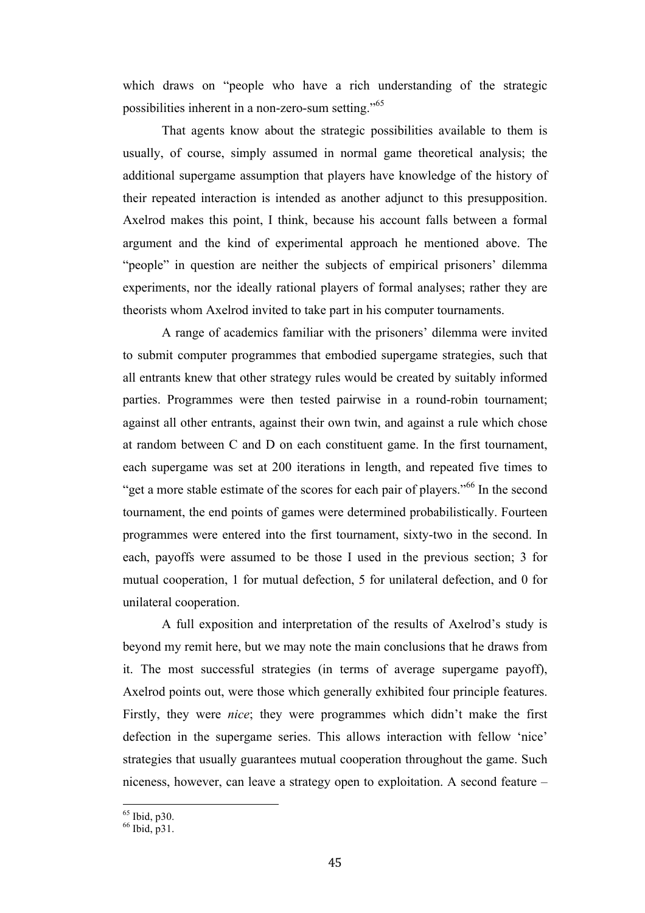which draws on "people who have a rich understanding of the strategic possibilities inherent in a non-zero-sum setting."[65]

That agents know about the strategic possibilities available to them is usually, of course, simply assumed in normal game theoretical analysis; the additional supergame assumption that players have knowledge of the history of their repeated interaction is intended as another adjunct to this presupposition. Axelrod makes this point, I think, because his account falls between a formal argument and the kind of experimental approach he mentioned above. The "people" in question are neither the subjects of empirical prisoners' dilemma experiments, nor the ideally rational players of formal analyses; rather they are theorists whom Axelrod invited to take part in his computer tournaments.

A range of academics familiar with the prisoners' dilemma were invited to submit computer programmes that embodied supergame strategies, such that all entrants knew that other strategy rules would be created by suitably informed parties. Programmes were then tested pairwise in a round-robin tournament; against all other entrants, against their own twin, and against a rule which chose at random between C and D on each constituent game. In the first tournament, each supergame was set at 200 iterations in length, and repeated five times to "get a more stable estimate of the scores for each pair of players."[66] In the second tournament, the end points of games were determined probabilistically. Fourteen programmes were entered into the first tournament, sixty-two in the second. In each, payoffs were assumed to be those I used in the previous section; 3 for mutual cooperation, 1 for mutual defection, 5 for unilateral defection, and 0 for unilateral cooperation.

A full exposition and interpretation of the results of Axelrod's study is beyond my remit here, but we may note the main conclusions that he draws from it. The most successful strategies (in terms of average supergame payoff), Axelrod points out, were those which generally exhibited four principle features. Firstly, they were *nice*; they were programmes which didn't make the first defection in the supergame series. This allows interaction with fellow 'nice' strategies that usually guarantees mutual cooperation throughout the game. Such niceness, however, can leave a strategy open to exploitation. A second feature –

[65] Ibid, p30.
[66] Ibid, p31.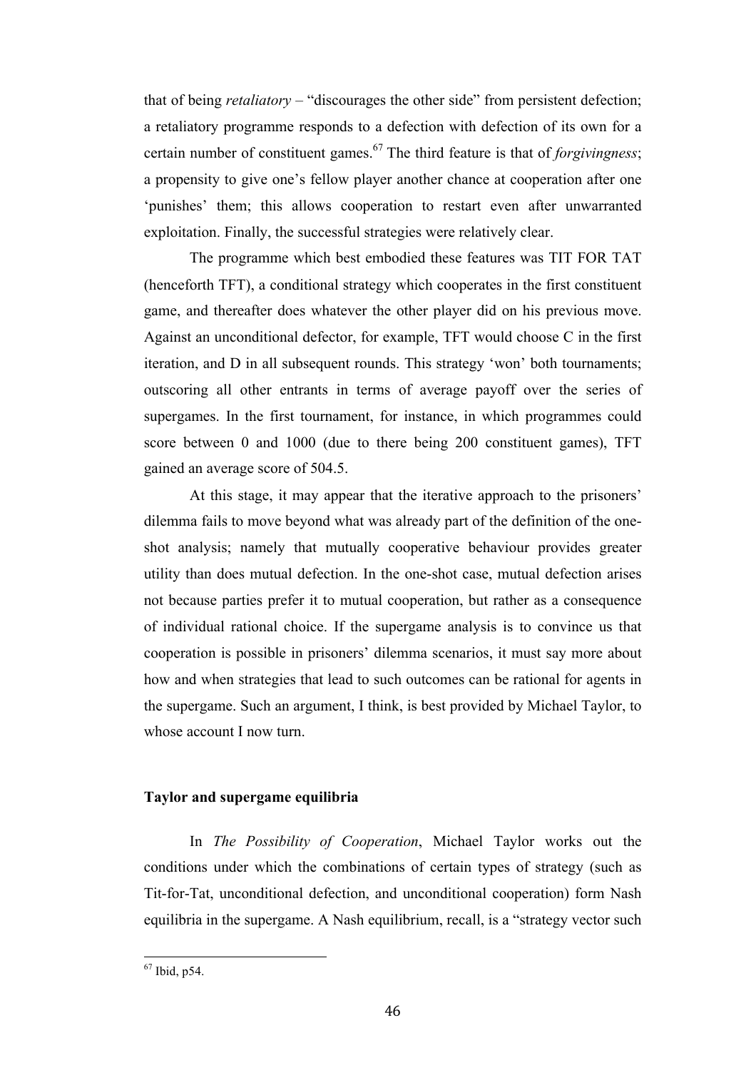that of being *retaliatory* – "discourages the other side" from persistent defection; a retaliatory programme responds to a defection with defection of its own for a certain number of constituent games.[67] The third feature is that of *forgivingness*; a propensity to give one's fellow player another chance at cooperation after one 'punishes' them; this allows cooperation to restart even after unwarranted exploitation. Finally, the successful strategies were relatively clear.

The programme which best embodied these features was TIT FOR TAT (henceforth TFT), a conditional strategy which cooperates in the first constituent game, and thereafter does whatever the other player did on his previous move. Against an unconditional defector, for example, TFT would choose C in the first iteration, and D in all subsequent rounds. This strategy 'won' both tournaments; outscoring all other entrants in terms of average payoff over the series of supergames. In the first tournament, for instance, in which programmes could score between 0 and 1000 (due to there being 200 constituent games), TFT gained an average score of 504.5.

At this stage, it may appear that the iterative approach to the prisoners' dilemma fails to move beyond what was already part of the definition of the one-shot analysis; namely that mutually cooperative behaviour provides greater utility than does mutual defection. In the one-shot case, mutual defection arises not because parties prefer it to mutual cooperation, but rather as a consequence of individual rational choice. If the supergame analysis is to convince us that cooperation is possible in prisoners' dilemma scenarios, it must say more about how and when strategies that lead to such outcomes can be rational for agents in the supergame. Such an argument, I think, is best provided by Michael Taylor, to whose account I now turn.

**Taylor and supergame equilibria**

In *The Possibility of Cooperation*, Michael Taylor works out the conditions under which the combinations of certain types of strategy (such as Tit-for-Tat, unconditional defection, and unconditional cooperation) form Nash equilibria in the supergame. A Nash equilibrium, recall, is a "strategy vector such

---

[67] Ibid, p54.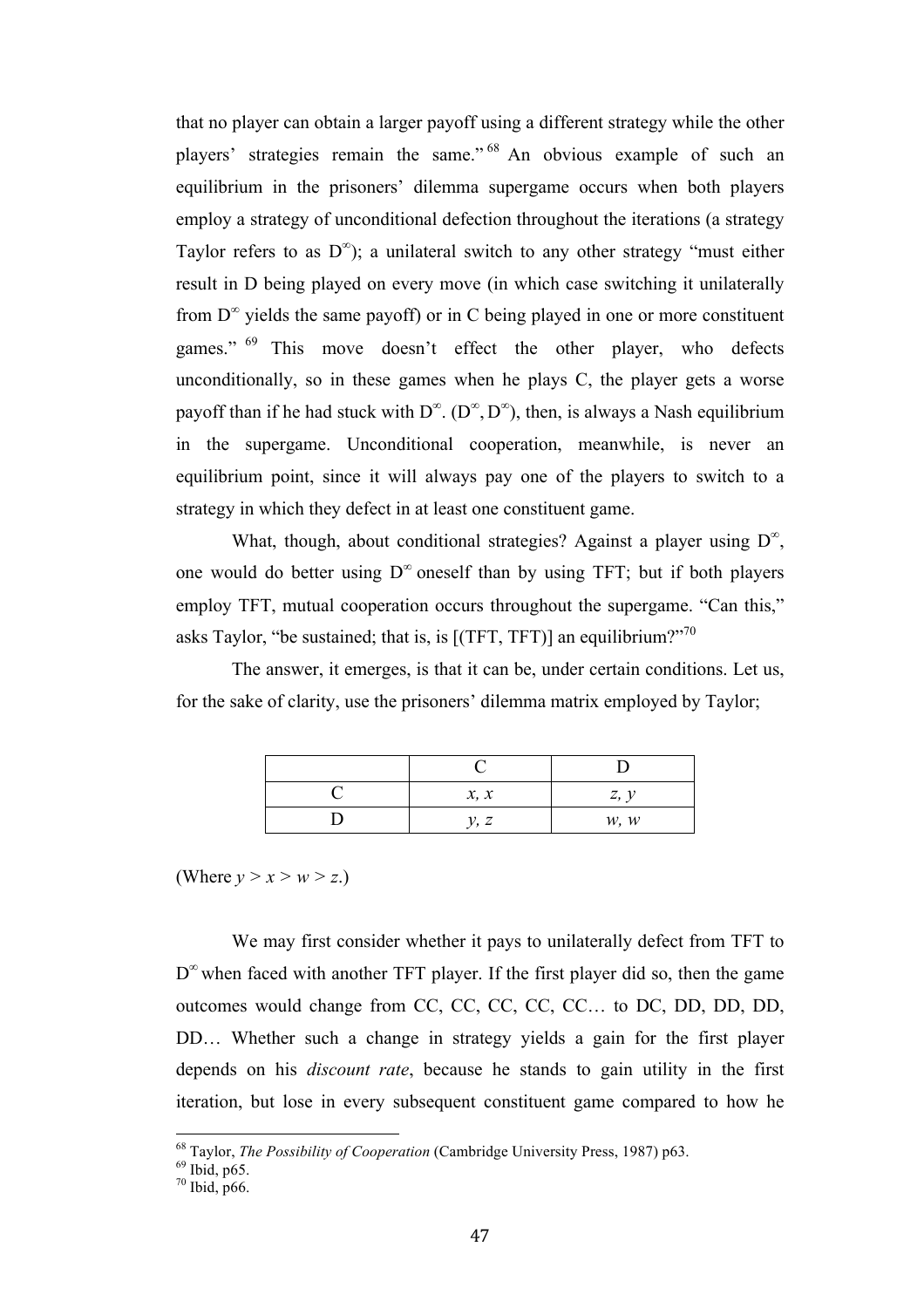that no player can obtain a larger payoff using a different strategy while the other players' strategies remain the same."[68] An obvious example of such an equilibrium in the prisoners' dilemma supergame occurs when both players employ a strategy of unconditional defection throughout the iterations (a strategy Taylor refers to as $D^{\infty}$); a unilateral switch to any other strategy "must either result in D being played on every move (in which case switching it unilaterally from $D^{\infty}$ yields the same payoff) or in C being played in one or more constituent games."[69] This move doesn't effect the other player, who defects unconditionally, so in these games when he plays C, the player gets a worse payoff than if he had stuck with $D^{\infty}$. ($D^{\infty}$, $D^{\infty}$), then, is always a Nash equilibrium in the supergame. Unconditional cooperation, meanwhile, is never an equilibrium point, since it will always pay one of the players to switch to a strategy in which they defect in at least one constituent game.

What, though, about conditional strategies? Against a player using $D^{\infty}$, one would do better using $D^{\infty}$ oneself than by using TFT; but if both players employ TFT, mutual cooperation occurs throughout the supergame. "Can this," asks Taylor, "be sustained; that is, is [(TFT, TFT)] an equilibrium?"[70]

The answer, it emerges, is that it can be, under certain conditions. Let us, for the sake of clarity, use the prisoners' dilemma matrix employed by Taylor;

| | C | D |
|---|---|---|
| C | $x, x$ | $z, y$ |
| D | $y, z$ | $w, w$ |

(Where $y > x > w > z$.)

We may first consider whether it pays to unilaterally defect from TFT to $D^{\infty}$ when faced with another TFT player. If the first player did so, then the game outcomes would change from CC, CC, CC, CC, CC… to DC, DD, DD, DD, DD… Whether such a change in strategy yields a gain for the first player depends on his *discount rate*, because he stands to gain utility in the first iteration, but lose in every subsequent constituent game compared to how he

---

[68] Taylor, *The Possibility of Cooperation* (Cambridge University Press, 1987) p63.
[69] Ibid, p65.
[70] Ibid, p66.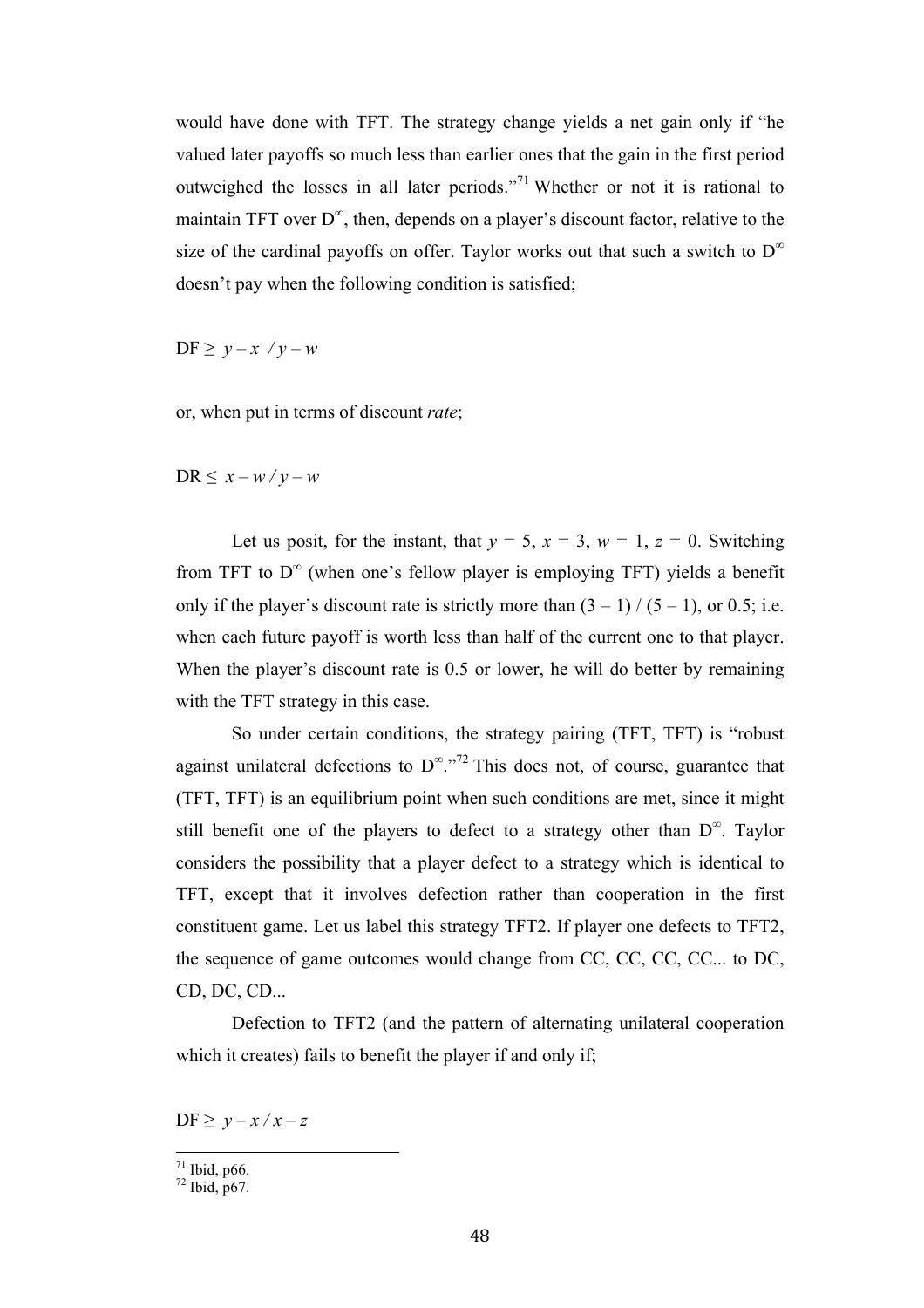would have done with TFT. The strategy change yields a net gain only if "he valued later payoffs so much less than earlier ones that the gain in the first period outweighed the losses in all later periods."[71] Whether or not it is rational to maintain TFT over $D^{\infty}$, then, depends on a player's discount factor, relative to the size of the cardinal payoffs on offer. Taylor works out that such a switch to $D^{\infty}$ doesn't pay when the following condition is satisfied;

$$\text{DF} \geq y - x \;/\; y - w$$

or, when put in terms of discount *rate*;

$$\text{DR} \leq x - w \,/\, y - w$$

Let us posit, for the instant, that $y = 5$, $x = 3$, $w = 1$, $z = 0$. Switching from TFT to $D^{\infty}$ (when one's fellow player is employing TFT) yields a benefit only if the player's discount rate is strictly more than $(3 - 1) / (5 - 1)$, or 0.5; i.e. when each future payoff is worth less than half of the current one to that player. When the player's discount rate is 0.5 or lower, he will do better by remaining with the TFT strategy in this case.

So under certain conditions, the strategy pairing (TFT, TFT) is "robust against unilateral defections to $D^{\infty}$."[72] This does not, of course, guarantee that (TFT, TFT) is an equilibrium point when such conditions are met, since it might still benefit one of the players to defect to a strategy other than $D^{\infty}$. Taylor considers the possibility that a player defect to a strategy which is identical to TFT, except that it involves defection rather than cooperation in the first constituent game. Let us label this strategy TFT2. If player one defects to TFT2, the sequence of game outcomes would change from CC, CC, CC, CC... to DC, CD, DC, CD...

Defection to TFT2 (and the pattern of alternating unilateral cooperation which it creates) fails to benefit the player if and only if;

$$\text{DF} \geq y - x \,/\, x - z$$

[71] Ibid, p66.
[72] Ibid, p67.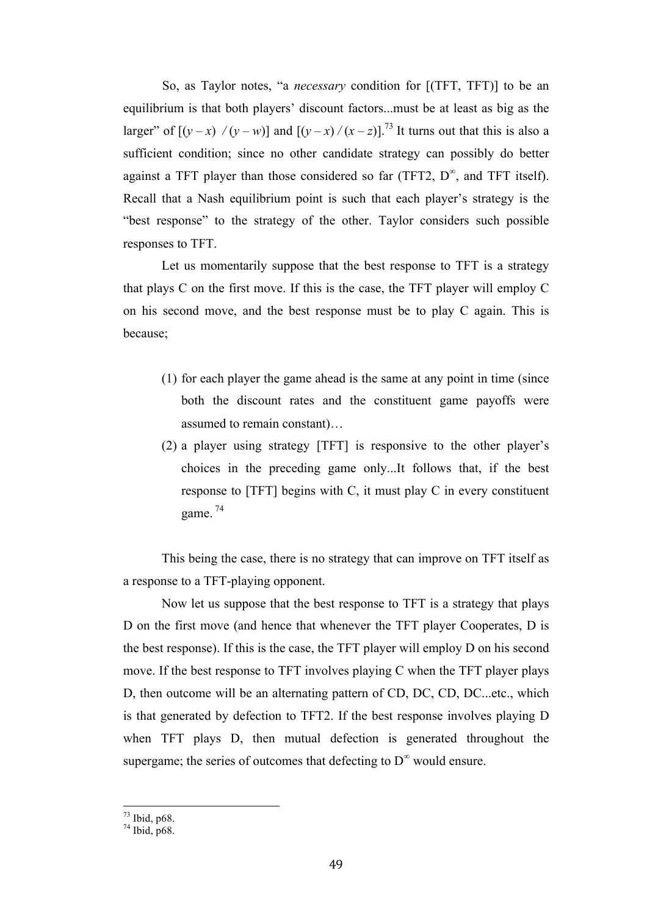So, as Taylor notes, "a *necessary* condition for [(TFT, TFT)] to be an equilibrium is that both players' discount factors...must be at least as big as the larger" of $[(y - x) / (y - w)]$ and $[(y - x) / (x - z)]$.[73] It turns out that this is also a sufficient condition; since no other candidate strategy can possibly do better against a TFT player than those considered so far (TFT2, $D^{\infty}$, and TFT itself). Recall that a Nash equilibrium point is such that each player's strategy is the "best response" to the strategy of the other. Taylor considers such possible responses to TFT.

Let us momentarily suppose that the best response to TFT is a strategy that plays C on the first move. If this is the case, the TFT player will employ C on his second move, and the best response must be to play C again. This is because;

> (1) for each player the game ahead is the same at any point in time (since both the discount rates and the constituent game payoffs were assumed to remain constant)…
>
> (2) a player using strategy [TFT] is responsive to the other player's choices in the preceding game only...It follows that, if the best response to [TFT] begins with C, it must play C in every constituent game.[74]

This being the case, there is no strategy that can improve on TFT itself as a response to a TFT-playing opponent.

Now let us suppose that the best response to TFT is a strategy that plays D on the first move (and hence that whenever the TFT player Cooperates, D is the best response). If this is the case, the TFT player will employ D on his second move. If the best response to TFT involves playing C when the TFT player plays D, then outcome will be an alternating pattern of CD, DC, CD, DC...etc., which is that generated by defection to TFT2. If the best response involves playing D when TFT plays D, then mutual defection is generated throughout the supergame; the series of outcomes that defecting to $D^{\infty}$ would ensure.

---

[73] Ibid, p68.

[74] Ibid, p68.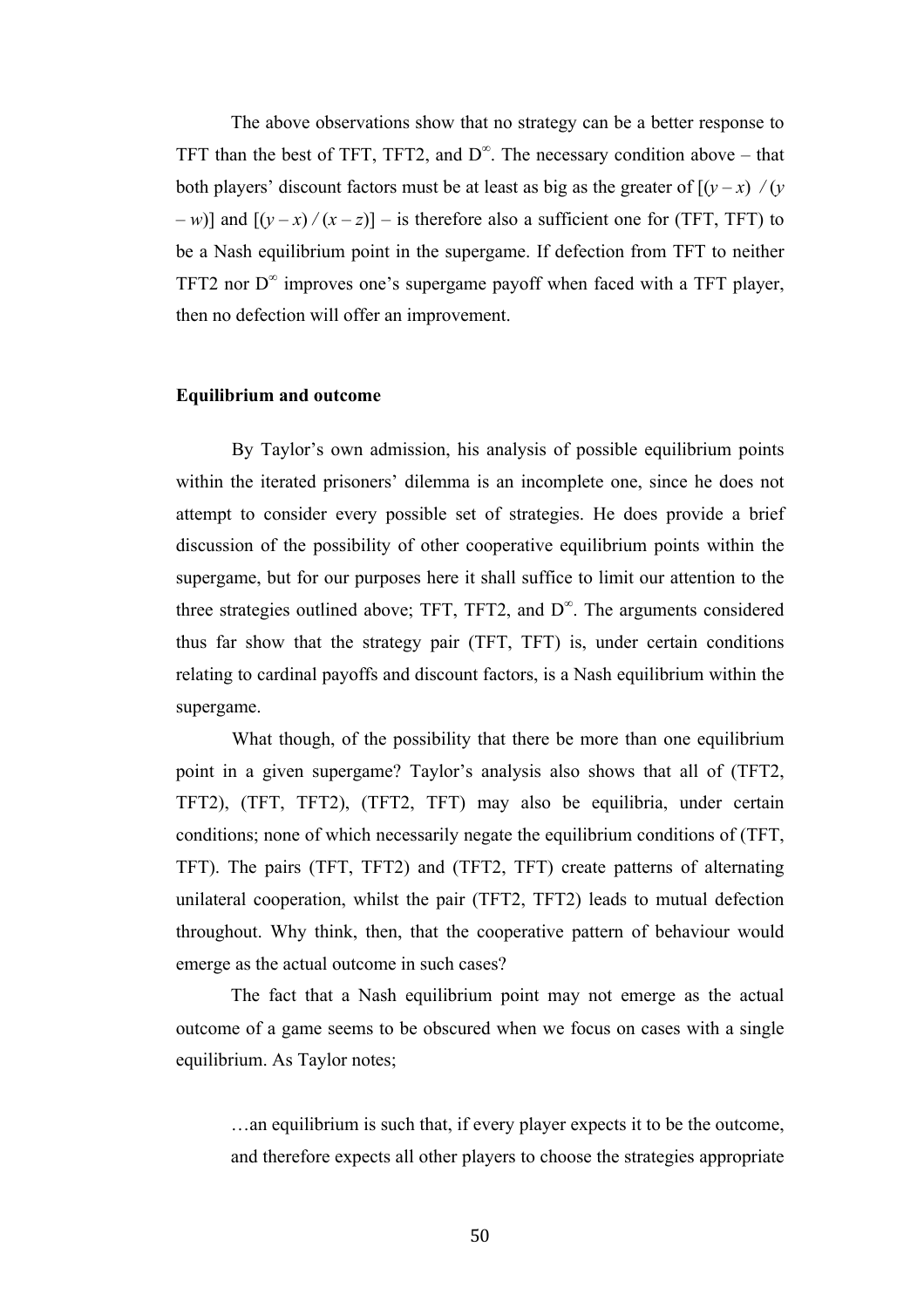The above observations show that no strategy can be a better response to TFT than the best of TFT, TFT2, and $D^{\infty}$. The necessary condition above – that both players' discount factors must be at least as big as the greater of $[(y - x) / (y - w)]$ and $[(y - x) / (x - z)]$ – is therefore also a sufficient one for (TFT, TFT) to be a Nash equilibrium point in the supergame. If defection from TFT to neither TFT2 nor $D^{\infty}$ improves one's supergame payoff when faced with a TFT player, then no defection will offer an improvement.

### Equilibrium and outcome

By Taylor's own admission, his analysis of possible equilibrium points within the iterated prisoners' dilemma is an incomplete one, since he does not attempt to consider every possible set of strategies. He does provide a brief discussion of the possibility of other cooperative equilibrium points within the supergame, but for our purposes here it shall suffice to limit our attention to the three strategies outlined above; TFT, TFT2, and $D^{\infty}$. The arguments considered thus far show that the strategy pair (TFT, TFT) is, under certain conditions relating to cardinal payoffs and discount factors, is a Nash equilibrium within the supergame.

What though, of the possibility that there be more than one equilibrium point in a given supergame? Taylor's analysis also shows that all of (TFT2, TFT2), (TFT, TFT2), (TFT2, TFT) may also be equilibria, under certain conditions; none of which necessarily negate the equilibrium conditions of (TFT, TFT). The pairs (TFT, TFT2) and (TFT2, TFT) create patterns of alternating unilateral cooperation, whilst the pair (TFT2, TFT2) leads to mutual defection throughout. Why think, then, that the cooperative pattern of behaviour would emerge as the actual outcome in such cases?

The fact that a Nash equilibrium point may not emerge as the actual outcome of a game seems to be obscured when we focus on cases with a single equilibrium. As Taylor notes;

> …an equilibrium is such that, if every player expects it to be the outcome, and therefore expects all other players to choose the strategies appropriate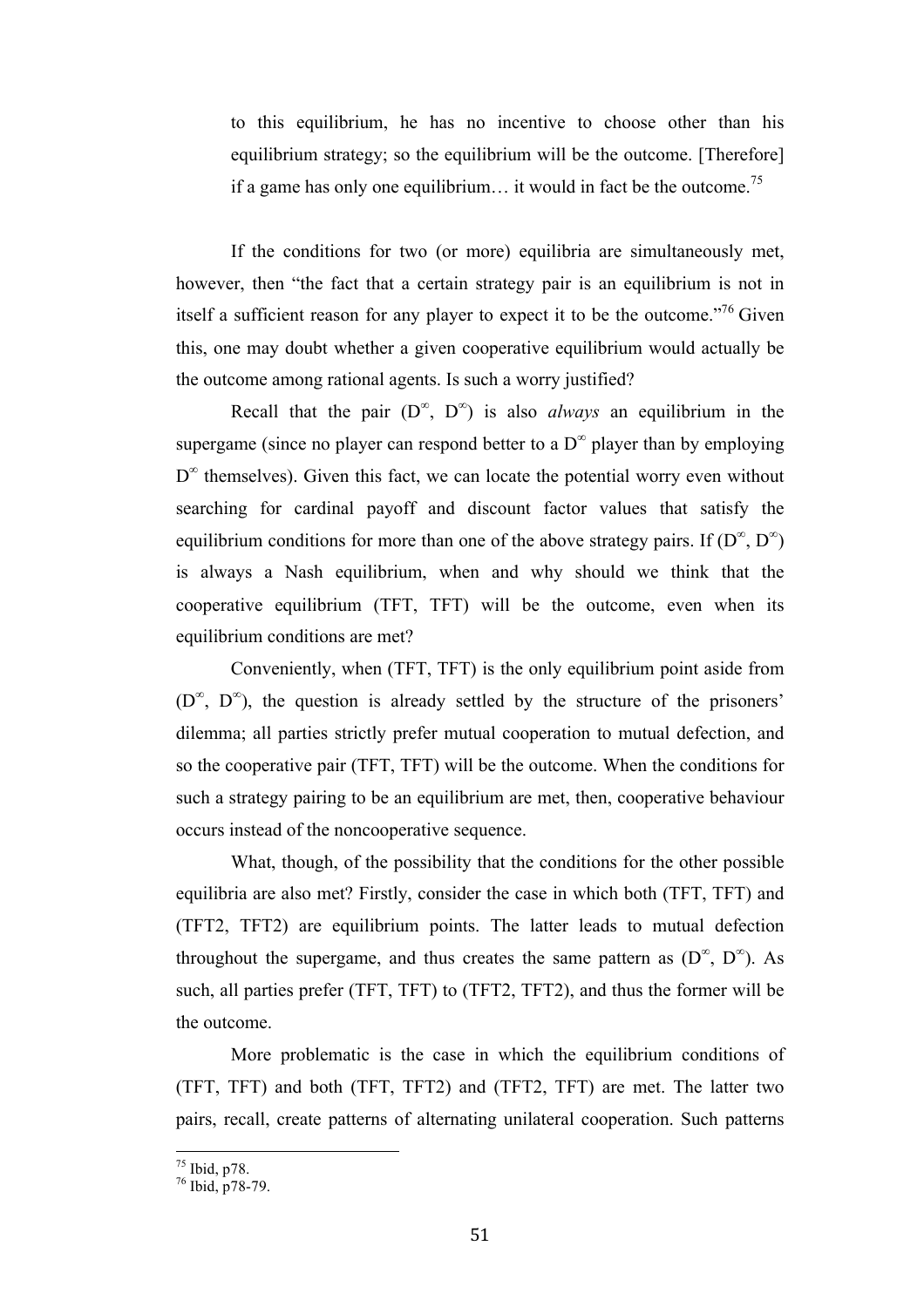> to this equilibrium, he has no incentive to choose other than his equilibrium strategy; so the equilibrium will be the outcome. [Therefore] if a game has only one equilibrium… it would in fact be the outcome.[75]

If the conditions for two (or more) equilibria are simultaneously met, however, then "the fact that a certain strategy pair is an equilibrium is not in itself a sufficient reason for any player to expect it to be the outcome."[76] Given this, one may doubt whether a given cooperative equilibrium would actually be the outcome among rational agents. Is such a worry justified?

Recall that the pair ($D^{\infty}$, $D^{\infty}$) is also *always* an equilibrium in the supergame (since no player can respond better to a $D^{\infty}$ player than by employing $D^{\infty}$ themselves). Given this fact, we can locate the potential worry even without searching for cardinal payoff and discount factor values that satisfy the equilibrium conditions for more than one of the above strategy pairs. If ($D^{\infty}$, $D^{\infty}$) is always a Nash equilibrium, when and why should we think that the cooperative equilibrium (TFT, TFT) will be the outcome, even when its equilibrium conditions are met?

Conveniently, when (TFT, TFT) is the only equilibrium point aside from ($D^{\infty}$, $D^{\infty}$), the question is already settled by the structure of the prisoners' dilemma; all parties strictly prefer mutual cooperation to mutual defection, and so the cooperative pair (TFT, TFT) will be the outcome. When the conditions for such a strategy pairing to be an equilibrium are met, then, cooperative behaviour occurs instead of the noncooperative sequence.

What, though, of the possibility that the conditions for the other possible equilibria are also met? Firstly, consider the case in which both (TFT, TFT) and (TFT2, TFT2) are equilibrium points. The latter leads to mutual defection throughout the supergame, and thus creates the same pattern as ($D^{\infty}$, $D^{\infty}$). As such, all parties prefer (TFT, TFT) to (TFT2, TFT2), and thus the former will be the outcome.

More problematic is the case in which the equilibrium conditions of (TFT, TFT) and both (TFT, TFT2) and (TFT2, TFT) are met. The latter two pairs, recall, create patterns of alternating unilateral cooperation. Such patterns

---

[75] Ibid, p78.

[76] Ibid, p78-79.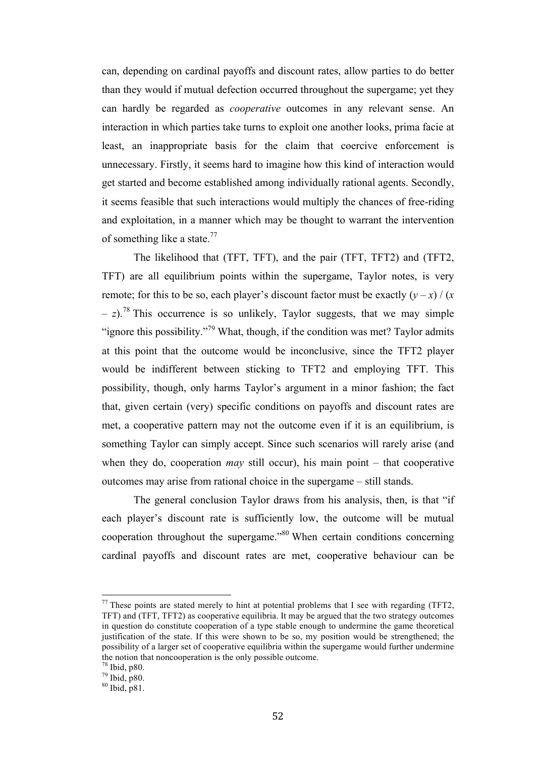can, depending on cardinal payoffs and discount rates, allow parties to do better than they would if mutual defection occurred throughout the supergame; yet they can hardly be regarded as *cooperative* outcomes in any relevant sense. An interaction in which parties take turns to exploit one another looks, prima facie at least, an inappropriate basis for the claim that coercive enforcement is unnecessary. Firstly, it seems hard to imagine how this kind of interaction would get started and become established among individually rational agents. Secondly, it seems feasible that such interactions would multiply the chances of free-riding and exploitation, in a manner which may be thought to warrant the intervention of something like a state.[77]

The likelihood that (TFT, TFT), and the pair (TFT, TFT2) and (TFT2, TFT) are all equilibrium points within the supergame, Taylor notes, is very remote; for this to be so, each player's discount factor must be exactly $(y - x) / (x - z)$.[78] This occurrence is so unlikely, Taylor suggests, that we may simple "ignore this possibility."[79] What, though, if the condition was met? Taylor admits at this point that the outcome would be inconclusive, since the TFT2 player would be indifferent between sticking to TFT2 and employing TFT. This possibility, though, only harms Taylor's argument in a minor fashion; the fact that, given certain (very) specific conditions on payoffs and discount rates are met, a cooperative pattern may not the outcome even if it is an equilibrium, is something Taylor can simply accept. Since such scenarios will rarely arise (and when they do, cooperation *may* still occur), his main point – that cooperative outcomes may arise from rational choice in the supergame – still stands.

The general conclusion Taylor draws from his analysis, then, is that "if each player's discount rate is sufficiently low, the outcome will be mutual cooperation throughout the supergame."[80] When certain conditions concerning cardinal payoffs and discount rates are met, cooperative behaviour can be

---

[77] These points are stated merely to hint at potential problems that I see with regarding (TFT2, TFT) and (TFT, TFT2) as cooperative equilibria. It may be argued that the two strategy outcomes in question do constitute cooperation of a type stable enough to undermine the game theoretical justification of the state. If this were shown to be so, my position would be strengthened; the possibility of a larger set of cooperative equilibria within the supergame would further undermine the notion that noncooperation is the only possible outcome.

[78] Ibid, p80.

[79] Ibid, p80.

[80] Ibid, p81.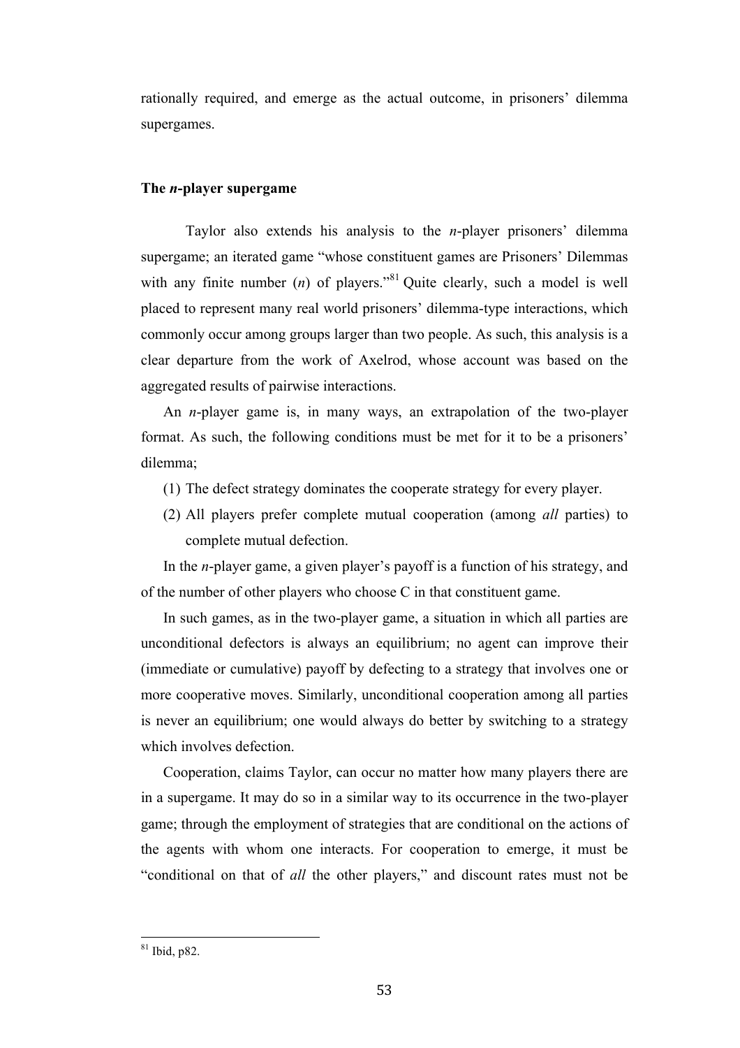rationally required, and emerge as the actual outcome, in prisoners' dilemma supergames.

### The *n*-player supergame

Taylor also extends his analysis to the *n*-player prisoners' dilemma supergame; an iterated game "whose constituent games are Prisoners' Dilemmas with any finite number (*n*) of players."[81] Quite clearly, such a model is well placed to represent many real world prisoners' dilemma-type interactions, which commonly occur among groups larger than two people. As such, this analysis is a clear departure from the work of Axelrod, whose account was based on the aggregated results of pairwise interactions.

An *n*-player game is, in many ways, an extrapolation of the two-player format. As such, the following conditions must be met for it to be a prisoners' dilemma;

1. The defect strategy dominates the cooperate strategy for every player.
2. All players prefer complete mutual cooperation (among *all* parties) to complete mutual defection.

In the *n*-player game, a given player's payoff is a function of his strategy, and of the number of other players who choose C in that constituent game.

In such games, as in the two-player game, a situation in which all parties are unconditional defectors is always an equilibrium; no agent can improve their (immediate or cumulative) payoff by defecting to a strategy that involves one or more cooperative moves. Similarly, unconditional cooperation among all parties is never an equilibrium; one would always do better by switching to a strategy which involves defection.

Cooperation, claims Taylor, can occur no matter how many players there are in a supergame. It may do so in a similar way to its occurrence in the two-player game; through the employment of strategies that are conditional on the actions of the agents with whom one interacts. For cooperation to emerge, it must be "conditional on that of *all* the other players," and discount rates must not be

---

[81] Ibid, p82.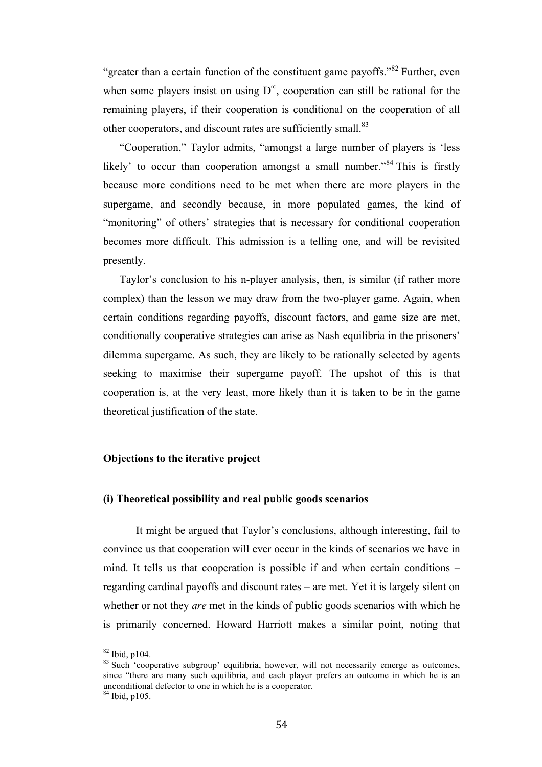"greater than a certain function of the constituent game payoffs."[82] Further, even when some players insist on using $D^{\infty}$, cooperation can still be rational for the remaining players, if their cooperation is conditional on the cooperation of all other cooperators, and discount rates are sufficiently small.[83]

"Cooperation," Taylor admits, "amongst a large number of players is 'less likely' to occur than cooperation amongst a small number."[84] This is firstly because more conditions need to be met when there are more players in the supergame, and secondly because, in more populated games, the kind of "monitoring" of others' strategies that is necessary for conditional cooperation becomes more difficult. This admission is a telling one, and will be revisited presently.

Taylor's conclusion to his n-player analysis, then, is similar (if rather more complex) than the lesson we may draw from the two-player game. Again, when certain conditions regarding payoffs, discount factors, and game size are met, conditionally cooperative strategies can arise as Nash equilibria in the prisoners' dilemma supergame. As such, they are likely to be rationally selected by agents seeking to maximise their supergame payoff. The upshot of this is that cooperation is, at the very least, more likely than it is taken to be in the game theoretical justification of the state.

**Objections to the iterative project**

**(i) Theoretical possibility and real public goods scenarios**

It might be argued that Taylor's conclusions, although interesting, fail to convince us that cooperation will ever occur in the kinds of scenarios we have in mind. It tells us that cooperation is possible if and when certain conditions – regarding cardinal payoffs and discount rates – are met. Yet it is largely silent on whether or not they *are* met in the kinds of public goods scenarios with which he is primarily concerned. Howard Harriott makes a similar point, noting that

---

[82] Ibid, p104.

[83] Such 'cooperative subgroup' equilibria, however, will not necessarily emerge as outcomes, since "there are many such equilibria, and each player prefers an outcome in which he is an unconditional defector to one in which he is a cooperator.

[84] Ibid, p105.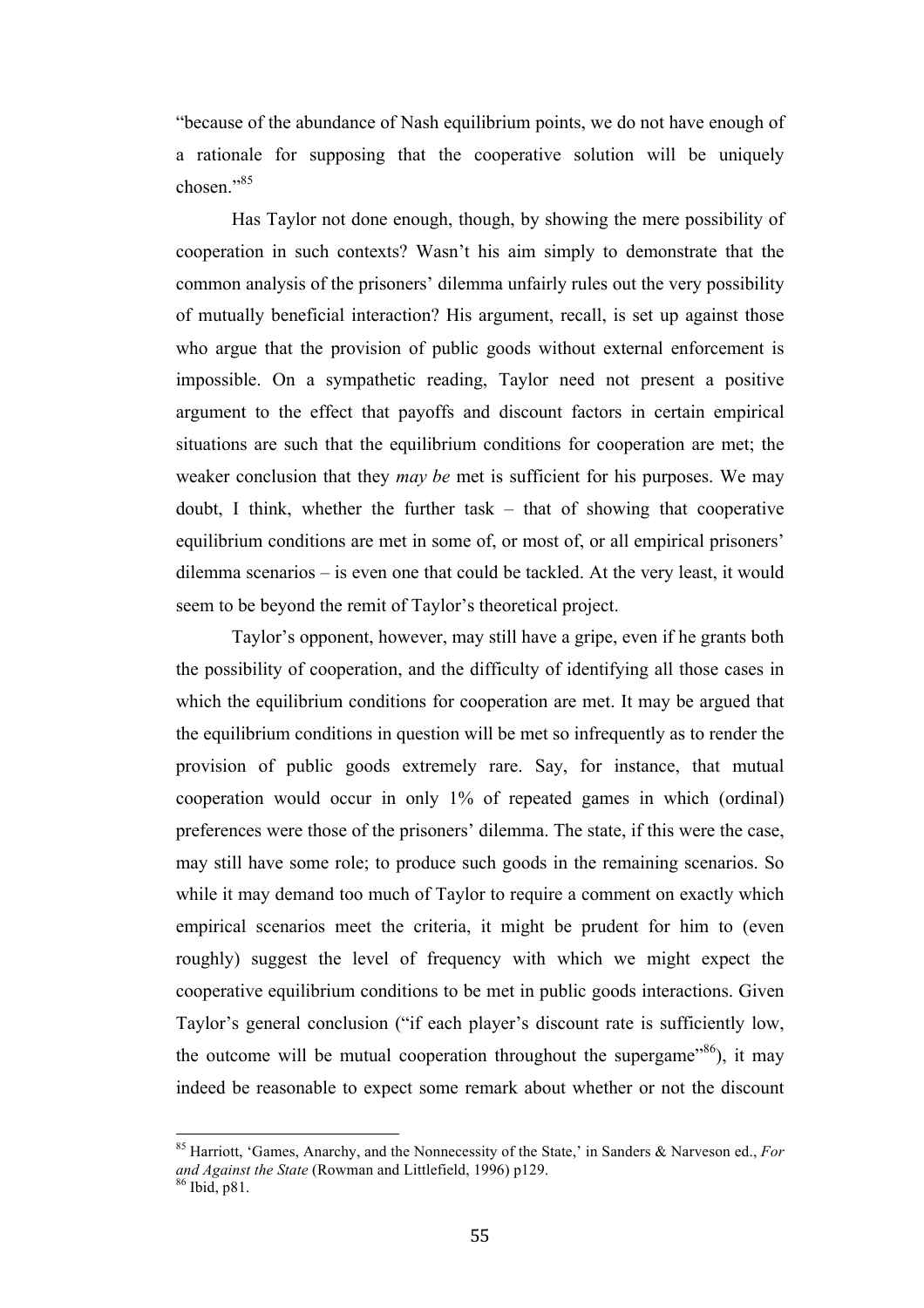"because of the abundance of Nash equilibrium points, we do not have enough of a rationale for supposing that the cooperative solution will be uniquely chosen."[85]

Has Taylor not done enough, though, by showing the mere possibility of cooperation in such contexts? Wasn't his aim simply to demonstrate that the common analysis of the prisoners' dilemma unfairly rules out the very possibility of mutually beneficial interaction? His argument, recall, is set up against those who argue that the provision of public goods without external enforcement is impossible. On a sympathetic reading, Taylor need not present a positive argument to the effect that payoffs and discount factors in certain empirical situations are such that the equilibrium conditions for cooperation are met; the weaker conclusion that they *may be* met is sufficient for his purposes. We may doubt, I think, whether the further task – that of showing that cooperative equilibrium conditions are met in some of, or most of, or all empirical prisoners' dilemma scenarios – is even one that could be tackled. At the very least, it would seem to be beyond the remit of Taylor's theoretical project.

Taylor's opponent, however, may still have a gripe, even if he grants both the possibility of cooperation, and the difficulty of identifying all those cases in which the equilibrium conditions for cooperation are met. It may be argued that the equilibrium conditions in question will be met so infrequently as to render the provision of public goods extremely rare. Say, for instance, that mutual cooperation would occur in only 1% of repeated games in which (ordinal) preferences were those of the prisoners' dilemma. The state, if this were the case, may still have some role; to produce such goods in the remaining scenarios. So while it may demand too much of Taylor to require a comment on exactly which empirical scenarios meet the criteria, it might be prudent for him to (even roughly) suggest the level of frequency with which we might expect the cooperative equilibrium conditions to be met in public goods interactions. Given Taylor's general conclusion ("if each player's discount rate is sufficiently low, the outcome will be mutual cooperation throughout the supergame"[86]), it may indeed be reasonable to expect some remark about whether or not the discount

---

[85] Harriott, 'Games, Anarchy, and the Nonnecessity of the State,' in Sanders & Narveson ed., *For and Against the State* (Rowman and Littlefield, 1996) p129.

[86] Ibid, p81.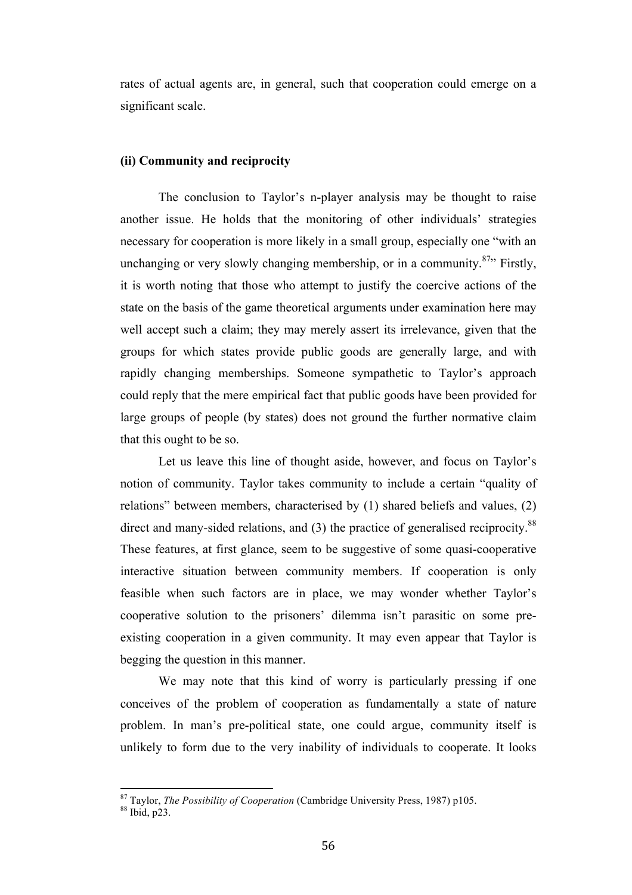rates of actual agents are, in general, such that cooperation could emerge on a significant scale.

### (ii) Community and reciprocity

The conclusion to Taylor's n-player analysis may be thought to raise another issue. He holds that the monitoring of other individuals' strategies necessary for cooperation is more likely in a small group, especially one "with an unchanging or very slowly changing membership, or in a community.[87]" Firstly, it is worth noting that those who attempt to justify the coercive actions of the state on the basis of the game theoretical arguments under examination here may well accept such a claim; they may merely assert its irrelevance, given that the groups for which states provide public goods are generally large, and with rapidly changing memberships. Someone sympathetic to Taylor's approach could reply that the mere empirical fact that public goods have been provided for large groups of people (by states) does not ground the further normative claim that this ought to be so.

Let us leave this line of thought aside, however, and focus on Taylor's notion of community. Taylor takes community to include a certain "quality of relations" between members, characterised by (1) shared beliefs and values, (2) direct and many-sided relations, and (3) the practice of generalised reciprocity.[88] These features, at first glance, seem to be suggestive of some quasi-cooperative interactive situation between community members. If cooperation is only feasible when such factors are in place, we may wonder whether Taylor's cooperative solution to the prisoners' dilemma isn't parasitic on some pre-existing cooperation in a given community. It may even appear that Taylor is begging the question in this manner.

We may note that this kind of worry is particularly pressing if one conceives of the problem of cooperation as fundamentally a state of nature problem. In man's pre-political state, one could argue, community itself is unlikely to form due to the very inability of individuals to cooperate. It looks

---

[87] Taylor, *The Possibility of Cooperation* (Cambridge University Press, 1987) p105.

[88] Ibid, p23.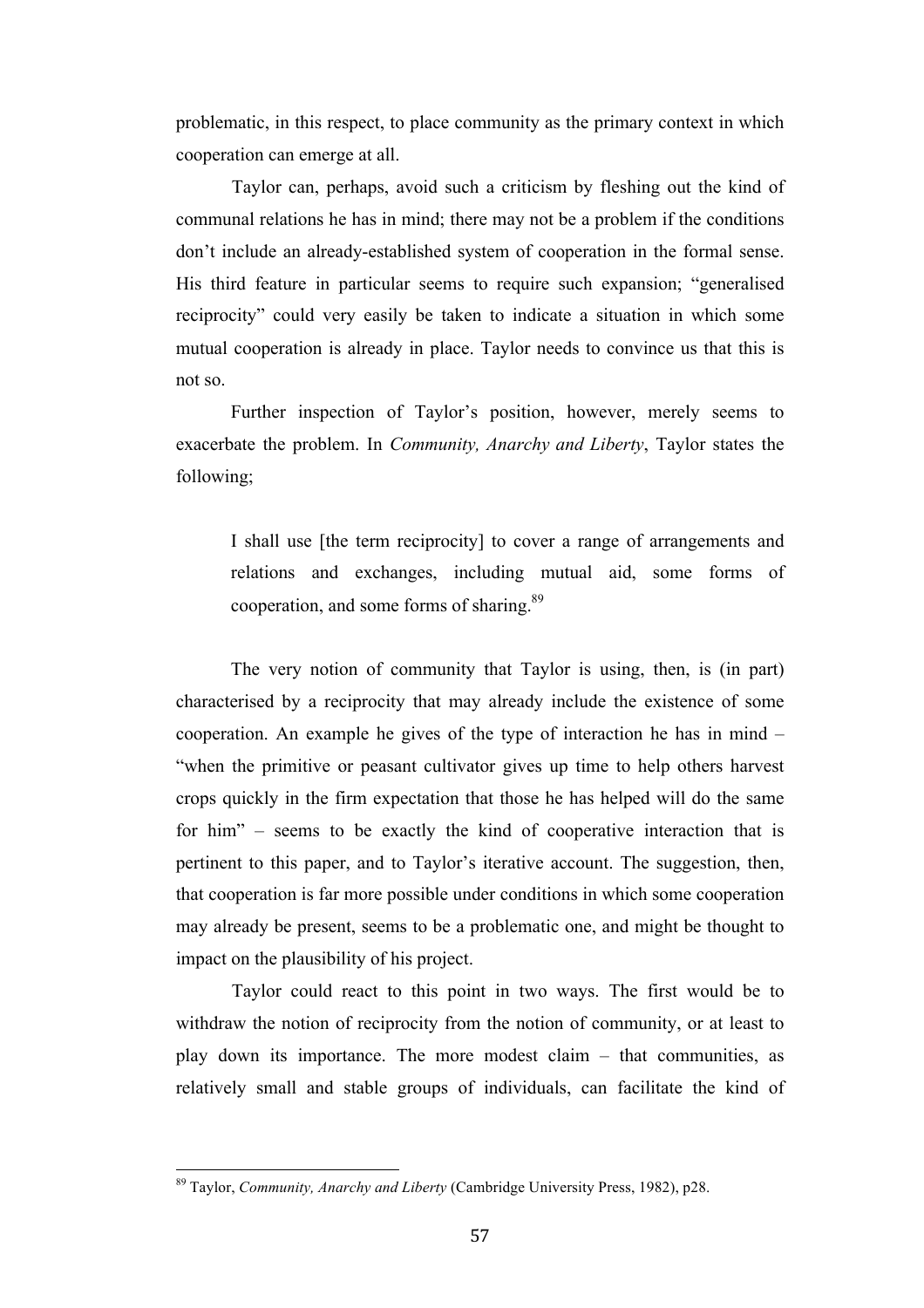problematic, in this respect, to place community as the primary context in which cooperation can emerge at all.

Taylor can, perhaps, avoid such a criticism by fleshing out the kind of communal relations he has in mind; there may not be a problem if the conditions don't include an already-established system of cooperation in the formal sense. His third feature in particular seems to require such expansion; "generalised reciprocity" could very easily be taken to indicate a situation in which some mutual cooperation is already in place. Taylor needs to convince us that this is not so.

Further inspection of Taylor's position, however, merely seems to exacerbate the problem. In *Community, Anarchy and Liberty*, Taylor states the following;

> I shall use [the term reciprocity] to cover a range of arrangements and relations and exchanges, including mutual aid, some forms of cooperation, and some forms of sharing.[89]

The very notion of community that Taylor is using, then, is (in part) characterised by a reciprocity that may already include the existence of some cooperation. An example he gives of the type of interaction he has in mind – "when the primitive or peasant cultivator gives up time to help others harvest crops quickly in the firm expectation that those he has helped will do the same for him" – seems to be exactly the kind of cooperative interaction that is pertinent to this paper, and to Taylor's iterative account. The suggestion, then, that cooperation is far more possible under conditions in which some cooperation may already be present, seems to be a problematic one, and might be thought to impact on the plausibility of his project.

Taylor could react to this point in two ways. The first would be to withdraw the notion of reciprocity from the notion of community, or at least to play down its importance. The more modest claim – that communities, as relatively small and stable groups of individuals, can facilitate the kind of

[89] Taylor, *Community, Anarchy and Liberty* (Cambridge University Press, 1982), p28.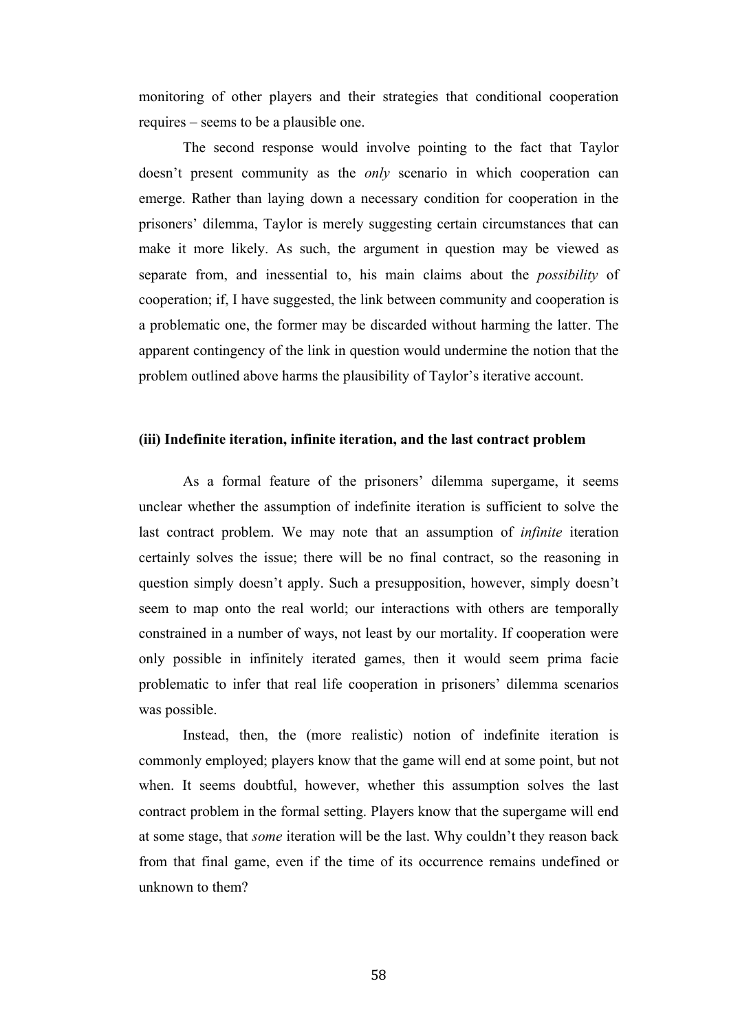monitoring of other players and their strategies that conditional cooperation requires – seems to be a plausible one.

The second response would involve pointing to the fact that Taylor doesn't present community as the *only* scenario in which cooperation can emerge. Rather than laying down a necessary condition for cooperation in the prisoners' dilemma, Taylor is merely suggesting certain circumstances that can make it more likely. As such, the argument in question may be viewed as separate from, and inessential to, his main claims about the *possibility* of cooperation; if, I have suggested, the link between community and cooperation is a problematic one, the former may be discarded without harming the latter. The apparent contingency of the link in question would undermine the notion that the problem outlined above harms the plausibility of Taylor's iterative account.

### (iii) Indefinite iteration, infinite iteration, and the last contract problem

As a formal feature of the prisoners' dilemma supergame, it seems unclear whether the assumption of indefinite iteration is sufficient to solve the last contract problem. We may note that an assumption of *infinite* iteration certainly solves the issue; there will be no final contract, so the reasoning in question simply doesn't apply. Such a presupposition, however, simply doesn't seem to map onto the real world; our interactions with others are temporally constrained in a number of ways, not least by our mortality. If cooperation were only possible in infinitely iterated games, then it would seem prima facie problematic to infer that real life cooperation in prisoners' dilemma scenarios was possible.

Instead, then, the (more realistic) notion of indefinite iteration is commonly employed; players know that the game will end at some point, but not when. It seems doubtful, however, whether this assumption solves the last contract problem in the formal setting. Players know that the supergame will end at some stage, that *some* iteration will be the last. Why couldn't they reason back from that final game, even if the time of its occurrence remains undefined or unknown to them?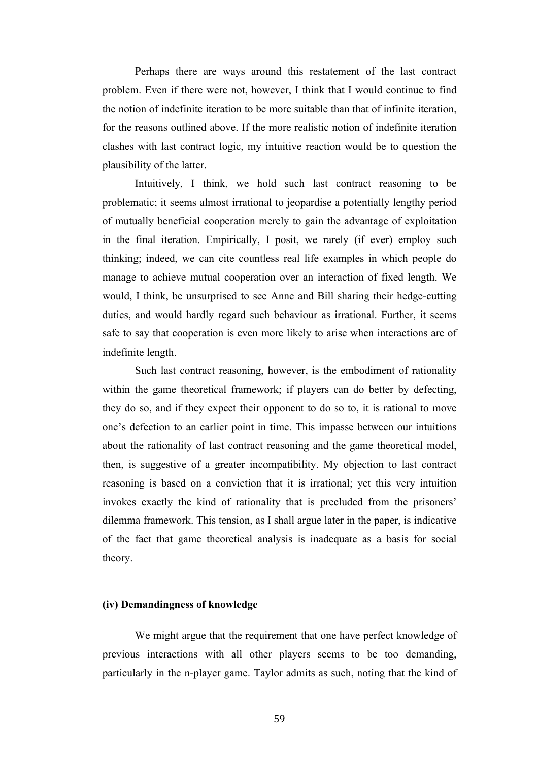Perhaps there are ways around this restatement of the last contract problem. Even if there were not, however, I think that I would continue to find the notion of indefinite iteration to be more suitable than that of infinite iteration, for the reasons outlined above. If the more realistic notion of indefinite iteration clashes with last contract logic, my intuitive reaction would be to question the plausibility of the latter.

Intuitively, I think, we hold such last contract reasoning to be problematic; it seems almost irrational to jeopardise a potentially lengthy period of mutually beneficial cooperation merely to gain the advantage of exploitation in the final iteration. Empirically, I posit, we rarely (if ever) employ such thinking; indeed, we can cite countless real life examples in which people do manage to achieve mutual cooperation over an interaction of fixed length. We would, I think, be unsurprised to see Anne and Bill sharing their hedge-cutting duties, and would hardly regard such behaviour as irrational. Further, it seems safe to say that cooperation is even more likely to arise when interactions are of indefinite length.

Such last contract reasoning, however, is the embodiment of rationality within the game theoretical framework; if players can do better by defecting, they do so, and if they expect their opponent to do so to, it is rational to move one's defection to an earlier point in time. This impasse between our intuitions about the rationality of last contract reasoning and the game theoretical model, then, is suggestive of a greater incompatibility. My objection to last contract reasoning is based on a conviction that it is irrational; yet this very intuition invokes exactly the kind of rationality that is precluded from the prisoners' dilemma framework. This tension, as I shall argue later in the paper, is indicative of the fact that game theoretical analysis is inadequate as a basis for social theory.

**(iv) Demandingness of knowledge**

We might argue that the requirement that one have perfect knowledge of previous interactions with all other players seems to be too demanding, particularly in the n-player game. Taylor admits as such, noting that the kind of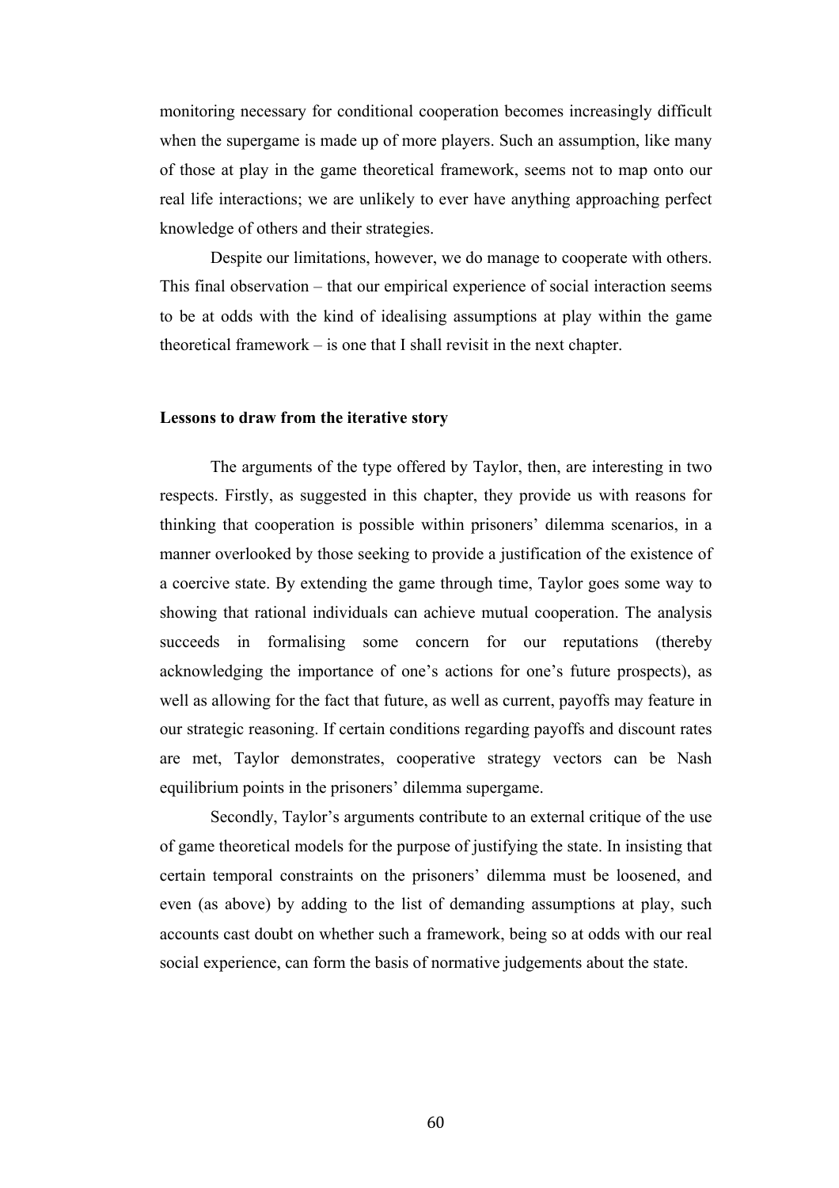monitoring necessary for conditional cooperation becomes increasingly difficult when the supergame is made up of more players. Such an assumption, like many of those at play in the game theoretical framework, seems not to map onto our real life interactions; we are unlikely to ever have anything approaching perfect knowledge of others and their strategies.

Despite our limitations, however, we do manage to cooperate with others. This final observation – that our empirical experience of social interaction seems to be at odds with the kind of idealising assumptions at play within the game theoretical framework – is one that I shall revisit in the next chapter.

**Lessons to draw from the iterative story**

The arguments of the type offered by Taylor, then, are interesting in two respects. Firstly, as suggested in this chapter, they provide us with reasons for thinking that cooperation is possible within prisoners' dilemma scenarios, in a manner overlooked by those seeking to provide a justification of the existence of a coercive state. By extending the game through time, Taylor goes some way to showing that rational individuals can achieve mutual cooperation. The analysis succeeds in formalising some concern for our reputations (thereby acknowledging the importance of one's actions for one's future prospects), as well as allowing for the fact that future, as well as current, payoffs may feature in our strategic reasoning. If certain conditions regarding payoffs and discount rates are met, Taylor demonstrates, cooperative strategy vectors can be Nash equilibrium points in the prisoners' dilemma supergame.

Secondly, Taylor's arguments contribute to an external critique of the use of game theoretical models for the purpose of justifying the state. In insisting that certain temporal constraints on the prisoners' dilemma must be loosened, and even (as above) by adding to the list of demanding assumptions at play, such accounts cast doubt on whether such a framework, being so at odds with our real social experience, can form the basis of normative judgements about the state.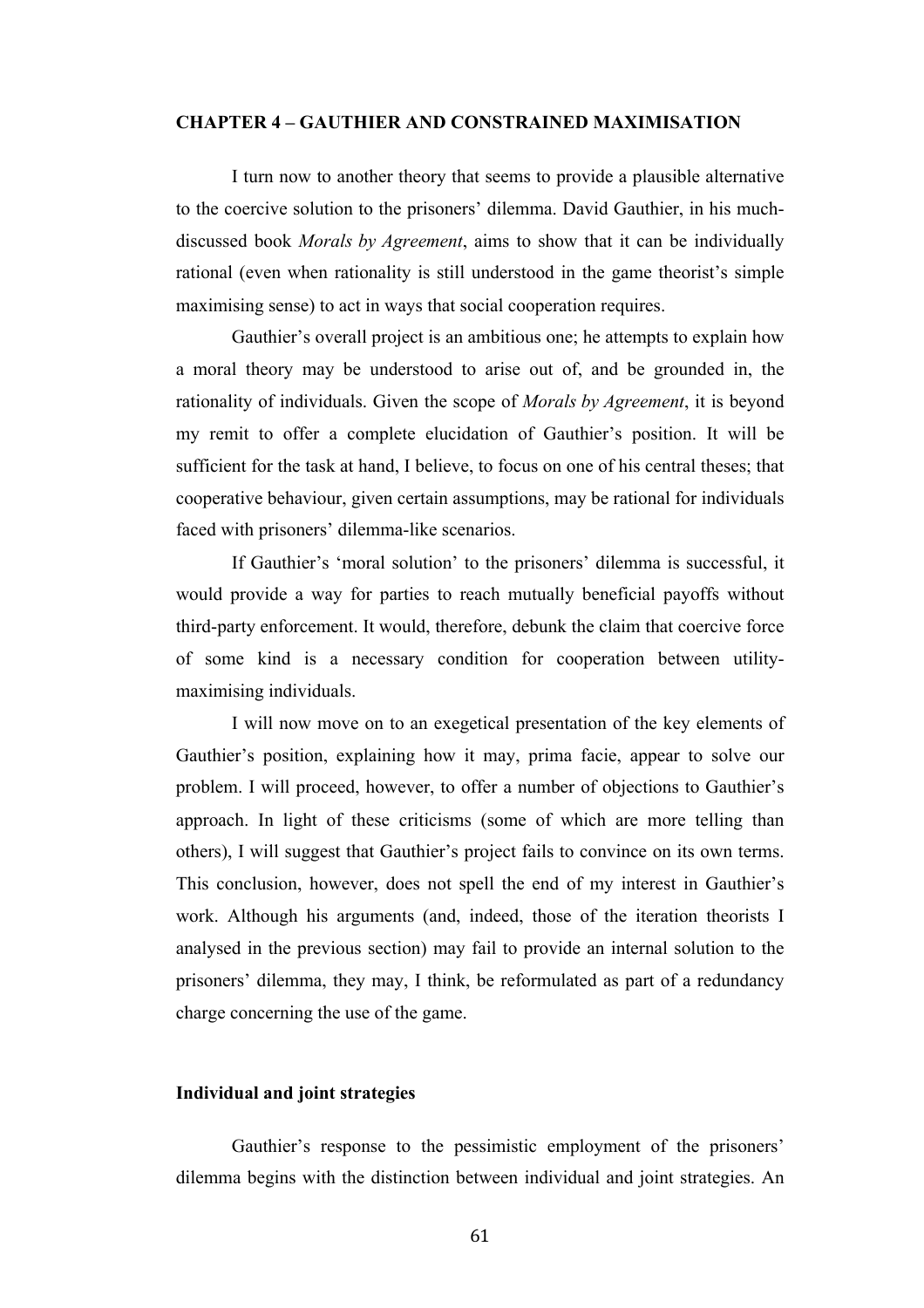## CHAPTER 4 – GAUTHIER AND CONSTRAINED MAXIMISATION

I turn now to another theory that seems to provide a plausible alternative to the coercive solution to the prisoners' dilemma. David Gauthier, in his much-discussed book *Morals by Agreement*, aims to show that it can be individually rational (even when rationality is still understood in the game theorist's simple maximising sense) to act in ways that social cooperation requires.

Gauthier's overall project is an ambitious one; he attempts to explain how a moral theory may be understood to arise out of, and be grounded in, the rationality of individuals. Given the scope of *Morals by Agreement*, it is beyond my remit to offer a complete elucidation of Gauthier's position. It will be sufficient for the task at hand, I believe, to focus on one of his central theses; that cooperative behaviour, given certain assumptions, may be rational for individuals faced with prisoners' dilemma-like scenarios.

If Gauthier's 'moral solution' to the prisoners' dilemma is successful, it would provide a way for parties to reach mutually beneficial payoffs without third-party enforcement. It would, therefore, debunk the claim that coercive force of some kind is a necessary condition for cooperation between utility-maximising individuals.

I will now move on to an exegetical presentation of the key elements of Gauthier's position, explaining how it may, prima facie, appear to solve our problem. I will proceed, however, to offer a number of objections to Gauthier's approach. In light of these criticisms (some of which are more telling than others), I will suggest that Gauthier's project fails to convince on its own terms. This conclusion, however, does not spell the end of my interest in Gauthier's work. Although his arguments (and, indeed, those of the iteration theorists I analysed in the previous section) may fail to provide an internal solution to the prisoners' dilemma, they may, I think, be reformulated as part of a redundancy charge concerning the use of the game.

### Individual and joint strategies

Gauthier's response to the pessimistic employment of the prisoners' dilemma begins with the distinction between individual and joint strategies. An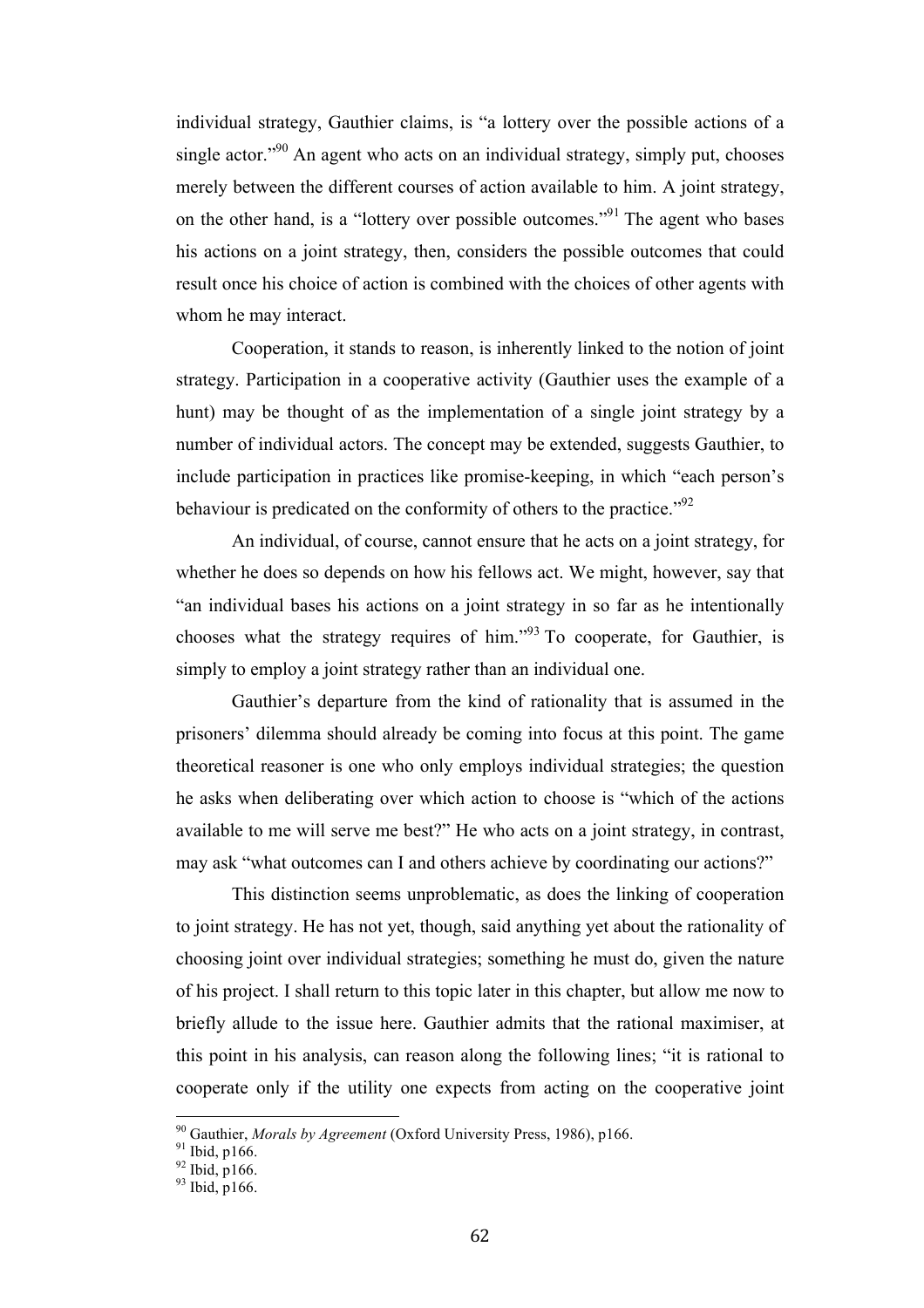individual strategy, Gauthier claims, is "a lottery over the possible actions of a single actor."[90] An agent who acts on an individual strategy, simply put, chooses merely between the different courses of action available to him. A joint strategy, on the other hand, is a "lottery over possible outcomes."[91] The agent who bases his actions on a joint strategy, then, considers the possible outcomes that could result once his choice of action is combined with the choices of other agents with whom he may interact.

Cooperation, it stands to reason, is inherently linked to the notion of joint strategy. Participation in a cooperative activity (Gauthier uses the example of a hunt) may be thought of as the implementation of a single joint strategy by a number of individual actors. The concept may be extended, suggests Gauthier, to include participation in practices like promise-keeping, in which "each person's behaviour is predicated on the conformity of others to the practice."[92]

An individual, of course, cannot ensure that he acts on a joint strategy, for whether he does so depends on how his fellows act. We might, however, say that "an individual bases his actions on a joint strategy in so far as he intentionally chooses what the strategy requires of him."[93] To cooperate, for Gauthier, is simply to employ a joint strategy rather than an individual one.

Gauthier's departure from the kind of rationality that is assumed in the prisoners' dilemma should already be coming into focus at this point. The game theoretical reasoner is one who only employs individual strategies; the question he asks when deliberating over which action to choose is "which of the actions available to me will serve me best?" He who acts on a joint strategy, in contrast, may ask "what outcomes can I and others achieve by coordinating our actions?"

This distinction seems unproblematic, as does the linking of cooperation to joint strategy. He has not yet, though, said anything yet about the rationality of choosing joint over individual strategies; something he must do, given the nature of his project. I shall return to this topic later in this chapter, but allow me now to briefly allude to the issue here. Gauthier admits that the rational maximiser, at this point in his analysis, can reason along the following lines; "it is rational to cooperate only if the utility one expects from acting on the cooperative joint

---

[90] Gauthier, *Morals by Agreement* (Oxford University Press, 1986), p166.

[91] Ibid, p166.

[92] Ibid, p166.

[93] Ibid, p166.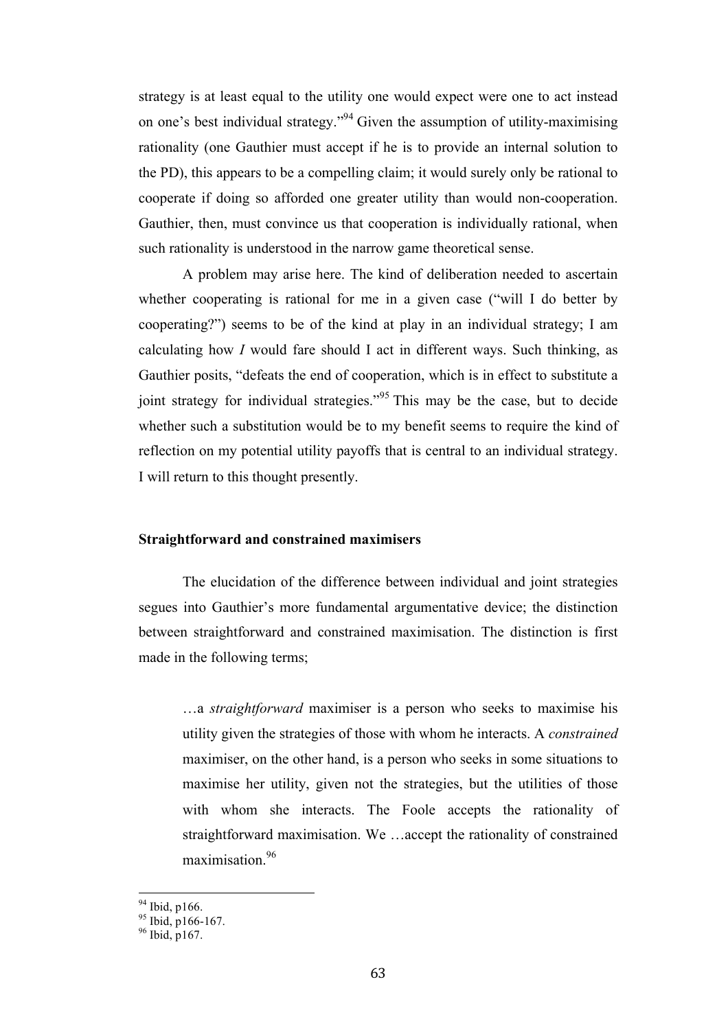strategy is at least equal to the utility one would expect were one to act instead on one's best individual strategy."[94] Given the assumption of utility-maximising rationality (one Gauthier must accept if he is to provide an internal solution to the PD), this appears to be a compelling claim; it would surely only be rational to cooperate if doing so afforded one greater utility than would non-cooperation. Gauthier, then, must convince us that cooperation is individually rational, when such rationality is understood in the narrow game theoretical sense.

A problem may arise here. The kind of deliberation needed to ascertain whether cooperating is rational for me in a given case ("will I do better by cooperating?") seems to be of the kind at play in an individual strategy; I am calculating how *I* would fare should I act in different ways. Such thinking, as Gauthier posits, "defeats the end of cooperation, which is in effect to substitute a joint strategy for individual strategies."[95] This may be the case, but to decide whether such a substitution would be to my benefit seems to require the kind of reflection on my potential utility payoffs that is central to an individual strategy. I will return to this thought presently.

### Straightforward and constrained maximisers

The elucidation of the difference between individual and joint strategies segues into Gauthier's more fundamental argumentative device; the distinction between straightforward and constrained maximisation. The distinction is first made in the following terms;

> …a *straightforward* maximiser is a person who seeks to maximise his utility given the strategies of those with whom he interacts. A *constrained* maximiser, on the other hand, is a person who seeks in some situations to maximise her utility, given not the strategies, but the utilities of those with whom she interacts. The Foole accepts the rationality of straightforward maximisation. We …accept the rationality of constrained maximisation.[96]

---

[94] Ibid, p166.
[95] Ibid, p166-167.
[96] Ibid, p167.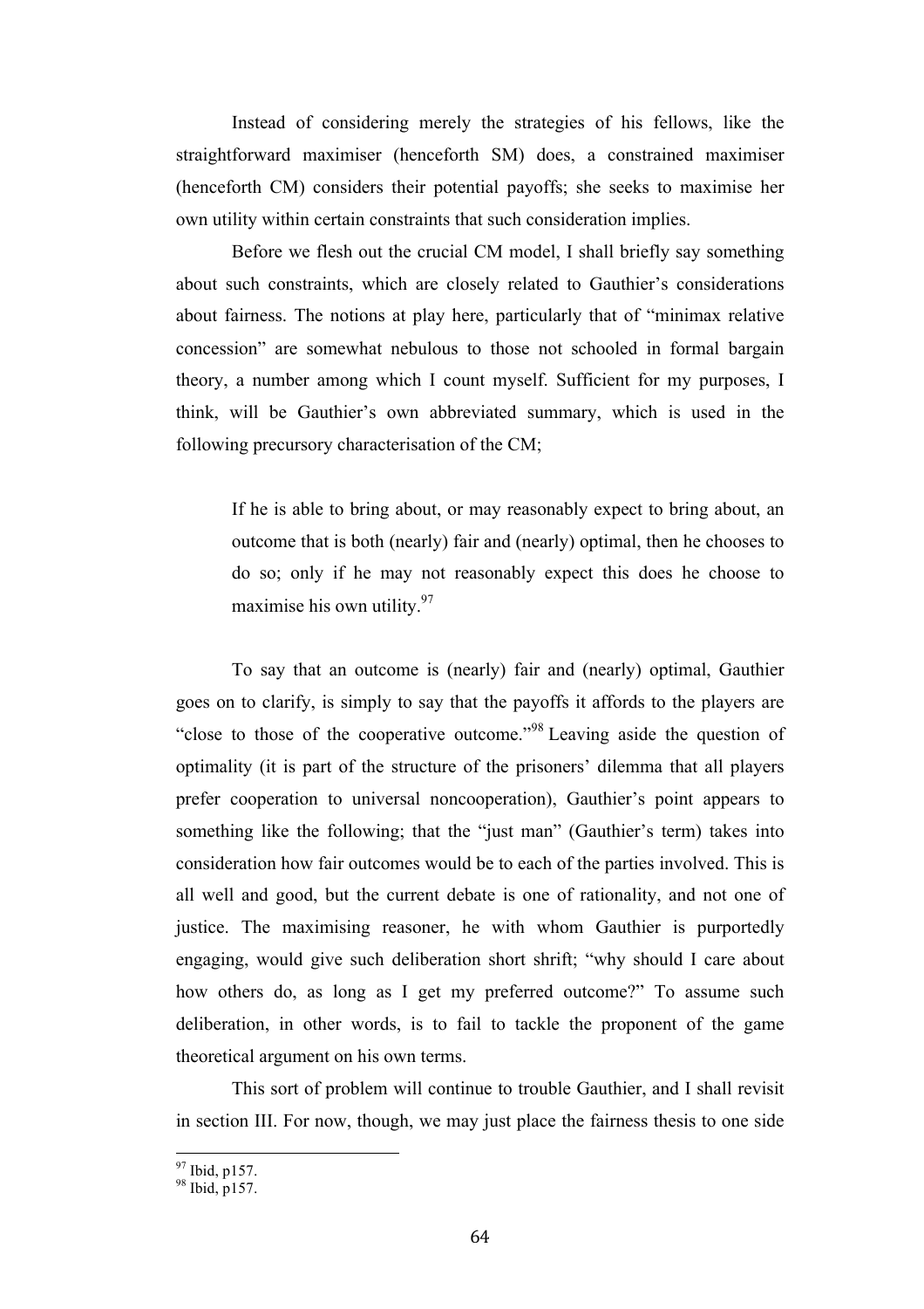Instead of considering merely the strategies of his fellows, like the straightforward maximiser (henceforth SM) does, a constrained maximiser (henceforth CM) considers their potential payoffs; she seeks to maximise her own utility within certain constraints that such consideration implies.

Before we flesh out the crucial CM model, I shall briefly say something about such constraints, which are closely related to Gauthier's considerations about fairness. The notions at play here, particularly that of "minimax relative concession" are somewhat nebulous to those not schooled in formal bargain theory, a number among which I count myself. Sufficient for my purposes, I think, will be Gauthier's own abbreviated summary, which is used in the following precursory characterisation of the CM;

> If he is able to bring about, or may reasonably expect to bring about, an outcome that is both (nearly) fair and (nearly) optimal, then he chooses to do so; only if he may not reasonably expect this does he choose to maximise his own utility.[97]

To say that an outcome is (nearly) fair and (nearly) optimal, Gauthier goes on to clarify, is simply to say that the payoffs it affords to the players are "close to those of the cooperative outcome."[98] Leaving aside the question of optimality (it is part of the structure of the prisoners' dilemma that all players prefer cooperation to universal noncooperation), Gauthier's point appears to something like the following; that the "just man" (Gauthier's term) takes into consideration how fair outcomes would be to each of the parties involved. This is all well and good, but the current debate is one of rationality, and not one of justice. The maximising reasoner, he with whom Gauthier is purportedly engaging, would give such deliberation short shrift; "why should I care about how others do, as long as I get my preferred outcome?" To assume such deliberation, in other words, is to fail to tackle the proponent of the game theoretical argument on his own terms.

This sort of problem will continue to trouble Gauthier, and I shall revisit in section III. For now, though, we may just place the fairness thesis to one side

[97] Ibid, p157.
[98] Ibid, p157.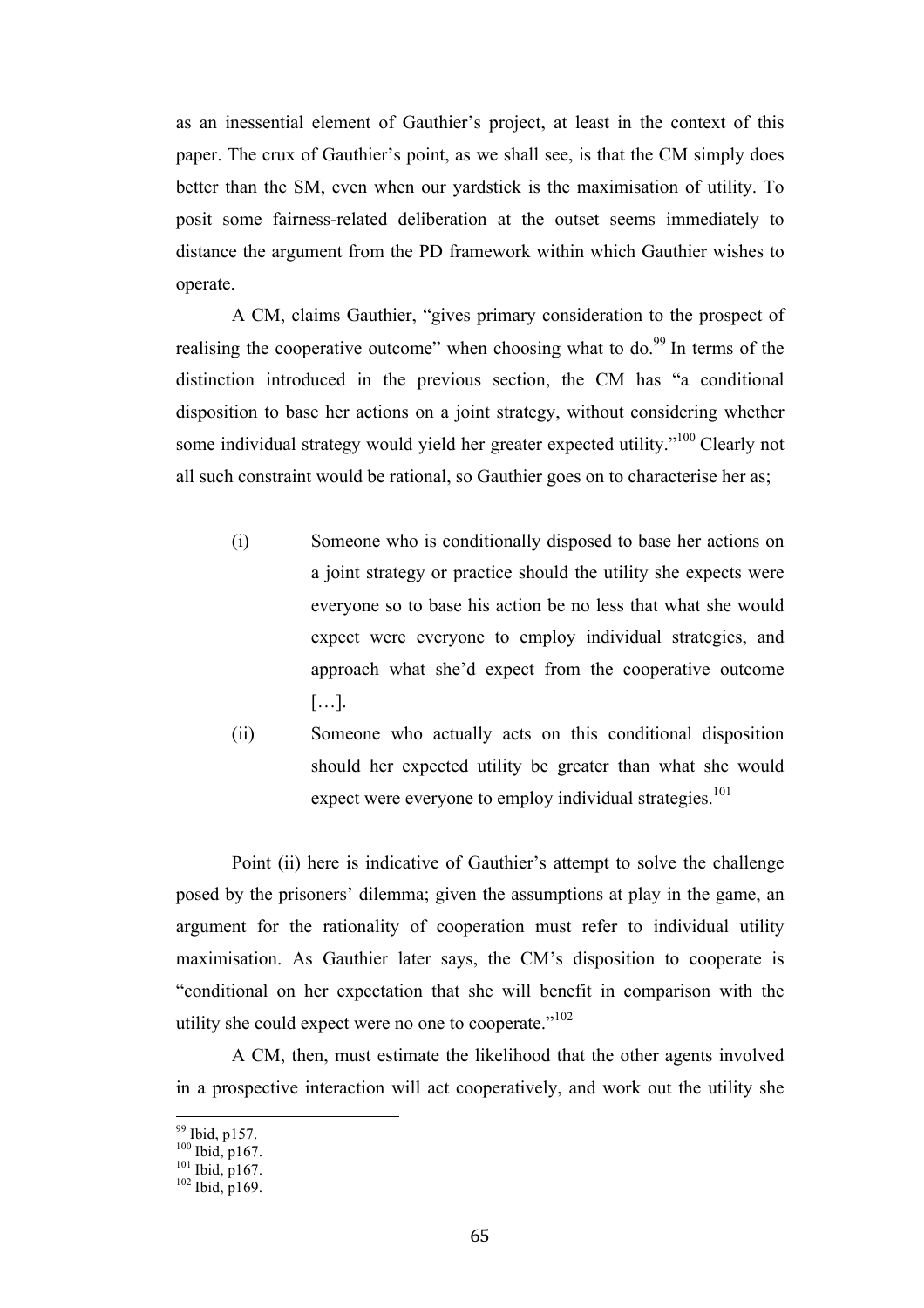as an inessential element of Gauthier's project, at least in the context of this paper. The crux of Gauthier's point, as we shall see, is that the CM simply does better than the SM, even when our yardstick is the maximisation of utility. To posit some fairness-related deliberation at the outset seems immediately to distance the argument from the PD framework within which Gauthier wishes to operate.

A CM, claims Gauthier, "gives primary consideration to the prospect of realising the cooperative outcome" when choosing what to do.[99] In terms of the distinction introduced in the previous section, the CM has "a conditional disposition to base her actions on a joint strategy, without considering whether some individual strategy would yield her greater expected utility."[100] Clearly not all such constraint would be rational, so Gauthier goes on to characterise her as;

(i) Someone who is conditionally disposed to base her actions on a joint strategy or practice should the utility she expects were everyone so to base his action be no less that what she would expect were everyone to employ individual strategies, and approach what she'd expect from the cooperative outcome […].

(ii) Someone who actually acts on this conditional disposition should her expected utility be greater than what she would expect were everyone to employ individual strategies.[101]

Point (ii) here is indicative of Gauthier's attempt to solve the challenge posed by the prisoners' dilemma; given the assumptions at play in the game, an argument for the rationality of cooperation must refer to individual utility maximisation. As Gauthier later says, the CM's disposition to cooperate is "conditional on her expectation that she will benefit in comparison with the utility she could expect were no one to cooperate."[102]

A CM, then, must estimate the likelihood that the other agents involved in a prospective interaction will act cooperatively, and work out the utility she

---

[99] Ibid, p157.
[100] Ibid, p167.
[101] Ibid, p167.
[102] Ibid, p169.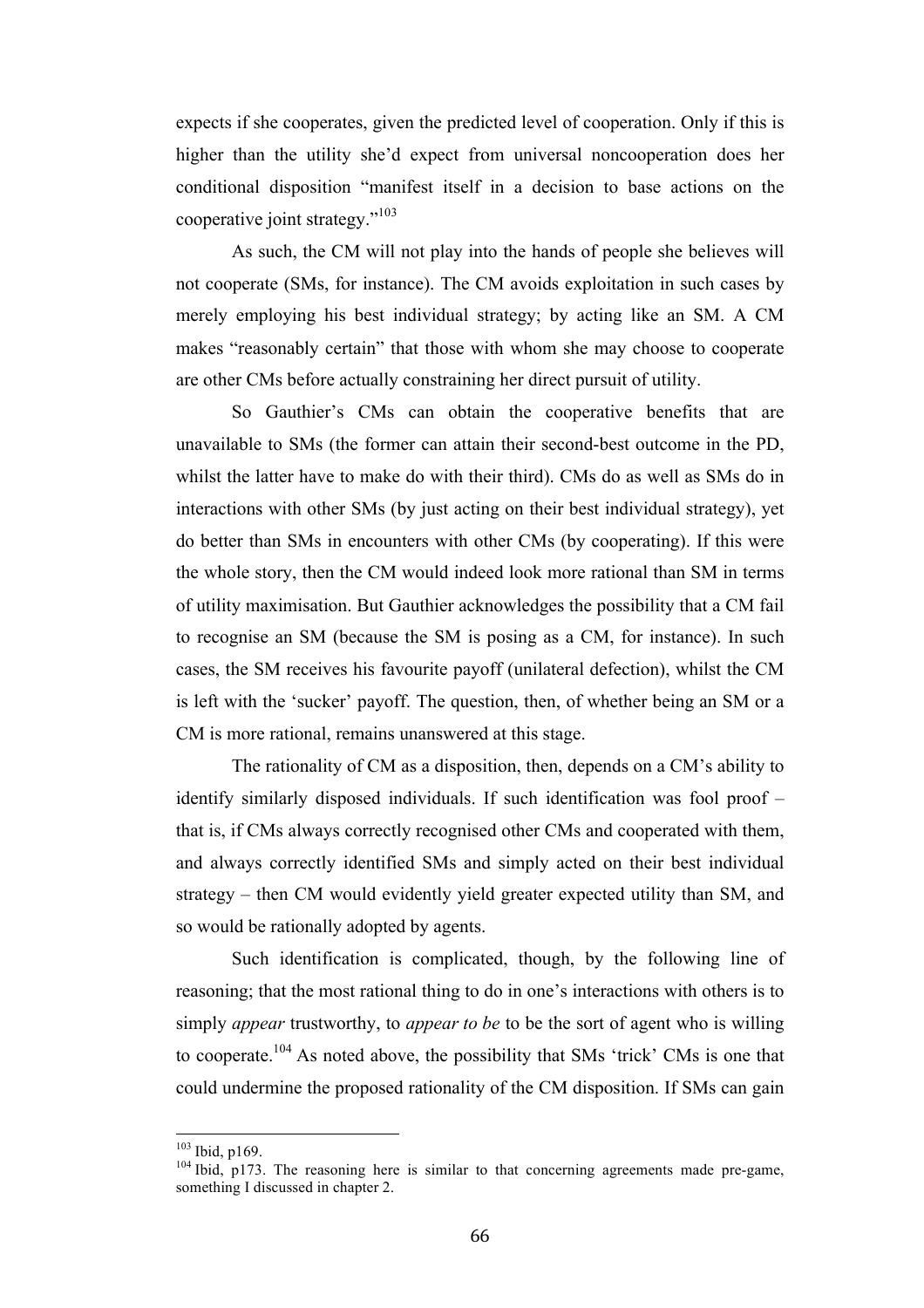expects if she cooperates, given the predicted level of cooperation. Only if this is higher than the utility she'd expect from universal noncooperation does her conditional disposition "manifest itself in a decision to base actions on the cooperative joint strategy."[103]

As such, the CM will not play into the hands of people she believes will not cooperate (SMs, for instance). The CM avoids exploitation in such cases by merely employing his best individual strategy; by acting like an SM. A CM makes "reasonably certain" that those with whom she may choose to cooperate are other CMs before actually constraining her direct pursuit of utility.

So Gauthier's CMs can obtain the cooperative benefits that are unavailable to SMs (the former can attain their second-best outcome in the PD, whilst the latter have to make do with their third). CMs do as well as SMs do in interactions with other SMs (by just acting on their best individual strategy), yet do better than SMs in encounters with other CMs (by cooperating). If this were the whole story, then the CM would indeed look more rational than SM in terms of utility maximisation. But Gauthier acknowledges the possibility that a CM fail to recognise an SM (because the SM is posing as a CM, for instance). In such cases, the SM receives his favourite payoff (unilateral defection), whilst the CM is left with the 'sucker' payoff. The question, then, of whether being an SM or a CM is more rational, remains unanswered at this stage.

The rationality of CM as a disposition, then, depends on a CM's ability to identify similarly disposed individuals. If such identification was fool proof – that is, if CMs always correctly recognised other CMs and cooperated with them, and always correctly identified SMs and simply acted on their best individual strategy – then CM would evidently yield greater expected utility than SM, and so would be rationally adopted by agents.

Such identification is complicated, though, by the following line of reasoning; that the most rational thing to do in one's interactions with others is to simply *appear* trustworthy, to *appear to be* to be the sort of agent who is willing to cooperate.[104] As noted above, the possibility that SMs 'trick' CMs is one that could undermine the proposed rationality of the CM disposition. If SMs can gain

---

[103] Ibid, p169.

[104] Ibid, p173. The reasoning here is similar to that concerning agreements made pre-game, something I discussed in chapter 2.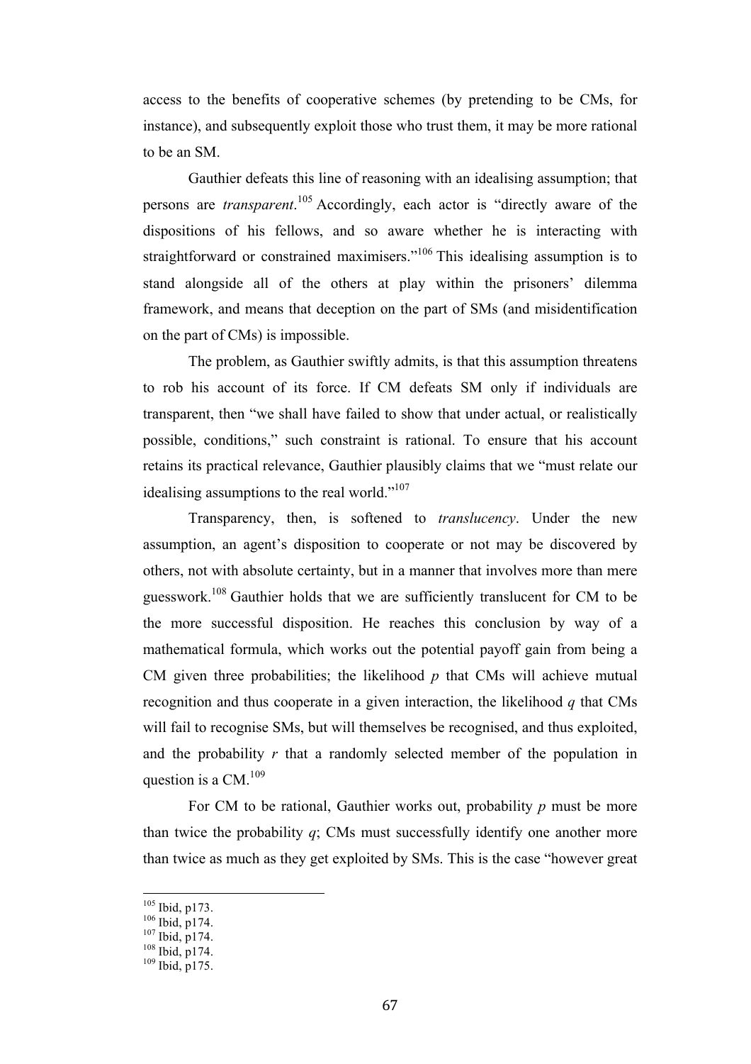access to the benefits of cooperative schemes (by pretending to be CMs, for instance), and subsequently exploit those who trust them, it may be more rational to be an SM.

Gauthier defeats this line of reasoning with an idealising assumption; that persons are *transparent*.[105] Accordingly, each actor is "directly aware of the dispositions of his fellows, and so aware whether he is interacting with straightforward or constrained maximisers."[106] This idealising assumption is to stand alongside all of the others at play within the prisoners' dilemma framework, and means that deception on the part of SMs (and misidentification on the part of CMs) is impossible.

The problem, as Gauthier swiftly admits, is that this assumption threatens to rob his account of its force. If CM defeats SM only if individuals are transparent, then "we shall have failed to show that under actual, or realistically possible, conditions," such constraint is rational. To ensure that his account retains its practical relevance, Gauthier plausibly claims that we "must relate our idealising assumptions to the real world."[107]

Transparency, then, is softened to *translucency*. Under the new assumption, an agent's disposition to cooperate or not may be discovered by others, not with absolute certainty, but in a manner that involves more than mere guesswork.[108] Gauthier holds that we are sufficiently translucent for CM to be the more successful disposition. He reaches this conclusion by way of a mathematical formula, which works out the potential payoff gain from being a CM given three probabilities; the likelihood $p$ that CMs will achieve mutual recognition and thus cooperate in a given interaction, the likelihood $q$ that CMs will fail to recognise SMs, but will themselves be recognised, and thus exploited, and the probability $r$ that a randomly selected member of the population in question is a CM.[109]

For CM to be rational, Gauthier works out, probability $p$ must be more than twice the probability $q$; CMs must successfully identify one another more than twice as much as they get exploited by SMs. This is the case "however great

---

[105] Ibid, p173.

[106] Ibid, p174.

[107] Ibid, p174.

[108] Ibid, p174.

[109] Ibid, p175.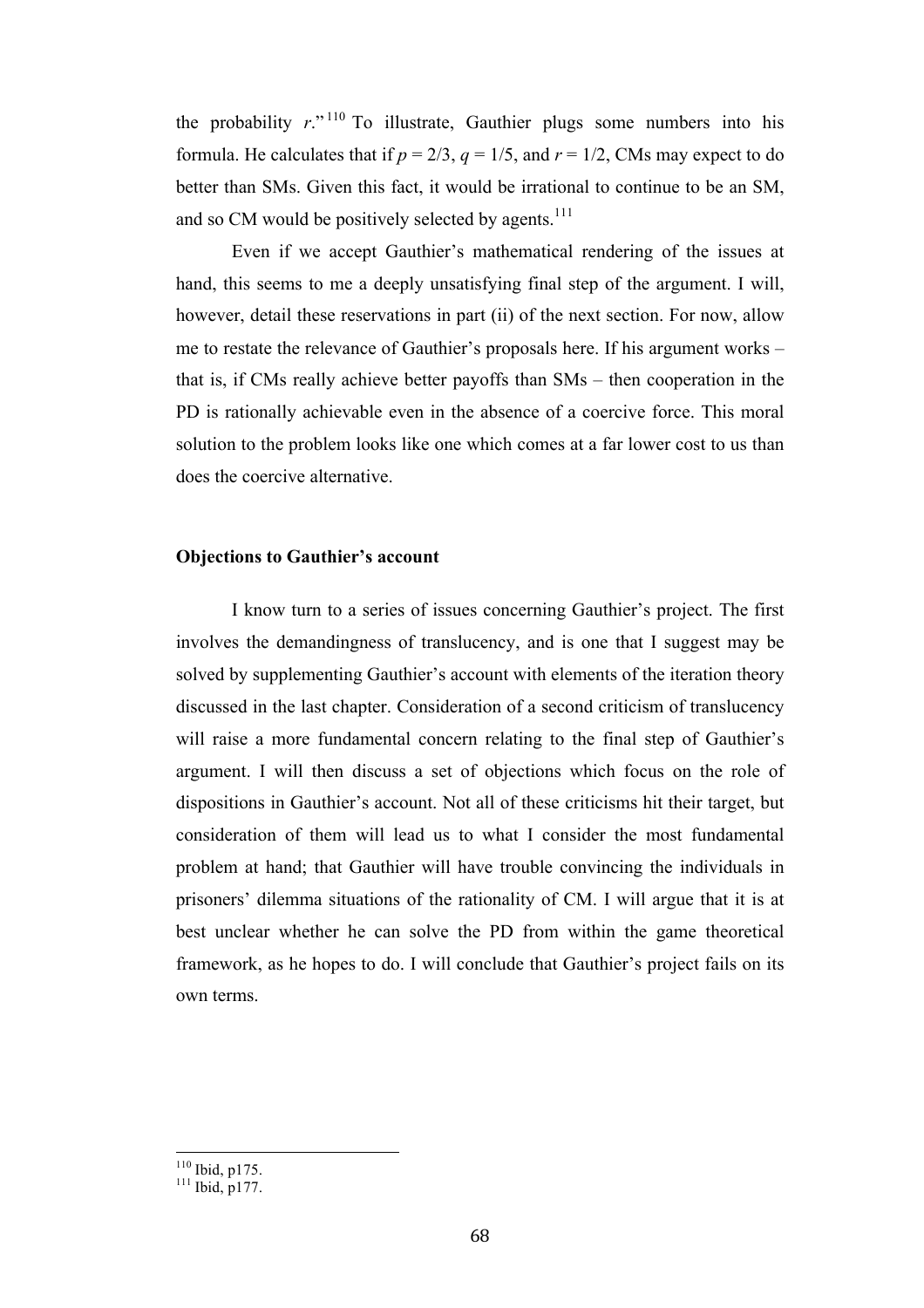the probability *r*."[110] To illustrate, Gauthier plugs some numbers into his formula. He calculates that if $p = 2/3$, $q = 1/5$, and $r = 1/2$, CMs may expect to do better than SMs. Given this fact, it would be irrational to continue to be an SM, and so CM would be positively selected by agents.[111]

Even if we accept Gauthier's mathematical rendering of the issues at hand, this seems to me a deeply unsatisfying final step of the argument. I will, however, detail these reservations in part (ii) of the next section. For now, allow me to restate the relevance of Gauthier's proposals here. If his argument works – that is, if CMs really achieve better payoffs than SMs – then cooperation in the PD is rationally achievable even in the absence of a coercive force. This moral solution to the problem looks like one which comes at a far lower cost to us than does the coercive alternative.

**Objections to Gauthier's account**

I know turn to a series of issues concerning Gauthier's project. The first involves the demandingness of translucency, and is one that I suggest may be solved by supplementing Gauthier's account with elements of the iteration theory discussed in the last chapter. Consideration of a second criticism of translucency will raise a more fundamental concern relating to the final step of Gauthier's argument. I will then discuss a set of objections which focus on the role of dispositions in Gauthier's account. Not all of these criticisms hit their target, but consideration of them will lead us to what I consider the most fundamental problem at hand; that Gauthier will have trouble convincing the individuals in prisoners' dilemma situations of the rationality of CM. I will argue that it is at best unclear whether he can solve the PD from within the game theoretical framework, as he hopes to do. I will conclude that Gauthier's project fails on its own terms.

---

[110] Ibid, p175.

[111] Ibid, p177.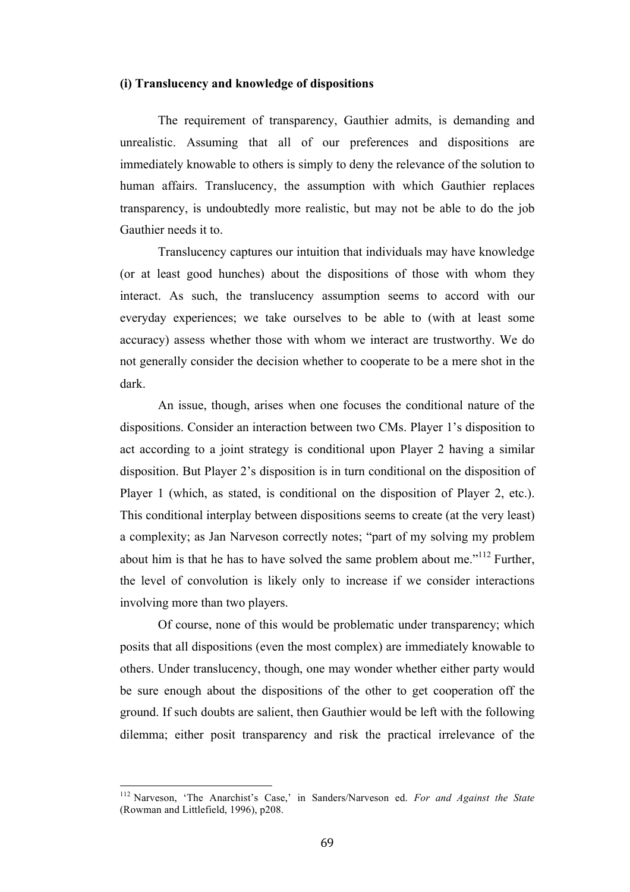### (i) Translucency and knowledge of dispositions

The requirement of transparency, Gauthier admits, is demanding and unrealistic. Assuming that all of our preferences and dispositions are immediately knowable to others is simply to deny the relevance of the solution to human affairs. Translucency, the assumption with which Gauthier replaces transparency, is undoubtedly more realistic, but may not be able to do the job Gauthier needs it to.

Translucency captures our intuition that individuals may have knowledge (or at least good hunches) about the dispositions of those with whom they interact. As such, the translucency assumption seems to accord with our everyday experiences; we take ourselves to be able to (with at least some accuracy) assess whether those with whom we interact are trustworthy. We do not generally consider the decision whether to cooperate to be a mere shot in the dark.

An issue, though, arises when one focuses the conditional nature of the dispositions. Consider an interaction between two CMs. Player 1's disposition to act according to a joint strategy is conditional upon Player 2 having a similar disposition. But Player 2's disposition is in turn conditional on the disposition of Player 1 (which, as stated, is conditional on the disposition of Player 2, etc.). This conditional interplay between dispositions seems to create (at the very least) a complexity; as Jan Narveson correctly notes; "part of my solving my problem about him is that he has to have solved the same problem about me."[112] Further, the level of convolution is likely only to increase if we consider interactions involving more than two players.

Of course, none of this would be problematic under transparency; which posits that all dispositions (even the most complex) are immediately knowable to others. Under translucency, though, one may wonder whether either party would be sure enough about the dispositions of the other to get cooperation off the ground. If such doubts are salient, then Gauthier would be left with the following dilemma; either posit transparency and risk the practical irrelevance of the

---

[112] Narveson, 'The Anarchist's Case,' in Sanders/Narveson ed. *For and Against the State* (Rowman and Littlefield, 1996), p208.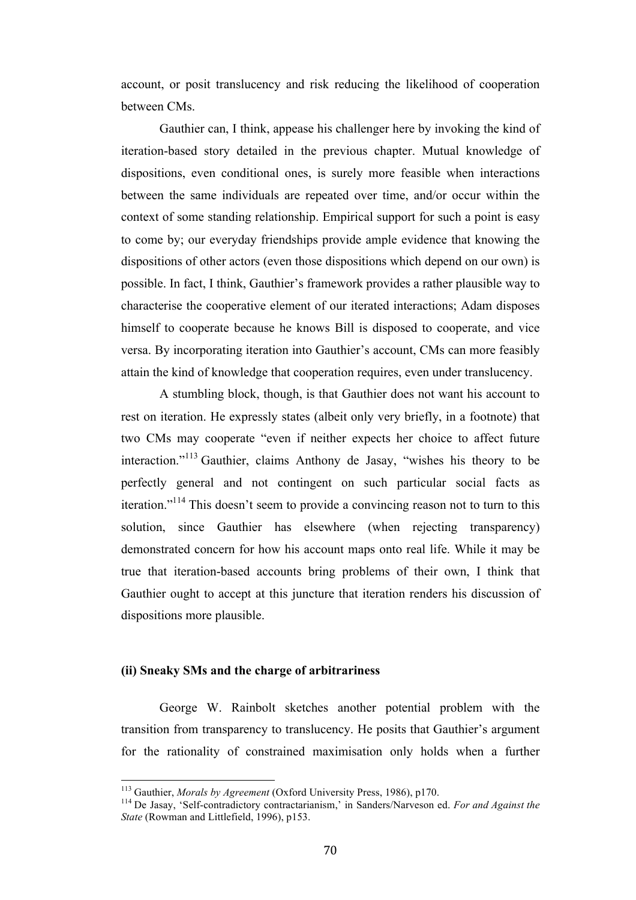account, or posit translucency and risk reducing the likelihood of cooperation between CMs.

Gauthier can, I think, appease his challenger here by invoking the kind of iteration-based story detailed in the previous chapter. Mutual knowledge of dispositions, even conditional ones, is surely more feasible when interactions between the same individuals are repeated over time, and/or occur within the context of some standing relationship. Empirical support for such a point is easy to come by; our everyday friendships provide ample evidence that knowing the dispositions of other actors (even those dispositions which depend on our own) is possible. In fact, I think, Gauthier's framework provides a rather plausible way to characterise the cooperative element of our iterated interactions; Adam disposes himself to cooperate because he knows Bill is disposed to cooperate, and vice versa. By incorporating iteration into Gauthier's account, CMs can more feasibly attain the kind of knowledge that cooperation requires, even under translucency.

A stumbling block, though, is that Gauthier does not want his account to rest on iteration. He expressly states (albeit only very briefly, in a footnote) that two CMs may cooperate "even if neither expects her choice to affect future interaction."[113] Gauthier, claims Anthony de Jasay, "wishes his theory to be perfectly general and not contingent on such particular social facts as iteration."[114] This doesn't seem to provide a convincing reason not to turn to this solution, since Gauthier has elsewhere (when rejecting transparency) demonstrated concern for how his account maps onto real life. While it may be true that iteration-based accounts bring problems of their own, I think that Gauthier ought to accept at this juncture that iteration renders his discussion of dispositions more plausible.

### (ii) Sneaky SMs and the charge of arbitrariness

George W. Rainbolt sketches another potential problem with the transition from transparency to translucency. He posits that Gauthier's argument for the rationality of constrained maximisation only holds when a further

---

[113] Gauthier, *Morals by Agreement* (Oxford University Press, 1986), p170.

[114] De Jasay, 'Self-contradictory contractarianism,' in Sanders/Narveson ed. *For and Against the State* (Rowman and Littlefield, 1996), p153.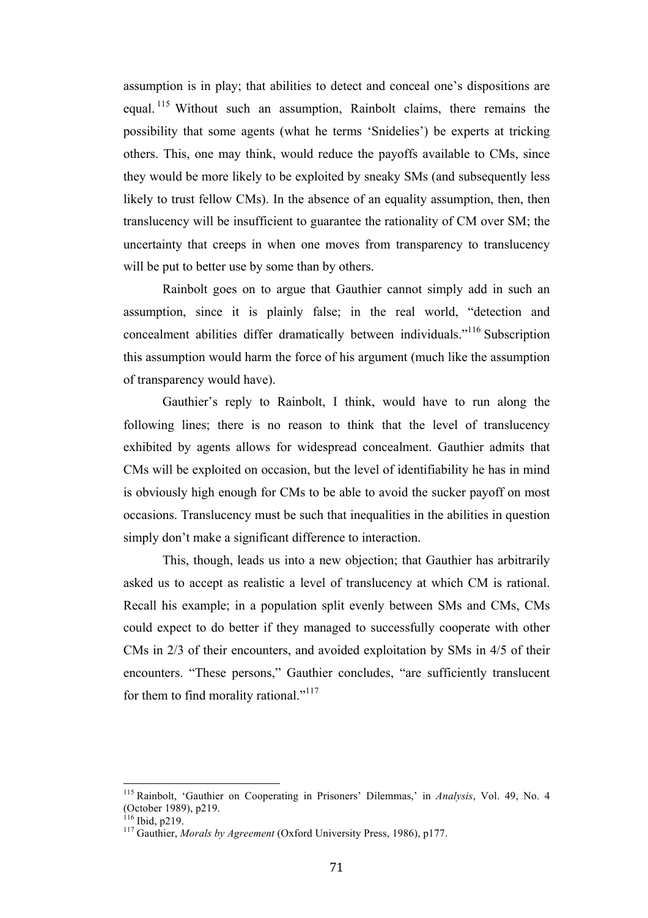assumption is in play; that abilities to detect and conceal one's dispositions are equal.[115] Without such an assumption, Rainbolt claims, there remains the possibility that some agents (what he terms 'Snidelies') be experts at tricking others. This, one may think, would reduce the payoffs available to CMs, since they would be more likely to be exploited by sneaky SMs (and subsequently less likely to trust fellow CMs). In the absence of an equality assumption, then, then translucency will be insufficient to guarantee the rationality of CM over SM; the uncertainty that creeps in when one moves from transparency to translucency will be put to better use by some than by others.

Rainbolt goes on to argue that Gauthier cannot simply add in such an assumption, since it is plainly false; in the real world, "detection and concealment abilities differ dramatically between individuals."[116] Subscription this assumption would harm the force of his argument (much like the assumption of transparency would have).

Gauthier's reply to Rainbolt, I think, would have to run along the following lines; there is no reason to think that the level of translucency exhibited by agents allows for widespread concealment. Gauthier admits that CMs will be exploited on occasion, but the level of identifiability he has in mind is obviously high enough for CMs to be able to avoid the sucker payoff on most occasions. Translucency must be such that inequalities in the abilities in question simply don't make a significant difference to interaction.

This, though, leads us into a new objection; that Gauthier has arbitrarily asked us to accept as realistic a level of translucency at which CM is rational. Recall his example; in a population split evenly between SMs and CMs, CMs could expect to do better if they managed to successfully cooperate with other CMs in 2/3 of their encounters, and avoided exploitation by SMs in 4/5 of their encounters. "These persons," Gauthier concludes, "are sufficiently translucent for them to find morality rational."[117]

---

[115] Rainbolt, 'Gauthier on Cooperating in Prisoners' Dilemmas,' in *Analysis*, Vol. 49, No. 4 (October 1989), p219.

[116] Ibid, p219.

[117] Gauthier, *Morals by Agreement* (Oxford University Press, 1986), p177.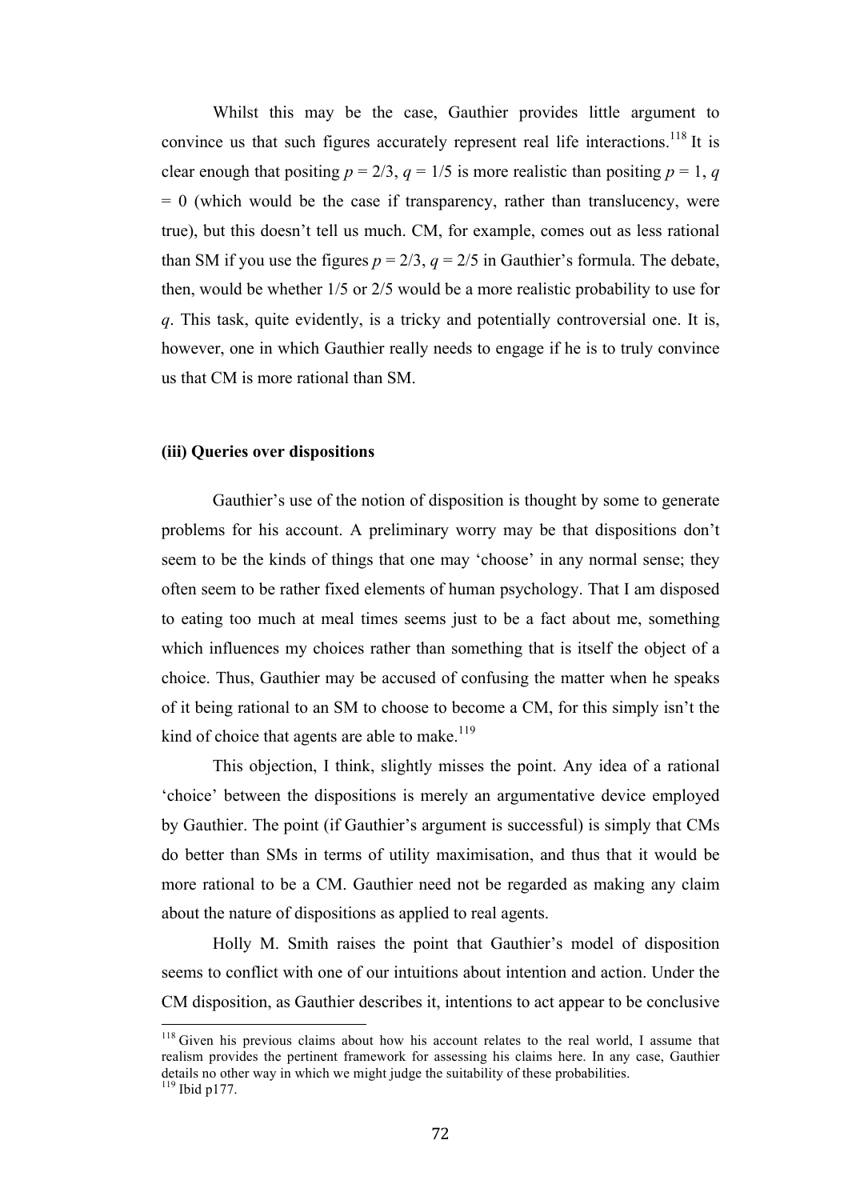Whilst this may be the case, Gauthier provides little argument to convince us that such figures accurately represent real life interactions.[118] It is clear enough that positing $p = 2/3$, $q = 1/5$ is more realistic than positing $p = 1$, $q = 0$ (which would be the case if transparency, rather than translucency, were true), but this doesn't tell us much. CM, for example, comes out as less rational than SM if you use the figures $p = 2/3$, $q = 2/5$ in Gauthier's formula. The debate, then, would be whether 1/5 or 2/5 would be a more realistic probability to use for $q$. This task, quite evidently, is a tricky and potentially controversial one. It is, however, one in which Gauthier really needs to engage if he is to truly convince us that CM is more rational than SM.

### (iii) Queries over dispositions

Gauthier's use of the notion of disposition is thought by some to generate problems for his account. A preliminary worry may be that dispositions don't seem to be the kinds of things that one may 'choose' in any normal sense; they often seem to be rather fixed elements of human psychology. That I am disposed to eating too much at meal times seems just to be a fact about me, something which influences my choices rather than something that is itself the object of a choice. Thus, Gauthier may be accused of confusing the matter when he speaks of it being rational to an SM to choose to become a CM, for this simply isn't the kind of choice that agents are able to make.[119]

This objection, I think, slightly misses the point. Any idea of a rational 'choice' between the dispositions is merely an argumentative device employed by Gauthier. The point (if Gauthier's argument is successful) is simply that CMs do better than SMs in terms of utility maximisation, and thus that it would be more rational to be a CM. Gauthier need not be regarded as making any claim about the nature of dispositions as applied to real agents.

Holly M. Smith raises the point that Gauthier's model of disposition seems to conflict with one of our intuitions about intention and action. Under the CM disposition, as Gauthier describes it, intentions to act appear to be conclusive

---

[118] Given his previous claims about how his account relates to the real world, I assume that realism provides the pertinent framework for assessing his claims here. In any case, Gauthier details no other way in which we might judge the suitability of these probabilities.

[119] Ibid p177.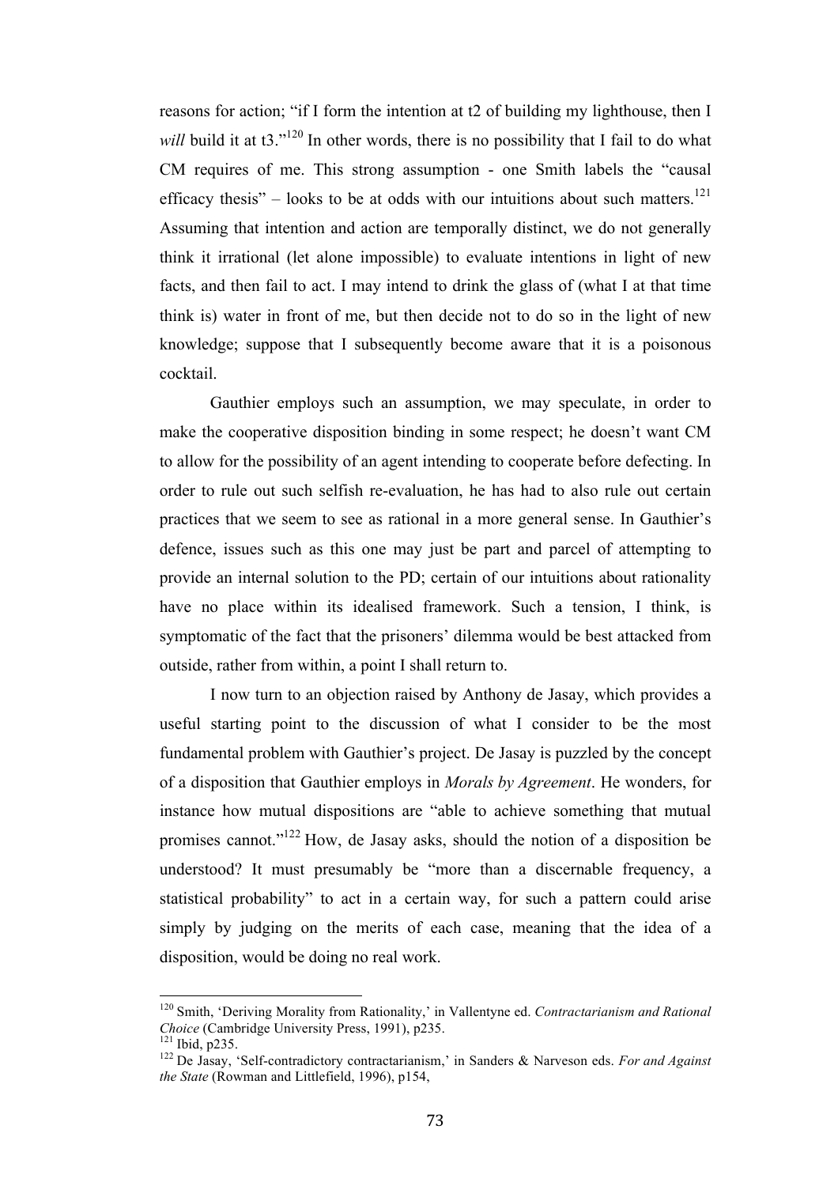reasons for action; "if I form the intention at t2 of building my lighthouse, then I *will* build it at t3."[120] In other words, there is no possibility that I fail to do what CM requires of me. This strong assumption - one Smith labels the "causal efficacy thesis" – looks to be at odds with our intuitions about such matters.[121] Assuming that intention and action are temporally distinct, we do not generally think it irrational (let alone impossible) to evaluate intentions in light of new facts, and then fail to act. I may intend to drink the glass of (what I at that time think is) water in front of me, but then decide not to do so in the light of new knowledge; suppose that I subsequently become aware that it is a poisonous cocktail.

Gauthier employs such an assumption, we may speculate, in order to make the cooperative disposition binding in some respect; he doesn't want CM to allow for the possibility of an agent intending to cooperate before defecting. In order to rule out such selfish re-evaluation, he has had to also rule out certain practices that we seem to see as rational in a more general sense. In Gauthier's defence, issues such as this one may just be part and parcel of attempting to provide an internal solution to the PD; certain of our intuitions about rationality have no place within its idealised framework. Such a tension, I think, is symptomatic of the fact that the prisoners' dilemma would be best attacked from outside, rather from within, a point I shall return to.

I now turn to an objection raised by Anthony de Jasay, which provides a useful starting point to the discussion of what I consider to be the most fundamental problem with Gauthier's project. De Jasay is puzzled by the concept of a disposition that Gauthier employs in *Morals by Agreement*. He wonders, for instance how mutual dispositions are "able to achieve something that mutual promises cannot."[122] How, de Jasay asks, should the notion of a disposition be understood? It must presumably be "more than a discernable frequency, a statistical probability" to act in a certain way, for such a pattern could arise simply by judging on the merits of each case, meaning that the idea of a disposition, would be doing no real work.

---

[120] Smith, 'Deriving Morality from Rationality,' in Vallentyne ed. *Contractarianism and Rational Choice* (Cambridge University Press, 1991), p235.

[121] Ibid, p235.

[122] De Jasay, 'Self-contradictory contractarianism,' in Sanders & Narveson eds. *For and Against the State* (Rowman and Littlefield, 1996), p154,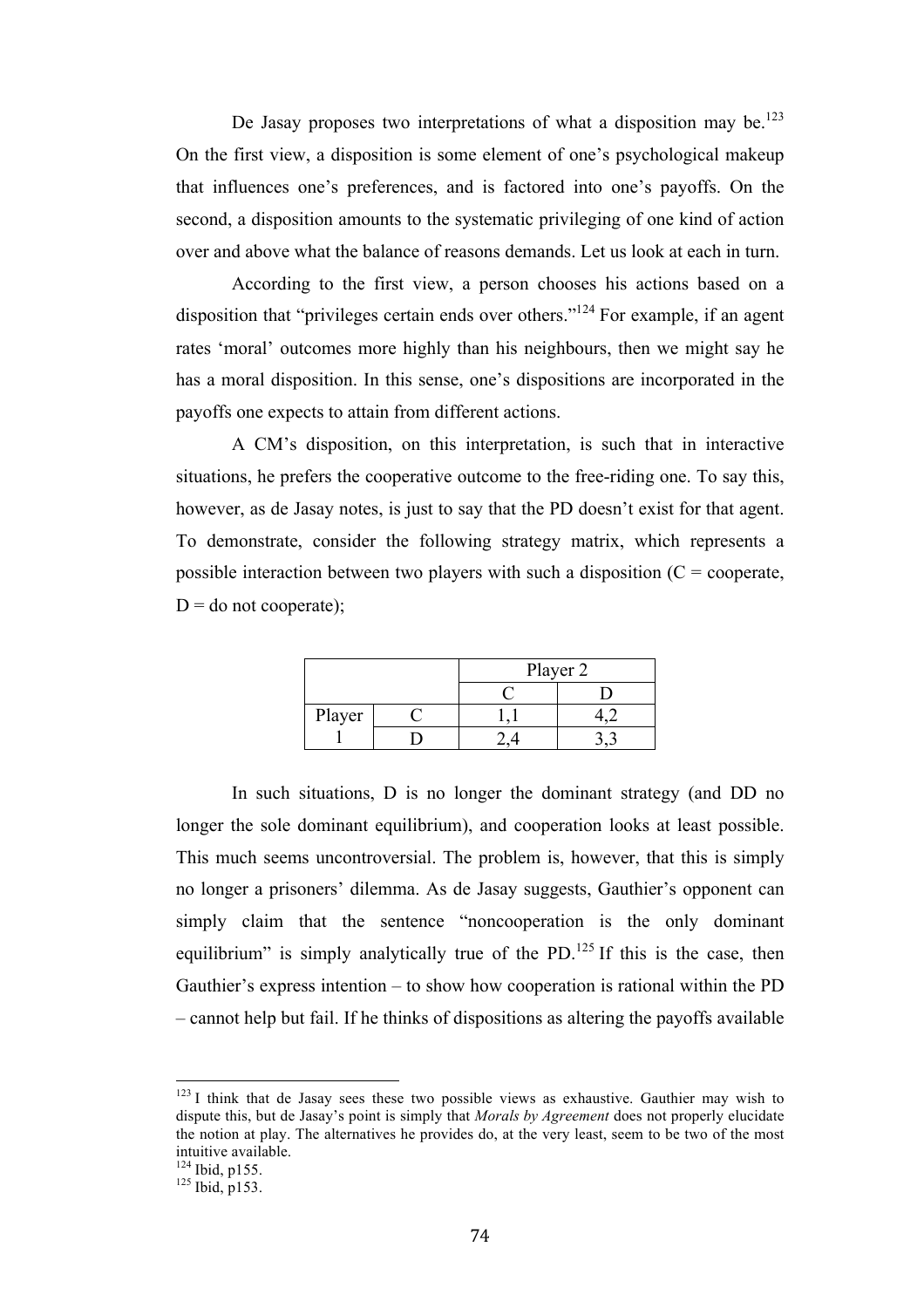De Jasay proposes two interpretations of what a disposition may be.[123] On the first view, a disposition is some element of one's psychological makeup that influences one's preferences, and is factored into one's payoffs. On the second, a disposition amounts to the systematic privileging of one kind of action over and above what the balance of reasons demands. Let us look at each in turn.

According to the first view, a person chooses his actions based on a disposition that "privileges certain ends over others."[124] For example, if an agent rates 'moral' outcomes more highly than his neighbours, then we might say he has a moral disposition. In this sense, one's dispositions are incorporated in the payoffs one expects to attain from different actions.

A CM's disposition, on this interpretation, is such that in interactive situations, he prefers the cooperative outcome to the free-riding one. To say this, however, as de Jasay notes, is just to say that the PD doesn't exist for that agent. To demonstrate, consider the following strategy matrix, which represents a possible interaction between two players with such a disposition (C = cooperate, D = do not cooperate);

| | | Player 2 | |
|---|---|---|---|
| | | C | D |
| Player 1 | C | 1,1 | 4,2 |
| | D | 2,4 | 3,3 |

In such situations, D is no longer the dominant strategy (and DD no longer the sole dominant equilibrium), and cooperation looks at least possible. This much seems uncontroversial. The problem is, however, that this is simply no longer a prisoners' dilemma. As de Jasay suggests, Gauthier's opponent can simply claim that the sentence "noncooperation is the only dominant equilibrium" is simply analytically true of the PD.[125] If this is the case, then Gauthier's express intention – to show how cooperation is rational within the PD – cannot help but fail. If he thinks of dispositions as altering the payoffs available

---

[123] I think that de Jasay sees these two possible views as exhaustive. Gauthier may wish to dispute this, but de Jasay's point is simply that *Morals by Agreement* does not properly elucidate the notion at play. The alternatives he provides do, at the very least, seem to be two of the most intuitive available.

[124] Ibid, p155.

[125] Ibid, p153.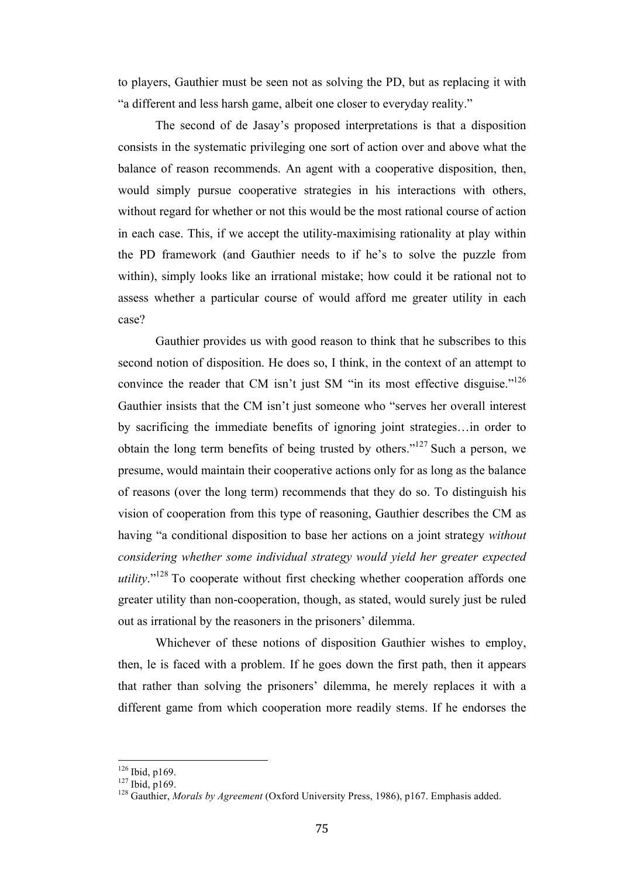to players, Gauthier must be seen not as solving the PD, but as replacing it with "a different and less harsh game, albeit one closer to everyday reality."

The second of de Jasay's proposed interpretations is that a disposition consists in the systematic privileging one sort of action over and above what the balance of reason recommends. An agent with a cooperative disposition, then, would simply pursue cooperative strategies in his interactions with others, without regard for whether or not this would be the most rational course of action in each case. This, if we accept the utility-maximising rationality at play within the PD framework (and Gauthier needs to if he's to solve the puzzle from within), simply looks like an irrational mistake; how could it be rational not to assess whether a particular course of would afford me greater utility in each case?

Gauthier provides us with good reason to think that he subscribes to this second notion of disposition. He does so, I think, in the context of an attempt to convince the reader that CM isn't just SM "in its most effective disguise."[126] Gauthier insists that the CM isn't just someone who "serves her overall interest by sacrificing the immediate benefits of ignoring joint strategies…in order to obtain the long term benefits of being trusted by others."[127] Such a person, we presume, would maintain their cooperative actions only for as long as the balance of reasons (over the long term) recommends that they do so. To distinguish his vision of cooperation from this type of reasoning, Gauthier describes the CM as having "a conditional disposition to base her actions on a joint strategy *without considering whether some individual strategy would yield her greater expected utility*."[128] To cooperate without first checking whether cooperation affords one greater utility than non-cooperation, though, as stated, would surely just be ruled out as irrational by the reasoners in the prisoners' dilemma.

Whichever of these notions of disposition Gauthier wishes to employ, then, le is faced with a problem. If he goes down the first path, then it appears that rather than solving the prisoners' dilemma, he merely replaces it with a different game from which cooperation more readily stems. If he endorses the

---

[126] Ibid, p169.
[127] Ibid, p169.
[128] Gauthier, *Morals by Agreement* (Oxford University Press, 1986), p167. Emphasis added.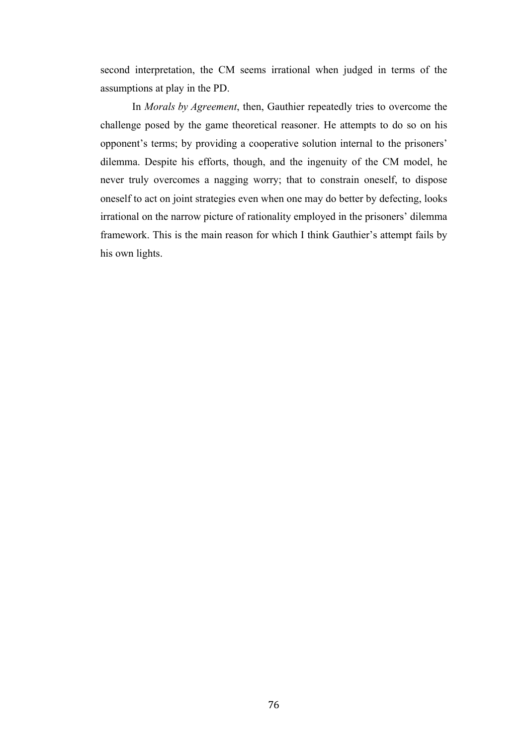second interpretation, the CM seems irrational when judged in terms of the assumptions at play in the PD.

In *Morals by Agreement*, then, Gauthier repeatedly tries to overcome the challenge posed by the game theoretical reasoner. He attempts to do so on his opponent's terms; by providing a cooperative solution internal to the prisoners' dilemma. Despite his efforts, though, and the ingenuity of the CM model, he never truly overcomes a nagging worry; that to constrain oneself, to dispose oneself to act on joint strategies even when one may do better by defecting, looks irrational on the narrow picture of rationality employed in the prisoners' dilemma framework. This is the main reason for which I think Gauthier's attempt fails by his own lights.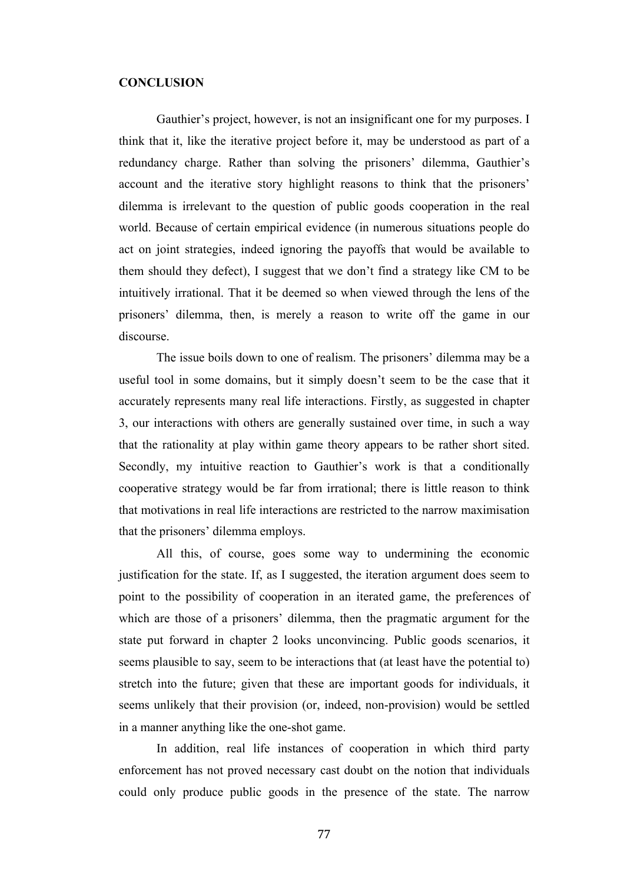**CONCLUSION**

Gauthier's project, however, is not an insignificant one for my purposes. I think that it, like the iterative project before it, may be understood as part of a redundancy charge. Rather than solving the prisoners' dilemma, Gauthier's account and the iterative story highlight reasons to think that the prisoners' dilemma is irrelevant to the question of public goods cooperation in the real world. Because of certain empirical evidence (in numerous situations people do act on joint strategies, indeed ignoring the payoffs that would be available to them should they defect), I suggest that we don't find a strategy like CM to be intuitively irrational. That it be deemed so when viewed through the lens of the prisoners' dilemma, then, is merely a reason to write off the game in our discourse.

The issue boils down to one of realism. The prisoners' dilemma may be a useful tool in some domains, but it simply doesn't seem to be the case that it accurately represents many real life interactions. Firstly, as suggested in chapter 3, our interactions with others are generally sustained over time, in such a way that the rationality at play within game theory appears to be rather short sited. Secondly, my intuitive reaction to Gauthier's work is that a conditionally cooperative strategy would be far from irrational; there is little reason to think that motivations in real life interactions are restricted to the narrow maximisation that the prisoners' dilemma employs.

All this, of course, goes some way to undermining the economic justification for the state. If, as I suggested, the iteration argument does seem to point to the possibility of cooperation in an iterated game, the preferences of which are those of a prisoners' dilemma, then the pragmatic argument for the state put forward in chapter 2 looks unconvincing. Public goods scenarios, it seems plausible to say, seem to be interactions that (at least have the potential to) stretch into the future; given that these are important goods for individuals, it seems unlikely that their provision (or, indeed, non-provision) would be settled in a manner anything like the one-shot game.

In addition, real life instances of cooperation in which third party enforcement has not proved necessary cast doubt on the notion that individuals could only produce public goods in the presence of the state. The narrow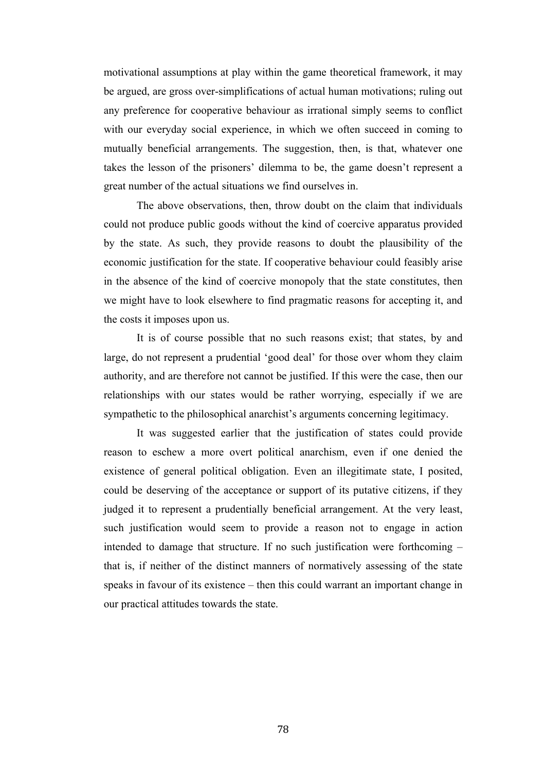motivational assumptions at play within the game theoretical framework, it may be argued, are gross over-simplifications of actual human motivations; ruling out any preference for cooperative behaviour as irrational simply seems to conflict with our everyday social experience, in which we often succeed in coming to mutually beneficial arrangements. The suggestion, then, is that, whatever one takes the lesson of the prisoners' dilemma to be, the game doesn't represent a great number of the actual situations we find ourselves in.

The above observations, then, throw doubt on the claim that individuals could not produce public goods without the kind of coercive apparatus provided by the state. As such, they provide reasons to doubt the plausibility of the economic justification for the state. If cooperative behaviour could feasibly arise in the absence of the kind of coercive monopoly that the state constitutes, then we might have to look elsewhere to find pragmatic reasons for accepting it, and the costs it imposes upon us.

It is of course possible that no such reasons exist; that states, by and large, do not represent a prudential 'good deal' for those over whom they claim authority, and are therefore not cannot be justified. If this were the case, then our relationships with our states would be rather worrying, especially if we are sympathetic to the philosophical anarchist's arguments concerning legitimacy.

It was suggested earlier that the justification of states could provide reason to eschew a more overt political anarchism, even if one denied the existence of general political obligation. Even an illegitimate state, I posited, could be deserving of the acceptance or support of its putative citizens, if they judged it to represent a prudentially beneficial arrangement. At the very least, such justification would seem to provide a reason not to engage in action intended to damage that structure. If no such justification were forthcoming – that is, if neither of the distinct manners of normatively assessing of the state speaks in favour of its existence – then this could warrant an important change in our practical attitudes towards the state.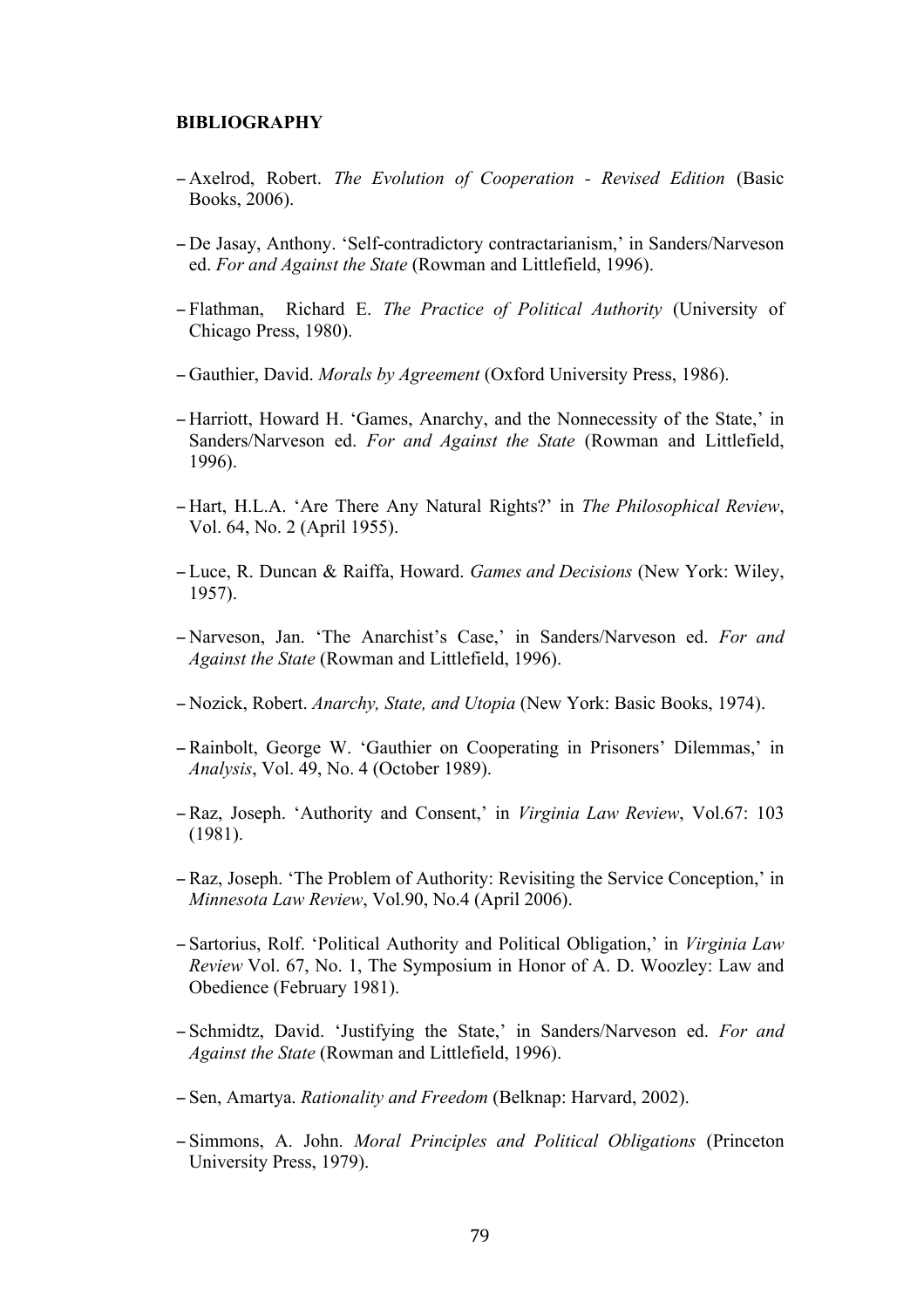**BIBLIOGRAPHY**

- Axelrod, Robert. *The Evolution of Cooperation - Revised Edition* (Basic Books, 2006).
- De Jasay, Anthony. 'Self-contradictory contractarianism,' in Sanders/Narveson ed. *For and Against the State* (Rowman and Littlefield, 1996).
- Flathman, Richard E. *The Practice of Political Authority* (University of Chicago Press, 1980).
- Gauthier, David. *Morals by Agreement* (Oxford University Press, 1986).
- Harriott, Howard H. 'Games, Anarchy, and the Nonnecessity of the State,' in Sanders/Narveson ed. *For and Against the State* (Rowman and Littlefield, 1996).
- Hart, H.L.A. 'Are There Any Natural Rights?' in *The Philosophical Review*, Vol. 64, No. 2 (April 1955).
- Luce, R. Duncan & Raiffa, Howard. *Games and Decisions* (New York: Wiley, 1957).
- Narveson, Jan. 'The Anarchist's Case,' in Sanders/Narveson ed. *For and Against the State* (Rowman and Littlefield, 1996).
- Nozick, Robert. *Anarchy, State, and Utopia* (New York: Basic Books, 1974).
- Rainbolt, George W. 'Gauthier on Cooperating in Prisoners' Dilemmas,' in *Analysis*, Vol. 49, No. 4 (October 1989).
- Raz, Joseph. 'Authority and Consent,' in *Virginia Law Review*, Vol.67: 103 (1981).
- Raz, Joseph. 'The Problem of Authority: Revisiting the Service Conception,' in *Minnesota Law Review*, Vol.90, No.4 (April 2006).
- Sartorius, Rolf. 'Political Authority and Political Obligation,' in *Virginia Law Review* Vol. 67, No. 1, The Symposium in Honor of A. D. Woozley: Law and Obedience (February 1981).
- Schmidtz, David. 'Justifying the State,' in Sanders/Narveson ed. *For and Against the State* (Rowman and Littlefield, 1996).
- Sen, Amartya. *Rationality and Freedom* (Belknap: Harvard, 2002).
- Simmons, A. John. *Moral Principles and Political Obligations* (Princeton University Press, 1979).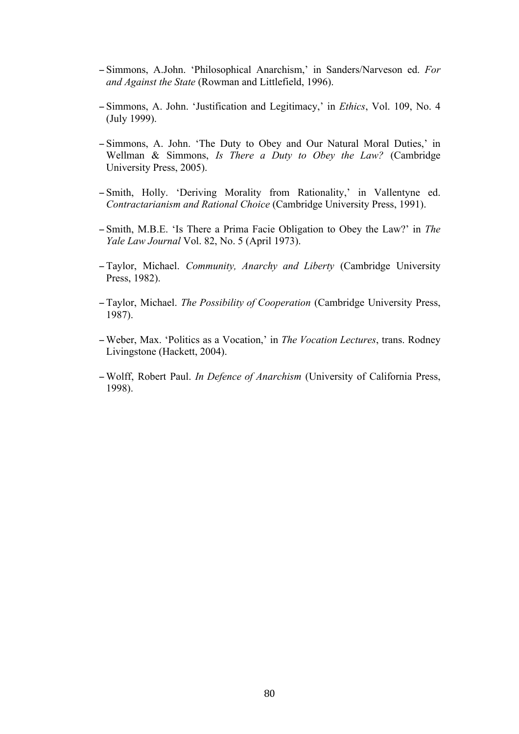- Simmons, A.John. 'Philosophical Anarchism,' in Sanders/Narveson ed. *For and Against the State* (Rowman and Littlefield, 1996).

- Simmons, A. John. 'Justification and Legitimacy,' in *Ethics*, Vol. 109, No. 4 (July 1999).

- Simmons, A. John. 'The Duty to Obey and Our Natural Moral Duties,' in Wellman & Simmons, *Is There a Duty to Obey the Law?* (Cambridge University Press, 2005).

- Smith, Holly. 'Deriving Morality from Rationality,' in Vallentyne ed. *Contractarianism and Rational Choice* (Cambridge University Press, 1991).

- Smith, M.B.E. 'Is There a Prima Facie Obligation to Obey the Law?' in *The Yale Law Journal* Vol. 82, No. 5 (April 1973).

- Taylor, Michael. *Community, Anarchy and Liberty* (Cambridge University Press, 1982).

- Taylor, Michael. *The Possibility of Cooperation* (Cambridge University Press, 1987).

- Weber, Max. 'Politics as a Vocation,' in *The Vocation Lectures*, trans. Rodney Livingstone (Hackett, 2004).

- Wolff, Robert Paul. *In Defence of Anarchism* (University of California Press, 1998).